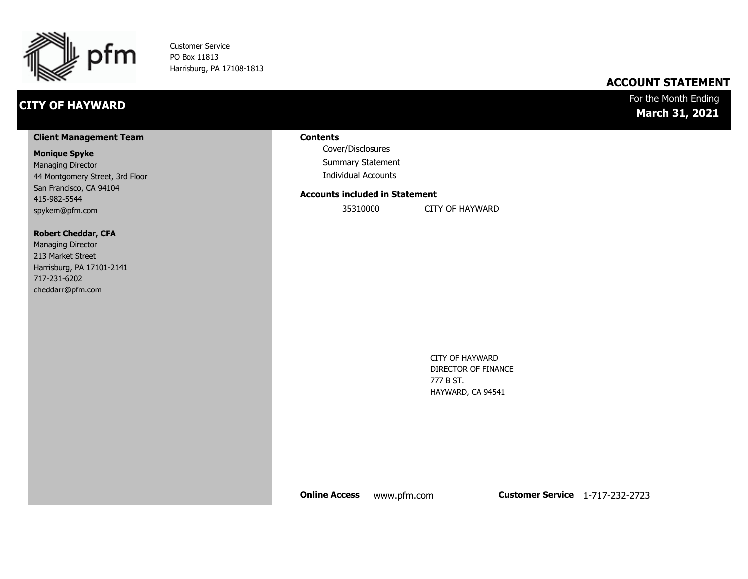pfm

Customer Service
PO Box 11813
Harrisburg, PA 17108-1813

# ACCOUNT STATEMENT

## CITY OF HAYWARD

For the Month Ending
**March 31, 2021**

### Client Management Team

**Monique Spyke**
Managing Director
44 Montgomery Street, 3rd Floor
San Francisco, CA 94104
415-982-5544
spykem@pfm.com

**Robert Cheddar, CFA**
Managing Director
213 Market Street
Harrisburg, PA 17101-2141
717-231-6202
cheddarr@pfm.com

### Contents

- Cover/Disclosures
- Summary Statement
- Individual Accounts

### Accounts included in Statement

| 35310000 | CITY OF HAYWARD |
|---|---|

CITY OF HAYWARD
DIRECTOR OF FINANCE
777 B ST.
HAYWARD, CA 94541

**Online Access** www.pfm.com **Customer Service** 1-717-232-2723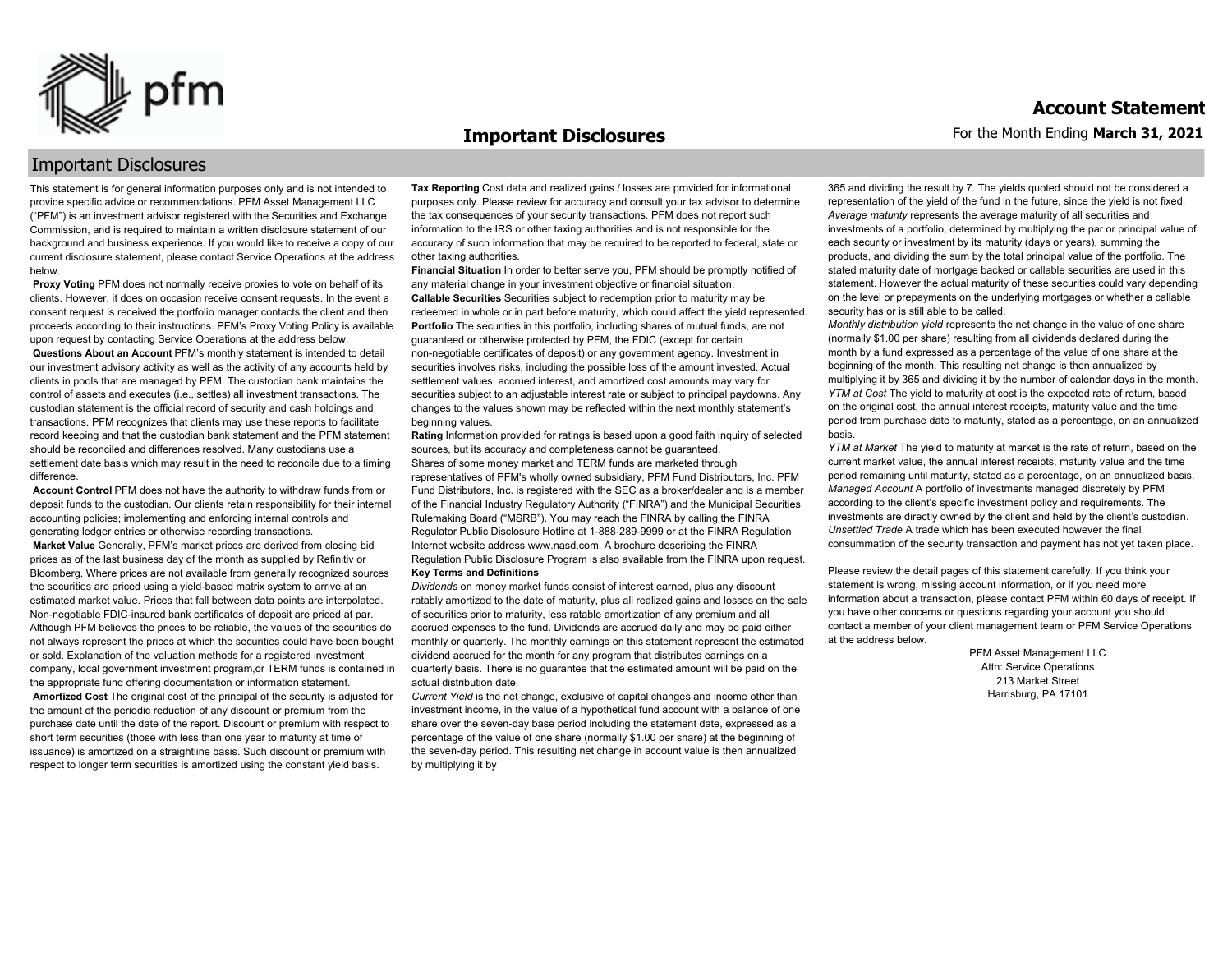# Important Disclosures

## Important Disclosures

This statement is for general information purposes only and is not intended to provide specific advice or recommendations. PFM Asset Management LLC ("PFM") is an investment advisor registered with the Securities and Exchange Commission, and is required to maintain a written disclosure statement of our background and business experience. If you would like to receive a copy of our current disclosure statement, please contact Service Operations at the address below.

**Proxy Voting** PFM does not normally receive proxies to vote on behalf of its clients. However, it does on occasion receive consent requests. In the event a consent request is received the portfolio manager contacts the client and then proceeds according to their instructions. PFM's Proxy Voting Policy is available upon request by contacting Service Operations at the address below.

**Questions About an Account** PFM's monthly statement is intended to detail our investment advisory activity as well as the activity of any accounts held by clients in pools that are managed by PFM. The custodian bank maintains the control of assets and executes (i.e., settles) all investment transactions. The custodian statement is the official record of security and cash holdings and transactions. PFM recognizes that clients may use these reports to facilitate record keeping and that the custodian bank statement and the PFM statement should be reconciled and differences resolved. Many custodians use a settlement date basis which may result in the need to reconcile due to a timing difference.

**Account Control** PFM does not have the authority to withdraw funds from or deposit funds to the custodian. Our clients retain responsibility for their internal accounting policies; implementing and enforcing internal controls and generating ledger entries or otherwise recording transactions.

**Market Value** Generally, PFM's market prices are derived from closing bid prices as of the last business day of the month as supplied by Refinitiv or Bloomberg. Where prices are not available from generally recognized sources the securities are priced using a yield-based matrix system to arrive at an estimated market value. Prices that fall between data points are interpolated. Non-negotiable FDIC-insured bank certificates of deposit are priced at par. Although PFM believes the prices to be reliable, the values of the securities do not always represent the prices at which the securities could have been bought or sold. Explanation of the valuation methods for a registered investment company, local government investment program,or TERM funds is contained in the appropriate fund offering documentation or information statement.

**Amortized Cost** The original cost of the principal of the security is adjusted for the amount of the periodic reduction of any discount or premium from the purchase date until the date of the report. Discount or premium with respect to short term securities (those with less than one year to maturity at time of issuance) is amortized on a straightline basis. Such discount or premium with respect to longer term securities is amortized using the constant yield basis.

**Tax Reporting** Cost data and realized gains / losses are provided for informational purposes only. Please review for accuracy and consult your tax advisor to determine the tax consequences of your security transactions. PFM does not report such information to the IRS or other taxing authorities and is not responsible for the accuracy of such information that may be required to be reported to federal, state or other taxing authorities.

**Financial Situation** In order to better serve you, PFM should be promptly notified of any material change in your investment objective or financial situation.

**Callable Securities** Securities subject to redemption prior to maturity may be redeemed in whole or in part before maturity, which could affect the yield represented.

**Portfolio** The securities in this portfolio, including shares of mutual funds, are not guaranteed or otherwise protected by PFM, the FDIC (except for certain non-negotiable certificates of deposit) or any government agency. Investment in securities involves risks, including the possible loss of the amount invested. Actual settlement values, accrued interest, and amortized cost amounts may vary for securities subject to an adjustable interest rate or subject to principal paydowns. Any changes to the values shown may be reflected within the next monthly statement's beginning values.

**Rating** Information provided for ratings is based upon a good faith inquiry of selected sources, but its accuracy and completeness cannot be guaranteed.

Shares of some money market and TERM funds are marketed through representatives of PFM's wholly owned subsidiary, PFM Fund Distributors, Inc. PFM Fund Distributors, Inc. is registered with the SEC as a broker/dealer and is a member of the Financial Industry Regulatory Authority ("FINRA") and the Municipal Securities Rulemaking Board ("MSRB"). You may reach the FINRA by calling the FINRA Regulator Public Disclosure Hotline at 1-888-289-9999 or at the FINRA Regulation Internet website address www.nasd.com. A brochure describing the FINRA Regulation Public Disclosure Program is also available from the FINRA upon request.

**Key Terms and Definitions**

*Dividends* on money market funds consist of interest earned, plus any discount ratably amortized to the date of maturity, plus all realized gains and losses on the sale of securities prior to maturity, less ratable amortization of any premium and all accrued expenses to the fund. Dividends are accrued daily and may be paid either monthly or quarterly. The monthly earnings on this statement represent the estimated dividend accrued for the month for any program that distributes earnings on a quarterly basis. There is no guarantee that the estimated amount will be paid on the actual distribution date.

*Current Yield* is the net change, exclusive of capital changes and income other than investment income, in the value of a hypothetical fund account with a balance of one share over the seven-day base period including the statement date, expressed as a percentage of the value of one share (normally $1.00 per share) at the beginning of the seven-day period. This resulting net change in account value is then annualized by multiplying it by 365 and dividing the result by 7. The yields quoted should not be considered a representation of the yield of the fund in the future, since the yield is not fixed.

*Average maturity* represents the average maturity of all securities and investments of a portfolio, determined by multiplying the par or principal value of each security or investment by its maturity (days or years), summing the products, and dividing the sum by the total principal value of the portfolio. The stated maturity date of mortgage backed or callable securities are used in this statement. However the actual maturity of these securities could vary depending on the level or prepayments on the underlying mortgages or whether a callable security has or is still able to be called.

*Monthly distribution yield* represents the net change in the value of one share (normally $1.00 per share) resulting from all dividends declared during the month by a fund expressed as a percentage of the value of one share at the beginning of the month. This resulting net change is then annualized by multiplying it by 365 and dividing it by the number of calendar days in the month.

*YTM at Cost* The yield to maturity at cost is the expected rate of return, based on the original cost, the annual interest receipts, maturity value and the time period from purchase date to maturity, stated as a percentage, on an annualized basis.

*YTM at Market* The yield to maturity at market is the rate of return, based on the current market value, the annual interest receipts, maturity value and the time period remaining until maturity, stated as a percentage, on an annualized basis.

*Managed Account* A portfolio of investments managed discretely by PFM according to the client's specific investment policy and requirements. The investments are directly owned by the client and held by the client's custodian.

*Unsettled Trade* A trade which has been executed however the final consummation of the security transaction and payment has not yet taken place.

Please review the detail pages of this statement carefully. If you think your statement is wrong, missing account information, or if you need more information about a transaction, please contact PFM within 60 days of receipt. If you have other concerns or questions regarding your account you should contact a member of your client management team or PFM Service Operations at the address below.

PFM Asset Management LLC
Attn: Service Operations
213 Market Street
Harrisburg, PA 17101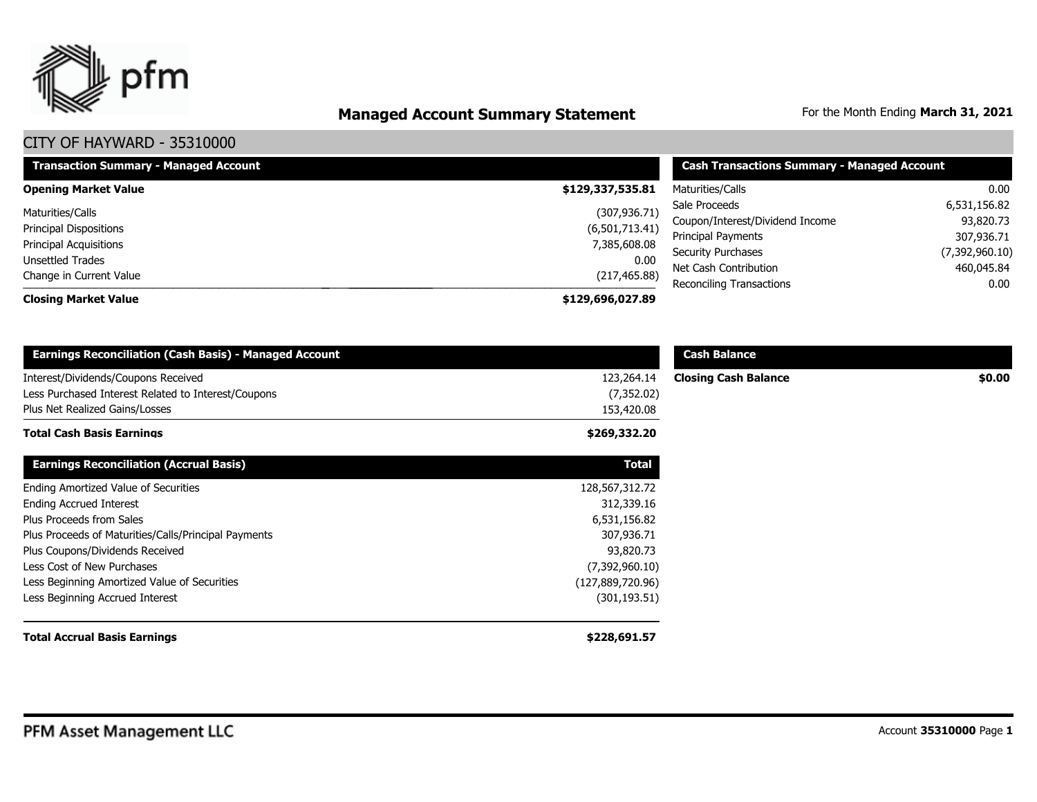# Managed Account Summary Statement

For the Month Ending **March 31, 2021**

## CITY OF HAYWARD - 35310000

| Transaction Summary - Managed Account | |
|---|---|
| **Opening Market Value** | **$129,337,535.81** |
| Maturities/Calls | (307,936.71) |
| Principal Dispositions | (6,501,713.41) |
| Principal Acquisitions | 7,385,608.08 |
| Unsettled Trades | 0.00 |
| Change in Current Value | (217,465.88) |
| **Closing Market Value** | **$129,696,027.89** |

| Cash Transactions Summary - Managed Account | |
|---|---|
| Maturities/Calls | 0.00 |
| Sale Proceeds | 6,531,156.82 |
| Coupon/Interest/Dividend Income | 93,820.73 |
| Principal Payments | 307,936.71 |
| Security Purchases | (7,392,960.10) |
| Net Cash Contribution | 460,045.84 |
| Reconciling Transactions | 0.00 |

| Earnings Reconciliation (Cash Basis) - Managed Account | |
|---|---|
| Interest/Dividends/Coupons Received | 123,264.14 |
| Less Purchased Interest Related to Interest/Coupons | (7,352.02) |
| Plus Net Realized Gains/Losses | 153,420.08 |
| **Total Cash Basis Earnings** | **$269,332.20** |

| Cash Balance | |
|---|---|
| **Closing Cash Balance** | **$0.00** |

| Earnings Reconciliation (Accrual Basis) | Total |
|---|---|
| Ending Amortized Value of Securities | 128,567,312.72 |
| Ending Accrued Interest | 312,339.16 |
| Plus Proceeds from Sales | 6,531,156.82 |
| Plus Proceeds of Maturities/Calls/Principal Payments | 307,936.71 |
| Plus Coupons/Dividends Received | 93,820.73 |
| Less Cost of New Purchases | (7,392,960.10) |
| Less Beginning Amortized Value of Securities | (127,889,720.96) |
| Less Beginning Accrued Interest | (301,193.51) |
| **Total Accrual Basis Earnings** | **$228,691.57** |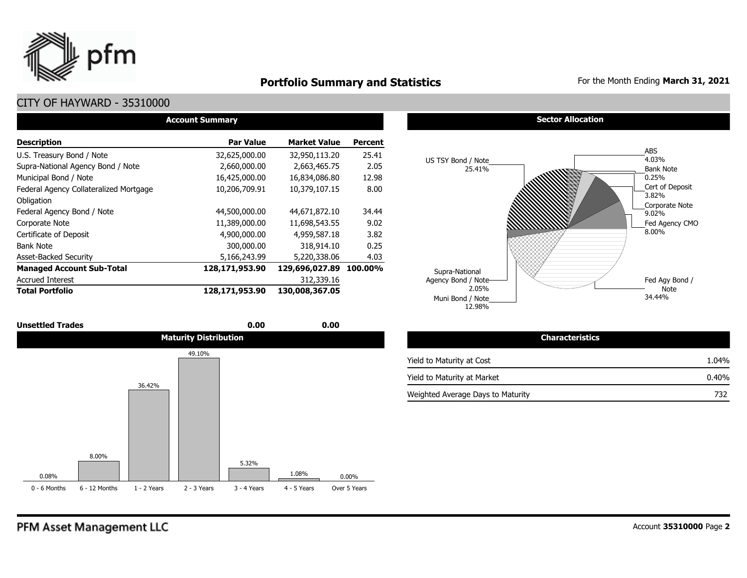# Portfolio Summary and Statistics

For the Month Ending **March 31, 2021**

## CITY OF HAYWARD - 35310000

### Account Summary

| Description | Par Value | Market Value | Percent |
|---|---|---|---|
| U.S. Treasury Bond / Note | 32,625,000.00 | 32,950,113.20 | 25.41 |
| Supra-National Agency Bond / Note | 2,660,000.00 | 2,663,465.75 | 2.05 |
| Municipal Bond / Note | 16,425,000.00 | 16,834,086.80 | 12.98 |
| Federal Agency Collateralized Mortgage Obligation | 10,206,709.91 | 10,379,107.15 | 8.00 |
| Federal Agency Bond / Note | 44,500,000.00 | 44,671,872.10 | 34.44 |
| Corporate Note | 11,389,000.00 | 11,698,543.55 | 9.02 |
| Certificate of Deposit | 4,900,000.00 | 4,959,587.18 | 3.82 |
| Bank Note | 300,000.00 | 318,914.10 | 0.25 |
| Asset-Backed Security | 5,166,243.99 | 5,220,338.06 | 4.03 |
| **Managed Account Sub-Total** | **128,171,953.90** | **129,696,027.89** | **100.00%** |
| Accrued Interest | | 312,339.16 | |
| **Total Portfolio** | **128,171,953.90** | **130,008,367.05** | |
| **Unsettled Trades** | **0.00** | **0.00** | |

### Sector Allocation

| Sector | Percent |
|---|---|
| US TSY Bond / Note | 25.41% |
| ABS | 4.03% |
| Bank Note | 0.25% |
| Cert of Deposit | 3.82% |
| Corporate Note | 9.02% |
| Fed Agency CMO | 8.00% |
| Fed Agy Bond / Note | 34.44% |
| Supra-National Agency Bond / Note | 2.05% |
| Muni Bond / Note | 12.98% |

### Maturity Distribution

| 0 - 6 Months | 6 - 12 Months | 1 - 2 Years | 2 - 3 Years | 3 - 4 Years | 4 - 5 Years | Over 5 Years |
|---|---|---|---|---|---|---|
| 0.08% | 8.00% | 36.42% | 49.10% | 5.32% | 1.08% | 0.00% |

### Characteristics

| | |
|---|---|
| Yield to Maturity at Cost | 1.04% |
| Yield to Maturity at Market | 0.40% |
| Weighted Average Days to Maturity | 732 |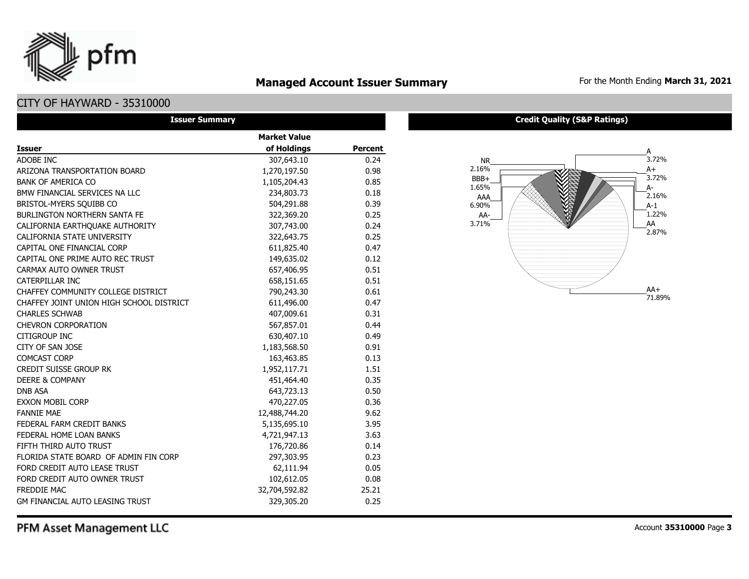# Managed Account Issuer Summary

For the Month Ending **March 31, 2021**

## CITY OF HAYWARD - 35310000

### Issuer Summary

| Issuer | Market Value of Holdings | Percent |
|---|---|---|
| ADOBE INC | 307,643.10 | 0.24 |
| ARIZONA TRANSPORTATION BOARD | 1,270,197.50 | 0.98 |
| BANK OF AMERICA CO | 1,105,204.43 | 0.85 |
| BMW FINANCIAL SERVICES NA LLC | 234,803.73 | 0.18 |
| BRISTOL-MYERS SQUIBB CO | 504,291.88 | 0.39 |
| BURLINGTON NORTHERN SANTA FE | 322,369.20 | 0.25 |
| CALIFORNIA EARTHQUAKE AUTHORITY | 307,743.00 | 0.24 |
| CALIFORNIA STATE UNIVERSITY | 322,643.75 | 0.25 |
| CAPITAL ONE FINANCIAL CORP | 611,825.40 | 0.47 |
| CAPITAL ONE PRIME AUTO REC TRUST | 149,635.02 | 0.12 |
| CARMAX AUTO OWNER TRUST | 657,406.95 | 0.51 |
| CATERPILLAR INC | 658,151.65 | 0.51 |
| CHAFFEY COMMUNITY COLLEGE DISTRICT | 790,243.30 | 0.61 |
| CHAFFEY JOINT UNION HIGH SCHOOL DISTRICT | 611,496.00 | 0.47 |
| CHARLES SCHWAB | 407,009.61 | 0.31 |
| CHEVRON CORPORATION | 567,857.01 | 0.44 |
| CITIGROUP INC | 630,407.10 | 0.49 |
| CITY OF SAN JOSE | 1,183,568.50 | 0.91 |
| COMCAST CORP | 163,463.85 | 0.13 |
| CREDIT SUISSE GROUP RK | 1,952,117.71 | 1.51 |
| DEERE & COMPANY | 451,464.40 | 0.35 |
| DNB ASA | 643,723.13 | 0.50 |
| EXXON MOBIL CORP | 470,227.05 | 0.36 |
| FANNIE MAE | 12,488,744.20 | 9.62 |
| FEDERAL FARM CREDIT BANKS | 5,135,695.10 | 3.95 |
| FEDERAL HOME LOAN BANKS | 4,721,947.13 | 3.63 |
| FIFTH THIRD AUTO TRUST | 176,720.86 | 0.14 |
| FLORIDA STATE BOARD OF ADMIN FIN CORP | 297,303.95 | 0.23 |
| FORD CREDIT AUTO LEASE TRUST | 62,111.94 | 0.05 |
| FORD CREDIT AUTO OWNER TRUST | 102,612.05 | 0.08 |
| FREDDIE MAC | 32,704,592.82 | 25.21 |
| GM FINANCIAL AUTO LEASING TRUST | 329,305.20 | 0.25 |

### Credit Quality (S&P Ratings)

| Rating | Percent |
|---|---|
| A | 3.72% |
| A+ | 3.72% |
| A- | 2.16% |
| A-1 | 1.22% |
| AA | 2.87% |
| AA+ | 71.89% |
| AA- | 3.71% |
| AAA | 6.90% |
| BBB+ | 1.65% |
| NR | 2.16% |

PFM Asset Management LLC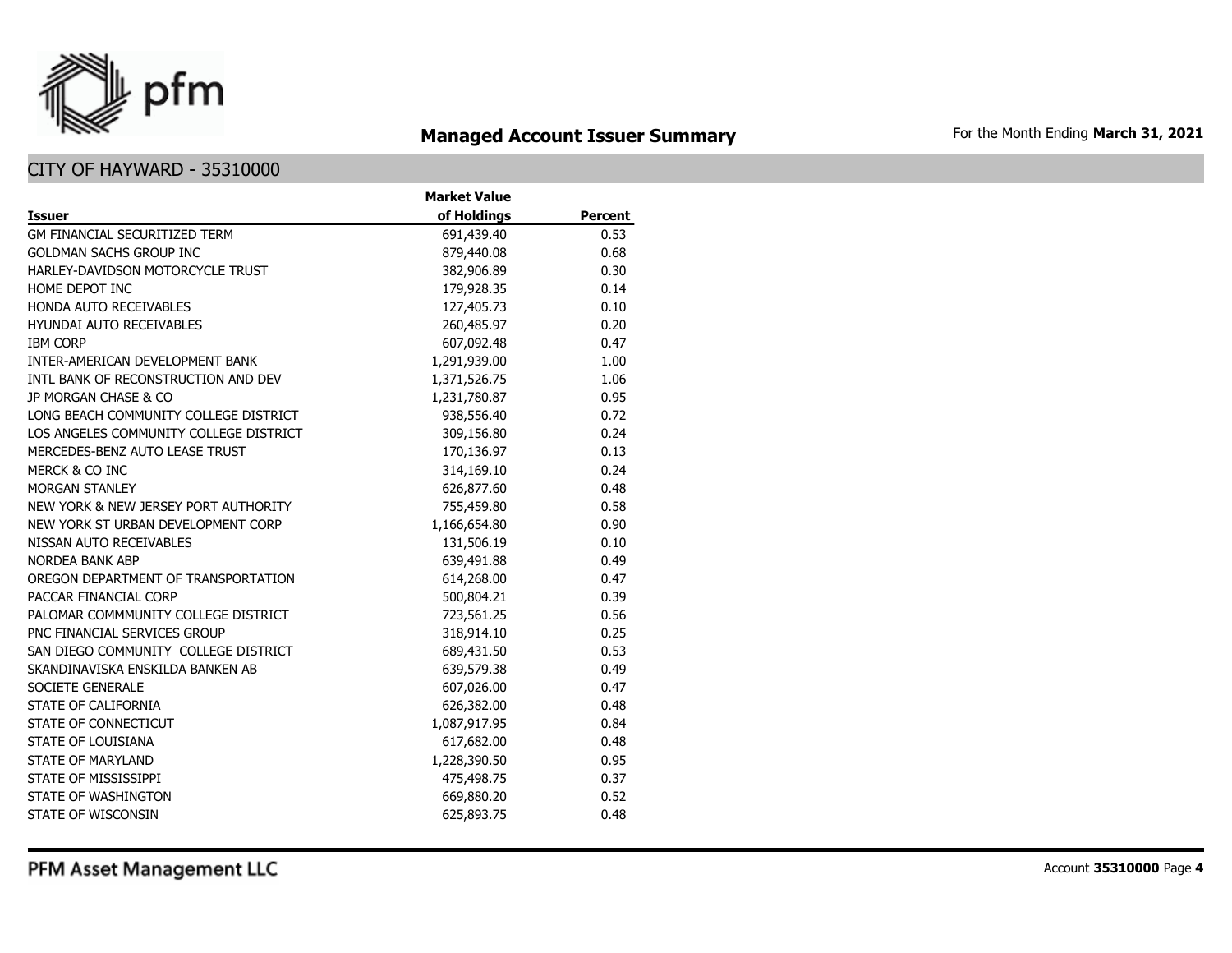# Managed Account Issuer Summary

For the Month Ending **March 31, 2021**

## CITY OF HAYWARD - 35310000

| Issuer | Market Value of Holdings | Percent |
|---|---|---|
| GM FINANCIAL SECURITIZED TERM | 691,439.40 | 0.53 |
| GOLDMAN SACHS GROUP INC | 879,440.08 | 0.68 |
| HARLEY-DAVIDSON MOTORCYCLE TRUST | 382,906.89 | 0.30 |
| HOME DEPOT INC | 179,928.35 | 0.14 |
| HONDA AUTO RECEIVABLES | 127,405.73 | 0.10 |
| HYUNDAI AUTO RECEIVABLES | 260,485.97 | 0.20 |
| IBM CORP | 607,092.48 | 0.47 |
| INTER-AMERICAN DEVELOPMENT BANK | 1,291,939.00 | 1.00 |
| INTL BANK OF RECONSTRUCTION AND DEV | 1,371,526.75 | 1.06 |
| JP MORGAN CHASE & CO | 1,231,780.87 | 0.95 |
| LONG BEACH COMMUNITY COLLEGE DISTRICT | 938,556.40 | 0.72 |
| LOS ANGELES COMMUNITY COLLEGE DISTRICT | 309,156.80 | 0.24 |
| MERCEDES-BENZ AUTO LEASE TRUST | 170,136.97 | 0.13 |
| MERCK & CO INC | 314,169.10 | 0.24 |
| MORGAN STANLEY | 626,877.60 | 0.48 |
| NEW YORK & NEW JERSEY PORT AUTHORITY | 755,459.80 | 0.58 |
| NEW YORK ST URBAN DEVELOPMENT CORP | 1,166,654.80 | 0.90 |
| NISSAN AUTO RECEIVABLES | 131,506.19 | 0.10 |
| NORDEA BANK ABP | 639,491.88 | 0.49 |
| OREGON DEPARTMENT OF TRANSPORTATION | 614,268.00 | 0.47 |
| PACCAR FINANCIAL CORP | 500,804.21 | 0.39 |
| PALOMAR COMMMUNITY COLLEGE DISTRICT | 723,561.25 | 0.56 |
| PNC FINANCIAL SERVICES GROUP | 318,914.10 | 0.25 |
| SAN DIEGO COMMUNITY COLLEGE DISTRICT | 689,431.50 | 0.53 |
| SKANDINAVISKA ENSKILDA BANKEN AB | 639,579.38 | 0.49 |
| SOCIETE GENERALE | 607,026.00 | 0.47 |
| STATE OF CALIFORNIA | 626,382.00 | 0.48 |
| STATE OF CONNECTICUT | 1,087,917.95 | 0.84 |
| STATE OF LOUISIANA | 617,682.00 | 0.48 |
| STATE OF MARYLAND | 1,228,390.50 | 0.95 |
| STATE OF MISSISSIPPI | 475,498.75 | 0.37 |
| STATE OF WASHINGTON | 669,880.20 | 0.52 |
| STATE OF WISCONSIN | 625,893.75 | 0.48 |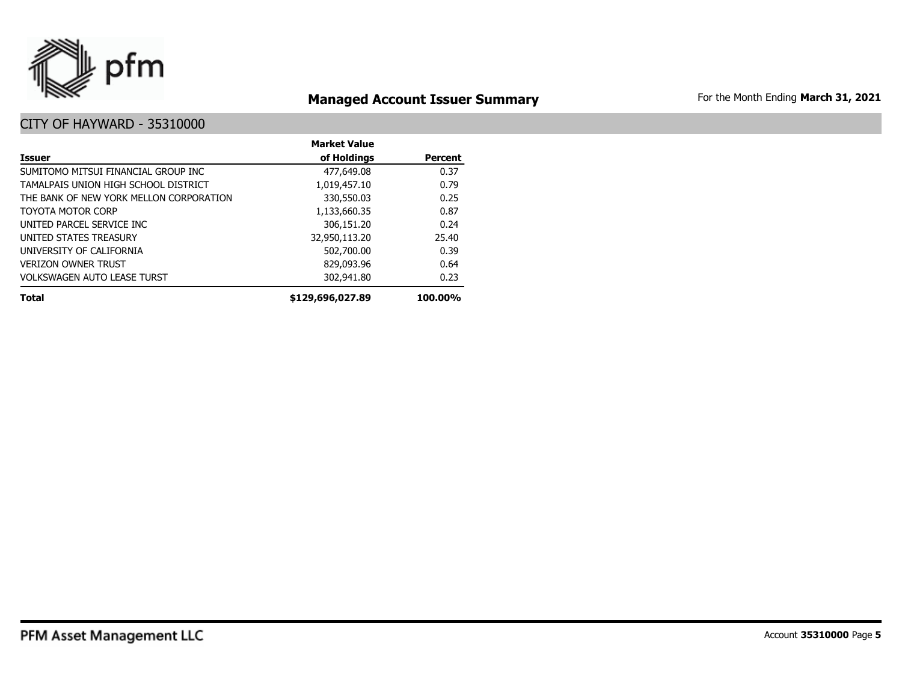## Managed Account Issuer Summary

For the Month Ending **March 31, 2021**

### CITY OF HAYWARD - 35310000

| Issuer | Market Value of Holdings | Percent |
|---|---|---|
| SUMITOMO MITSUI FINANCIAL GROUP INC | 477,649.08 | 0.37 |
| TAMALPAIS UNION HIGH SCHOOL DISTRICT | 1,019,457.10 | 0.79 |
| THE BANK OF NEW YORK MELLON CORPORATION | 330,550.03 | 0.25 |
| TOYOTA MOTOR CORP | 1,133,660.35 | 0.87 |
| UNITED PARCEL SERVICE INC | 306,151.20 | 0.24 |
| UNITED STATES TREASURY | 32,950,113.20 | 25.40 |
| UNIVERSITY OF CALIFORNIA | 502,700.00 | 0.39 |
| VERIZON OWNER TRUST | 829,093.96 | 0.64 |
| VOLKSWAGEN AUTO LEASE TURST | 302,941.80 | 0.23 |
| **Total** | **$129,696,027.89** | **100.00%** |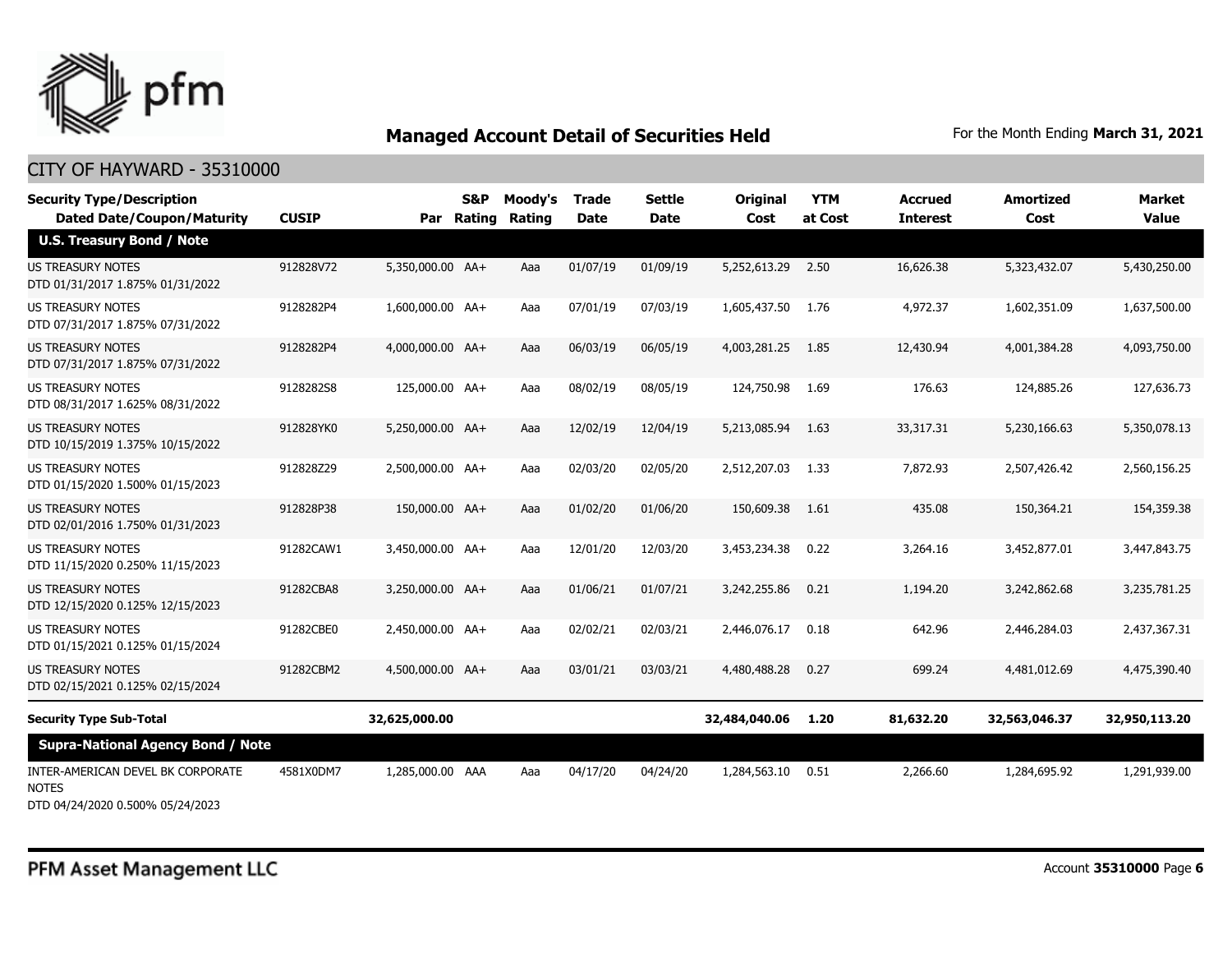## Managed Account Detail of Securities Held

For the Month Ending **March 31, 2021**

CITY OF HAYWARD - 35310000

| Security Type/Description Dated Date/Coupon/Maturity | CUSIP | Par | S&P Rating | Moody's Rating | Trade Date | Settle Date | Original Cost | YTM at Cost | Accrued Interest | Amortized Cost | Market Value |
|---|---|---|---|---|---|---|---|---|---|---|---|
| **U.S. Treasury Bond / Note** | | | | | | | | | | | |
| US TREASURY NOTES DTD 01/31/2017 1.875% 01/31/2022 | 912828V72 | 5,350,000.00 | AA+ | Aaa | 01/07/19 | 01/09/19 | 5,252,613.29 | 2.50 | 16,626.38 | 5,323,432.07 | 5,430,250.00 |
| US TREASURY NOTES DTD 07/31/2017 1.875% 07/31/2022 | 9128282P4 | 1,600,000.00 | AA+ | Aaa | 07/01/19 | 07/03/19 | 1,605,437.50 | 1.76 | 4,972.37 | 1,602,351.09 | 1,637,500.00 |
| US TREASURY NOTES DTD 07/31/2017 1.875% 07/31/2022 | 9128282P4 | 4,000,000.00 | AA+ | Aaa | 06/03/19 | 06/05/19 | 4,003,281.25 | 1.85 | 12,430.94 | 4,001,384.28 | 4,093,750.00 |
| US TREASURY NOTES DTD 08/31/2017 1.625% 08/31/2022 | 9128282S8 | 125,000.00 | AA+ | Aaa | 08/02/19 | 08/05/19 | 124,750.98 | 1.69 | 176.63 | 124,885.26 | 127,636.73 |
| US TREASURY NOTES DTD 10/15/2019 1.375% 10/15/2022 | 912828YK0 | 5,250,000.00 | AA+ | Aaa | 12/02/19 | 12/04/19 | 5,213,085.94 | 1.63 | 33,317.31 | 5,230,166.63 | 5,350,078.13 |
| US TREASURY NOTES DTD 01/15/2020 1.500% 01/15/2023 | 912828Z29 | 2,500,000.00 | AA+ | Aaa | 02/03/20 | 02/05/20 | 2,512,207.03 | 1.33 | 7,872.93 | 2,507,426.42 | 2,560,156.25 |
| US TREASURY NOTES DTD 02/01/2016 1.750% 01/31/2023 | 912828P38 | 150,000.00 | AA+ | Aaa | 01/02/20 | 01/06/20 | 150,609.38 | 1.61 | 435.08 | 150,364.21 | 154,359.38 |
| US TREASURY NOTES DTD 11/15/2020 0.250% 11/15/2023 | 91282CAW1 | 3,450,000.00 | AA+ | Aaa | 12/01/20 | 12/03/20 | 3,453,234.38 | 0.22 | 3,264.16 | 3,452,877.01 | 3,447,843.75 |
| US TREASURY NOTES DTD 12/15/2020 0.125% 12/15/2023 | 91282CBA8 | 3,250,000.00 | AA+ | Aaa | 01/06/21 | 01/07/21 | 3,242,255.86 | 0.21 | 1,194.20 | 3,242,862.68 | 3,235,781.25 |
| US TREASURY NOTES DTD 01/15/2021 0.125% 01/15/2024 | 91282CBE0 | 2,450,000.00 | AA+ | Aaa | 02/02/21 | 02/03/21 | 2,446,076.17 | 0.18 | 642.96 | 2,446,284.03 | 2,437,367.31 |
| US TREASURY NOTES DTD 02/15/2021 0.125% 02/15/2024 | 91282CBM2 | 4,500,000.00 | AA+ | Aaa | 03/01/21 | 03/03/21 | 4,480,488.28 | 0.27 | 699.24 | 4,481,012.69 | 4,475,390.40 |
| **Security Type Sub-Total** | | **32,625,000.00** | | | | | **32,484,040.06** | **1.20** | **81,632.20** | **32,563,046.37** | **32,950,113.20** |
| **Supra-National Agency Bond / Note** | | | | | | | | | | | |
| INTER-AMERICAN DEVEL BK CORPORATE NOTES DTD 04/24/2020 0.500% 05/24/2023 | 4581X0DM7 | 1,285,000.00 | AAA | Aaa | 04/17/20 | 04/24/20 | 1,284,563.10 | 0.51 | 2,266.60 | 1,284,695.92 | 1,291,939.00 |

PFM Asset Management LLC

Account **35310000** Page **6**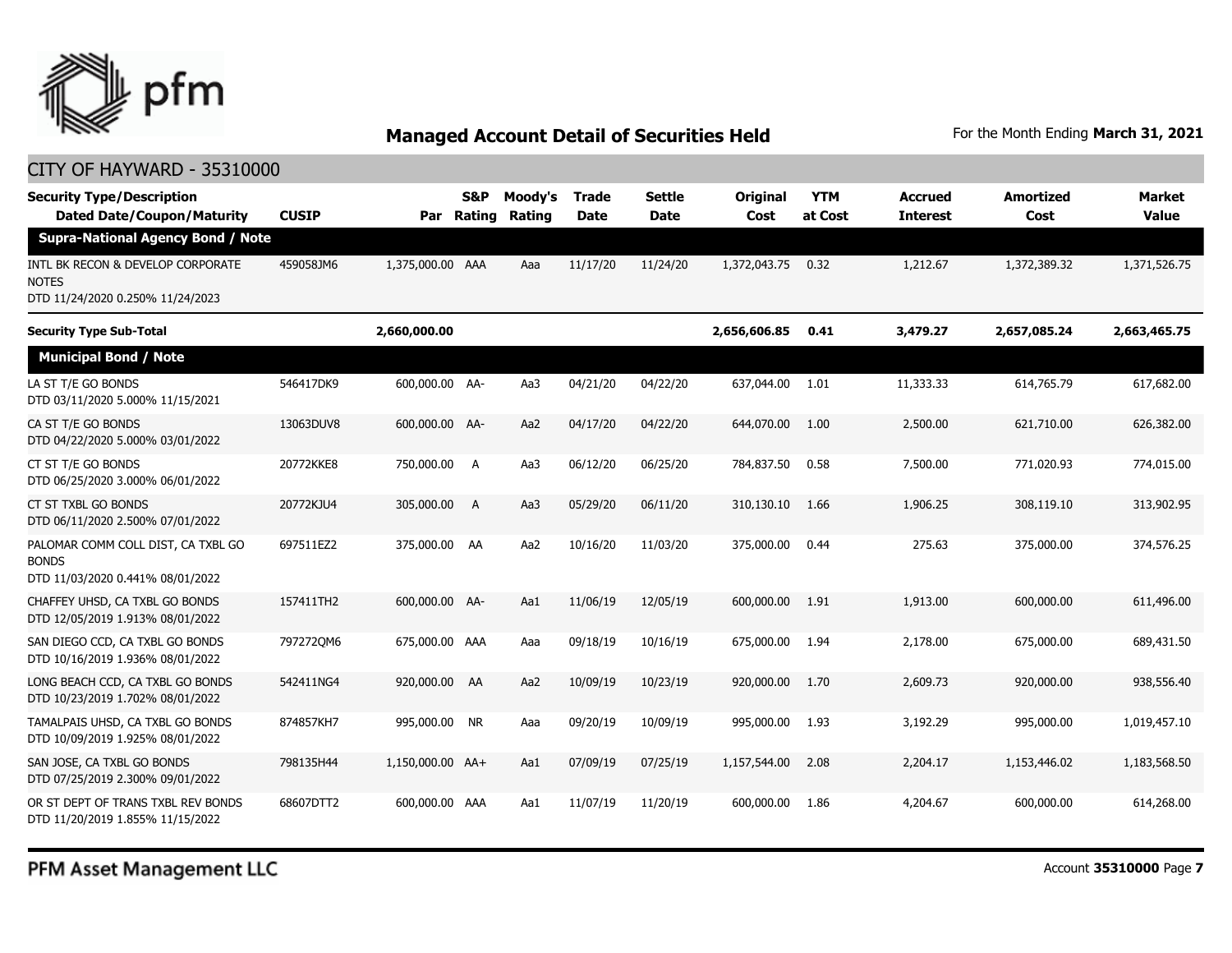## Managed Account Detail of Securities Held

For the Month Ending **March 31, 2021**

CITY OF HAYWARD - 35310000

| Security Type/Description Dated Date/Coupon/Maturity | CUSIP | Par | S&P Rating | Moody's Rating | Trade Date | Settle Date | Original Cost | YTM at Cost | Accrued Interest | Amortized Cost | Market Value |
|---|---|---|---|---|---|---|---|---|---|---|---|
| **Supra-National Agency Bond / Note** | | | | | | | | | | | |
| INTL BK RECON & DEVELOP CORPORATE NOTES DTD 11/24/2020 0.250% 11/24/2023 | 459058JM6 | 1,375,000.00 | AAA | Aaa | 11/17/20 | 11/24/20 | 1,372,043.75 | 0.32 | 1,212.67 | 1,372,389.32 | 1,371,526.75 |
| **Security Type Sub-Total** | | **2,660,000.00** | | | | | **2,656,606.85** | **0.41** | **3,479.27** | **2,657,085.24** | **2,663,465.75** |
| **Municipal Bond / Note** | | | | | | | | | | | |
| LA ST T/E GO BONDS DTD 03/11/2020 5.000% 11/15/2021 | 546417DK9 | 600,000.00 | AA- | Aa3 | 04/21/20 | 04/22/20 | 637,044.00 | 1.01 | 11,333.33 | 614,765.79 | 617,682.00 |
| CA ST T/E GO BONDS DTD 04/22/2020 5.000% 03/01/2022 | 13063DUV8 | 600,000.00 | AA- | Aa2 | 04/17/20 | 04/22/20 | 644,070.00 | 1.00 | 2,500.00 | 621,710.00 | 626,382.00 |
| CT ST T/E GO BONDS DTD 06/25/2020 3.000% 06/01/2022 | 20772KKE8 | 750,000.00 | A | Aa3 | 06/12/20 | 06/25/20 | 784,837.50 | 0.58 | 7,500.00 | 771,020.93 | 774,015.00 |
| CT ST TXBL GO BONDS DTD 06/11/2020 2.500% 07/01/2022 | 20772KJU4 | 305,000.00 | A | Aa3 | 05/29/20 | 06/11/20 | 310,130.10 | 1.66 | 1,906.25 | 308,119.10 | 313,902.95 |
| PALOMAR COMM COLL DIST, CA TXBL GO BONDS DTD 11/03/2020 0.441% 08/01/2022 | 697511EZ2 | 375,000.00 | AA | Aa2 | 10/16/20 | 11/03/20 | 375,000.00 | 0.44 | 275.63 | 375,000.00 | 374,576.25 |
| CHAFFEY UHSD, CA TXBL GO BONDS DTD 12/05/2019 1.913% 08/01/2022 | 157411TH2 | 600,000.00 | AA- | Aa1 | 11/06/19 | 12/05/19 | 600,000.00 | 1.91 | 1,913.00 | 600,000.00 | 611,496.00 |
| SAN DIEGO CCD, CA TXBL GO BONDS DTD 10/16/2019 1.936% 08/01/2022 | 797272QM6 | 675,000.00 | AAA | Aaa | 09/18/19 | 10/16/19 | 675,000.00 | 1.94 | 2,178.00 | 675,000.00 | 689,431.50 |
| LONG BEACH CCD, CA TXBL GO BONDS DTD 10/23/2019 1.702% 08/01/2022 | 542411NG4 | 920,000.00 | AA | Aa2 | 10/09/19 | 10/23/19 | 920,000.00 | 1.70 | 2,609.73 | 920,000.00 | 938,556.40 |
| TAMALPAIS UHSD, CA TXBL GO BONDS DTD 10/09/2019 1.925% 08/01/2022 | 874857KH7 | 995,000.00 | NR | Aaa | 09/20/19 | 10/09/19 | 995,000.00 | 1.93 | 3,192.29 | 995,000.00 | 1,019,457.10 |
| SAN JOSE, CA TXBL GO BONDS DTD 07/25/2019 2.300% 09/01/2022 | 798135H44 | 1,150,000.00 | AA+ | Aa1 | 07/09/19 | 07/25/19 | 1,157,544.00 | 2.08 | 2,204.17 | 1,153,446.02 | 1,183,568.50 |
| OR ST DEPT OF TRANS TXBL REV BONDS DTD 11/20/2019 1.855% 11/15/2022 | 68607DTT2 | 600,000.00 | AAA | Aa1 | 11/07/19 | 11/20/19 | 600,000.00 | 1.86 | 4,204.67 | 600,000.00 | 614,268.00 |

PFM Asset Management LLC

Account **35310000**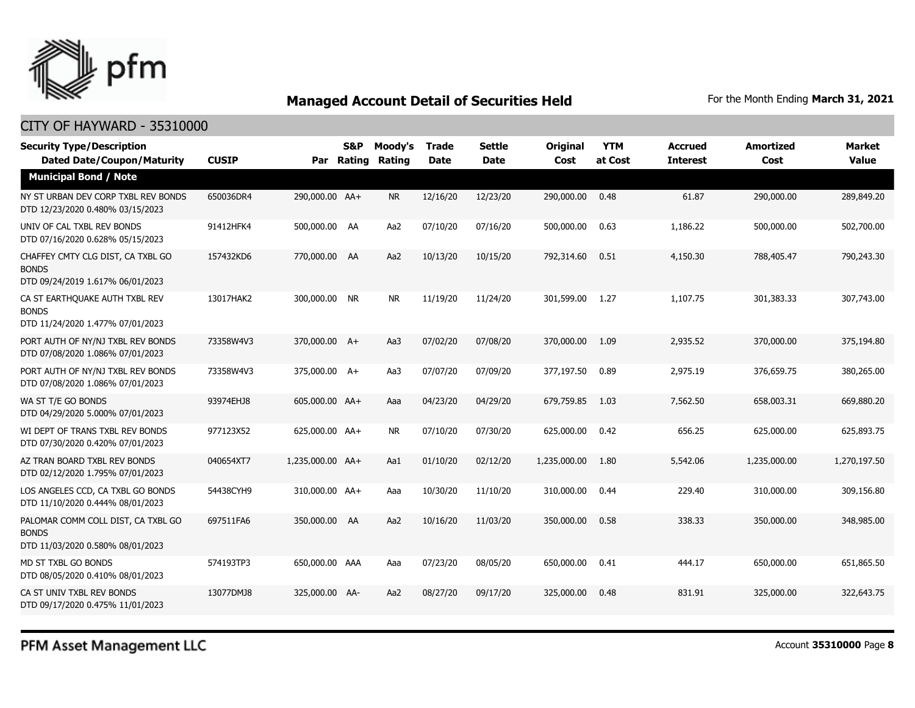# Managed Account Detail of Securities Held

For the Month Ending **March 31, 2021**

## CITY OF HAYWARD - 35310000

| Security Type/Description Dated Date/Coupon/Maturity | CUSIP | Par | S&P Rating | Moody's Rating | Trade Date | Settle Date | Original Cost | YTM at Cost | Accrued Interest | Amortized Cost | Market Value |
|---|---|---|---|---|---|---|---|---|---|---|---|
| **Municipal Bond / Note** | | | | | | | | | | | |
| NY ST URBAN DEV CORP TXBL REV BONDS DTD 12/23/2020 0.480% 03/15/2023 | 650036DR4 | 290,000.00 | AA+ | NR | 12/16/20 | 12/23/20 | 290,000.00 | 0.48 | 61.87 | 290,000.00 | 289,849.20 |
| UNIV OF CAL TXBL REV BONDS DTD 07/16/2020 0.628% 05/15/2023 | 91412HFK4 | 500,000.00 | AA | Aa2 | 07/10/20 | 07/16/20 | 500,000.00 | 0.63 | 1,186.22 | 500,000.00 | 502,700.00 |
| CHAFFEY CMTY CLG DIST, CA TXBL GO BONDS DTD 09/24/2019 1.617% 06/01/2023 | 157432KD6 | 770,000.00 | AA | Aa2 | 10/13/20 | 10/15/20 | 792,314.60 | 0.51 | 4,150.30 | 788,405.47 | 790,243.30 |
| CA ST EARTHQUAKE AUTH TXBL REV BONDS DTD 11/24/2020 1.477% 07/01/2023 | 13017HAK2 | 300,000.00 | NR | NR | 11/19/20 | 11/24/20 | 301,599.00 | 1.27 | 1,107.75 | 301,383.33 | 307,743.00 |
| PORT AUTH OF NY/NJ TXBL REV BONDS DTD 07/08/2020 1.086% 07/01/2023 | 73358W4V3 | 370,000.00 | A+ | Aa3 | 07/02/20 | 07/08/20 | 370,000.00 | 1.09 | 2,935.52 | 370,000.00 | 375,194.80 |
| PORT AUTH OF NY/NJ TXBL REV BONDS DTD 07/08/2020 1.086% 07/01/2023 | 73358W4V3 | 375,000.00 | A+ | Aa3 | 07/07/20 | 07/09/20 | 377,197.50 | 0.89 | 2,975.19 | 376,659.75 | 380,265.00 |
| WA ST T/E GO BONDS DTD 04/29/2020 5.000% 07/01/2023 | 93974EHJ8 | 605,000.00 | AA+ | Aaa | 04/23/20 | 04/29/20 | 679,759.85 | 1.03 | 7,562.50 | 658,003.31 | 669,880.20 |
| WI DEPT OF TRANS TXBL REV BONDS DTD 07/30/2020 0.420% 07/01/2023 | 977123X52 | 625,000.00 | AA+ | NR | 07/10/20 | 07/30/20 | 625,000.00 | 0.42 | 656.25 | 625,000.00 | 625,893.75 |
| AZ TRAN BOARD TXBL REV BONDS DTD 02/12/2020 1.795% 07/01/2023 | 040654XT7 | 1,235,000.00 | AA+ | Aa1 | 01/10/20 | 02/12/20 | 1,235,000.00 | 1.80 | 5,542.06 | 1,235,000.00 | 1,270,197.50 |
| LOS ANGELES CCD, CA TXBL GO BONDS DTD 11/10/2020 0.444% 08/01/2023 | 54438CYH9 | 310,000.00 | AA+ | Aaa | 10/30/20 | 11/10/20 | 310,000.00 | 0.44 | 229.40 | 310,000.00 | 309,156.80 |
| PALOMAR COMM COLL DIST, CA TXBL GO BONDS DTD 11/03/2020 0.580% 08/01/2023 | 697511FA6 | 350,000.00 | AA | Aa2 | 10/16/20 | 11/03/20 | 350,000.00 | 0.58 | 338.33 | 350,000.00 | 348,985.00 |
| MD ST TXBL GO BONDS DTD 08/05/2020 0.410% 08/01/2023 | 574193TP3 | 650,000.00 | AAA | Aaa | 07/23/20 | 08/05/20 | 650,000.00 | 0.41 | 444.17 | 650,000.00 | 651,865.50 |
| CA ST UNIV TXBL REV BONDS DTD 09/17/2020 0.475% 11/01/2023 | 13077DMJ8 | 325,000.00 | AA- | Aa2 | 08/27/20 | 09/17/20 | 325,000.00 | 0.48 | 831.91 | 325,000.00 | 322,643.75 |

PFM Asset Management LLC

Account **35310000** Page **8**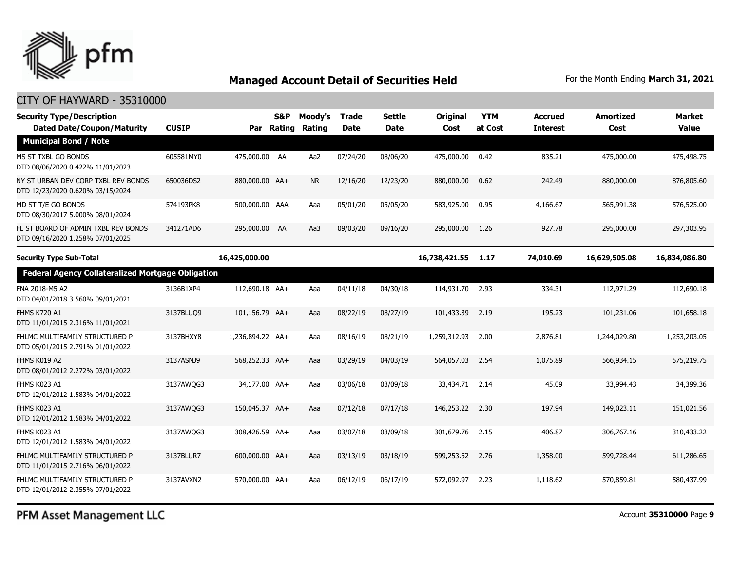## Managed Account Detail of Securities Held

For the Month Ending **March 31, 2021**

CITY OF HAYWARD - 35310000

| Security Type/Description Dated Date/Coupon/Maturity | CUSIP | Par | S&P Rating | Moody's Rating | Trade Date | Settle Date | Original Cost | YTM at Cost | Accrued Interest | Amortized Cost | Market Value |
|---|---|---|---|---|---|---|---|---|---|---|---|
| **Municipal Bond / Note** | | | | | | | | | | | |
| MS ST TXBL GO BONDS DTD 08/06/2020 0.422% 11/01/2023 | 605581MY0 | 475,000.00 | AA | Aa2 | 07/24/20 | 08/06/20 | 475,000.00 | 0.42 | 835.21 | 475,000.00 | 475,498.75 |
| NY ST URBAN DEV CORP TXBL REV BONDS DTD 12/23/2020 0.620% 03/15/2024 | 650036DS2 | 880,000.00 | AA+ | NR | 12/16/20 | 12/23/20 | 880,000.00 | 0.62 | 242.49 | 880,000.00 | 876,805.60 |
| MD ST T/E GO BONDS DTD 08/30/2017 5.000% 08/01/2024 | 574193PK8 | 500,000.00 | AAA | Aaa | 05/01/20 | 05/05/20 | 583,925.00 | 0.95 | 4,166.67 | 565,991.38 | 576,525.00 |
| FL ST BOARD OF ADMIN TXBL REV BONDS DTD 09/16/2020 1.258% 07/01/2025 | 341271AD6 | 295,000.00 | AA | Aa3 | 09/03/20 | 09/16/20 | 295,000.00 | 1.26 | 927.78 | 295,000.00 | 297,303.95 |
| **Security Type Sub-Total** | | **16,425,000.00** | | | | | **16,738,421.55** | **1.17** | **74,010.69** | **16,629,505.08** | **16,834,086.80** |
| **Federal Agency Collateralized Mortgage Obligation** | | | | | | | | | | | |
| FNA 2018-M5 A2 DTD 04/01/2018 3.560% 09/01/2021 | 3136B1XP4 | 112,690.18 | AA+ | Aaa | 04/11/18 | 04/30/18 | 114,931.70 | 2.93 | 334.31 | 112,971.29 | 112,690.18 |
| FHMS K720 A1 DTD 11/01/2015 2.316% 11/01/2021 | 3137BLUQ9 | 101,156.79 | AA+ | Aaa | 08/22/19 | 08/27/19 | 101,433.39 | 2.19 | 195.23 | 101,231.06 | 101,658.18 |
| FHLMC MULTIFAMILY STRUCTURED P DTD 05/01/2015 2.791% 01/01/2022 | 3137BHXY8 | 1,236,894.22 | AA+ | Aaa | 08/16/19 | 08/21/19 | 1,259,312.93 | 2.00 | 2,876.81 | 1,244,029.80 | 1,253,203.05 |
| FHMS K019 A2 DTD 08/01/2012 2.272% 03/01/2022 | 3137ASNJ9 | 568,252.33 | AA+ | Aaa | 03/29/19 | 04/03/19 | 564,057.03 | 2.54 | 1,075.89 | 566,934.15 | 575,219.75 |
| FHMS K023 A1 DTD 12/01/2012 1.583% 04/01/2022 | 3137AWQG3 | 34,177.00 | AA+ | Aaa | 03/06/18 | 03/09/18 | 33,434.71 | 2.14 | 45.09 | 33,994.43 | 34,399.36 |
| FHMS K023 A1 DTD 12/01/2012 1.583% 04/01/2022 | 3137AWQG3 | 150,045.37 | AA+ | Aaa | 07/12/18 | 07/17/18 | 146,253.22 | 2.30 | 197.94 | 149,023.11 | 151,021.56 |
| FHMS K023 A1 DTD 12/01/2012 1.583% 04/01/2022 | 3137AWQG3 | 308,426.59 | AA+ | Aaa | 03/07/18 | 03/09/18 | 301,679.76 | 2.15 | 406.87 | 306,767.16 | 310,433.22 |
| FHLMC MULTIFAMILY STRUCTURED P DTD 11/01/2015 2.716% 06/01/2022 | 3137BLUR7 | 600,000.00 | AA+ | Aaa | 03/13/19 | 03/18/19 | 599,253.52 | 2.76 | 1,358.00 | 599,728.44 | 611,286.65 |
| FHLMC MULTIFAMILY STRUCTURED P DTD 12/01/2012 2.355% 07/01/2022 | 3137AVXN2 | 570,000.00 | AA+ | Aaa | 06/12/19 | 06/17/19 | 572,092.97 | 2.23 | 1,118.62 | 570,859.81 | 580,437.99 |

PFM Asset Management LLC

Account **35310000**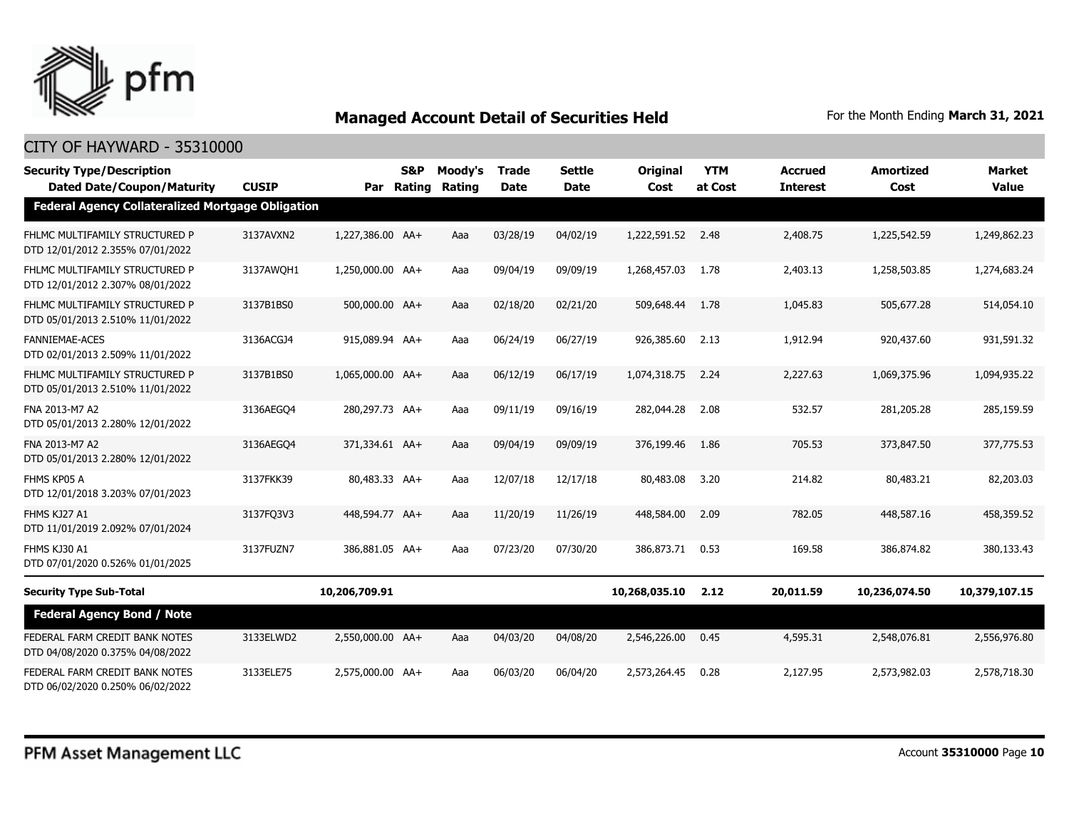## Managed Account Detail of Securities Held

For the Month Ending **March 31, 2021**

CITY OF HAYWARD - 35310000

| Security Type/Description Dated Date/Coupon/Maturity | CUSIP | Par | S&P Rating | Moody's Rating | Trade Date | Settle Date | Original Cost | YTM at Cost | Accrued Interest | Amortized Cost | Market Value |
|---|---|---|---|---|---|---|---|---|---|---|---|
| **Federal Agency Collateralized Mortgage Obligation** | | | | | | | | | | | |
| FHLMC MULTIFAMILY STRUCTURED P DTD 12/01/2012 2.355% 07/01/2022 | 3137AVXN2 | 1,227,386.00 | AA+ | Aaa | 03/28/19 | 04/02/19 | 1,222,591.52 | 2.48 | 2,408.75 | 1,225,542.59 | 1,249,862.23 |
| FHLMC MULTIFAMILY STRUCTURED P DTD 12/01/2012 2.307% 08/01/2022 | 3137AWQH1 | 1,250,000.00 | AA+ | Aaa | 09/04/19 | 09/09/19 | 1,268,457.03 | 1.78 | 2,403.13 | 1,258,503.85 | 1,274,683.24 |
| FHLMC MULTIFAMILY STRUCTURED P DTD 05/01/2013 2.510% 11/01/2022 | 3137B1BS0 | 500,000.00 | AA+ | Aaa | 02/18/20 | 02/21/20 | 509,648.44 | 1.78 | 1,045.83 | 505,677.28 | 514,054.10 |
| FANNIEMAE-ACES DTD 02/01/2013 2.509% 11/01/2022 | 3136ACGJ4 | 915,089.94 | AA+ | Aaa | 06/24/19 | 06/27/19 | 926,385.60 | 2.13 | 1,912.94 | 920,437.60 | 931,591.32 |
| FHLMC MULTIFAMILY STRUCTURED P DTD 05/01/2013 2.510% 11/01/2022 | 3137B1BS0 | 1,065,000.00 | AA+ | Aaa | 06/12/19 | 06/17/19 | 1,074,318.75 | 2.24 | 2,227.63 | 1,069,375.96 | 1,094,935.22 |
| FNA 2013-M7 A2 DTD 05/01/2013 2.280% 12/01/2022 | 3136AEGQ4 | 280,297.73 | AA+ | Aaa | 09/11/19 | 09/16/19 | 282,044.28 | 2.08 | 532.57 | 281,205.28 | 285,159.59 |
| FNA 2013-M7 A2 DTD 05/01/2013 2.280% 12/01/2022 | 3136AEGQ4 | 371,334.61 | AA+ | Aaa | 09/04/19 | 09/09/19 | 376,199.46 | 1.86 | 705.53 | 373,847.50 | 377,775.53 |
| FHMS KP05 A DTD 12/01/2018 3.203% 07/01/2023 | 3137FKK39 | 80,483.33 | AA+ | Aaa | 12/07/18 | 12/17/18 | 80,483.08 | 3.20 | 214.82 | 80,483.21 | 82,203.03 |
| FHMS KJ27 A1 DTD 11/01/2019 2.092% 07/01/2024 | 3137FQ3V3 | 448,594.77 | AA+ | Aaa | 11/20/19 | 11/26/19 | 448,584.00 | 2.09 | 782.05 | 448,587.16 | 458,359.52 |
| FHMS KJ30 A1 DTD 07/01/2020 0.526% 01/01/2025 | 3137FUZN7 | 386,881.05 | AA+ | Aaa | 07/23/20 | 07/30/20 | 386,873.71 | 0.53 | 169.58 | 386,874.82 | 380,133.43 |
| **Security Type Sub-Total** | | **10,206,709.91** | | | | | **10,268,035.10** | **2.12** | **20,011.59** | **10,236,074.50** | **10,379,107.15** |
| **Federal Agency Bond / Note** | | | | | | | | | | | |
| FEDERAL FARM CREDIT BANK NOTES DTD 04/08/2020 0.375% 04/08/2022 | 3133ELWD2 | 2,550,000.00 | AA+ | Aaa | 04/03/20 | 04/08/20 | 2,546,226.00 | 0.45 | 4,595.31 | 2,548,076.81 | 2,556,976.80 |
| FEDERAL FARM CREDIT BANK NOTES DTD 06/02/2020 0.250% 06/02/2022 | 3133ELE75 | 2,575,000.00 | AA+ | Aaa | 06/03/20 | 06/04/20 | 2,573,264.45 | 0.28 | 2,127.95 | 2,573,982.03 | 2,578,718.30 |

PFM Asset Management LLC

Account **35310000**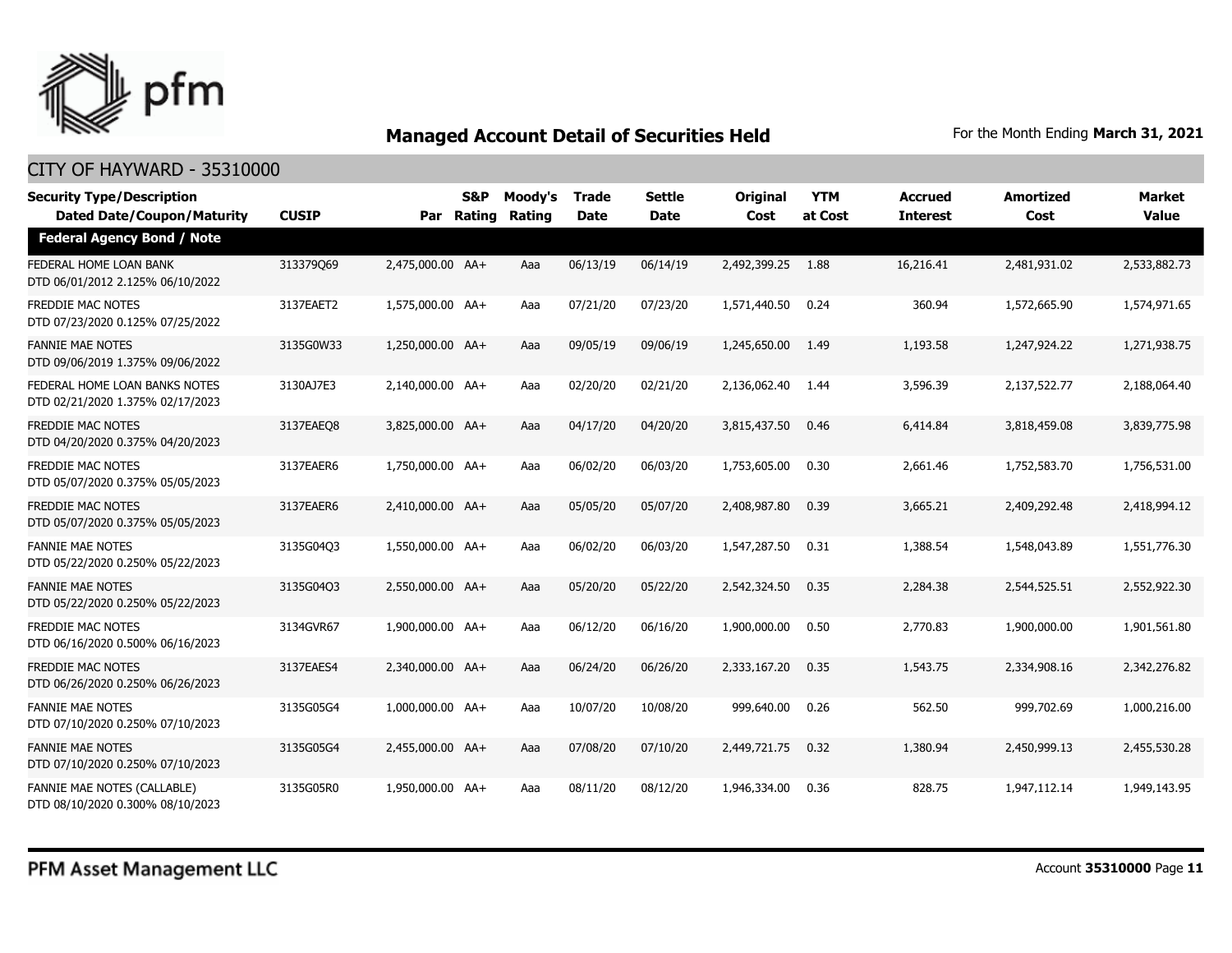## Managed Account Detail of Securities Held

For the Month Ending **March 31, 2021**

CITY OF HAYWARD - 35310000

| Security Type/Description<br>Dated Date/Coupon/Maturity | CUSIP | Par | S&P Rating | Moody's Rating | Trade Date | Settle Date | Original Cost | YTM at Cost | Accrued Interest | Amortized Cost | Market Value |
|---|---|---|---|---|---|---|---|---|---|---|---|
| **Federal Agency Bond / Note** | | | | | | | | | | | |
| FEDERAL HOME LOAN BANK<br>DTD 06/01/2012 2.125% 06/10/2022 | 313379Q69 | 2,475,000.00 | AA+ | Aaa | 06/13/19 | 06/14/19 | 2,492,399.25 | 1.88 | 16,216.41 | 2,481,931.02 | 2,533,882.73 |
| FREDDIE MAC NOTES<br>DTD 07/23/2020 0.125% 07/25/2022 | 3137EAET2 | 1,575,000.00 | AA+ | Aaa | 07/21/20 | 07/23/20 | 1,571,440.50 | 0.24 | 360.94 | 1,572,665.90 | 1,574,971.65 |
| FANNIE MAE NOTES<br>DTD 09/06/2019 1.375% 09/06/2022 | 3135G0W33 | 1,250,000.00 | AA+ | Aaa | 09/05/19 | 09/06/19 | 1,245,650.00 | 1.49 | 1,193.58 | 1,247,924.22 | 1,271,938.75 |
| FEDERAL HOME LOAN BANKS NOTES<br>DTD 02/21/2020 1.375% 02/17/2023 | 3130AJ7E3 | 2,140,000.00 | AA+ | Aaa | 02/20/20 | 02/21/20 | 2,136,062.40 | 1.44 | 3,596.39 | 2,137,522.77 | 2,188,064.40 |
| FREDDIE MAC NOTES<br>DTD 04/20/2020 0.375% 04/20/2023 | 3137EAEQ8 | 3,825,000.00 | AA+ | Aaa | 04/17/20 | 04/20/20 | 3,815,437.50 | 0.46 | 6,414.84 | 3,818,459.08 | 3,839,775.98 |
| FREDDIE MAC NOTES<br>DTD 05/07/2020 0.375% 05/05/2023 | 3137EAER6 | 1,750,000.00 | AA+ | Aaa | 06/02/20 | 06/03/20 | 1,753,605.00 | 0.30 | 2,661.46 | 1,752,583.70 | 1,756,531.00 |
| FREDDIE MAC NOTES<br>DTD 05/07/2020 0.375% 05/05/2023 | 3137EAER6 | 2,410,000.00 | AA+ | Aaa | 05/05/20 | 05/07/20 | 2,408,987.80 | 0.39 | 3,665.21 | 2,409,292.48 | 2,418,994.12 |
| FANNIE MAE NOTES<br>DTD 05/22/2020 0.250% 05/22/2023 | 3135G04Q3 | 1,550,000.00 | AA+ | Aaa | 06/02/20 | 06/03/20 | 1,547,287.50 | 0.31 | 1,388.54 | 1,548,043.89 | 1,551,776.30 |
| FANNIE MAE NOTES<br>DTD 05/22/2020 0.250% 05/22/2023 | 3135G04Q3 | 2,550,000.00 | AA+ | Aaa | 05/20/20 | 05/22/20 | 2,542,324.50 | 0.35 | 2,284.38 | 2,544,525.51 | 2,552,922.30 |
| FREDDIE MAC NOTES<br>DTD 06/16/2020 0.500% 06/16/2023 | 3134GVR67 | 1,900,000.00 | AA+ | Aaa | 06/12/20 | 06/16/20 | 1,900,000.00 | 0.50 | 2,770.83 | 1,900,000.00 | 1,901,561.80 |
| FREDDIE MAC NOTES<br>DTD 06/26/2020 0.250% 06/26/2023 | 3137EAES4 | 2,340,000.00 | AA+ | Aaa | 06/24/20 | 06/26/20 | 2,333,167.20 | 0.35 | 1,543.75 | 2,334,908.16 | 2,342,276.82 |
| FANNIE MAE NOTES<br>DTD 07/10/2020 0.250% 07/10/2023 | 3135G05G4 | 1,000,000.00 | AA+ | Aaa | 10/07/20 | 10/08/20 | 999,640.00 | 0.26 | 562.50 | 999,702.69 | 1,000,216.00 |
| FANNIE MAE NOTES<br>DTD 07/10/2020 0.250% 07/10/2023 | 3135G05G4 | 2,455,000.00 | AA+ | Aaa | 07/08/20 | 07/10/20 | 2,449,721.75 | 0.32 | 1,380.94 | 2,450,999.13 | 2,455,530.28 |
| FANNIE MAE NOTES (CALLABLE)<br>DTD 08/10/2020 0.300% 08/10/2023 | 3135G05R0 | 1,950,000.00 | AA+ | Aaa | 08/11/20 | 08/12/20 | 1,946,334.00 | 0.36 | 828.75 | 1,947,112.14 | 1,949,143.95 |

PFM Asset Management LLC

Account **35310000**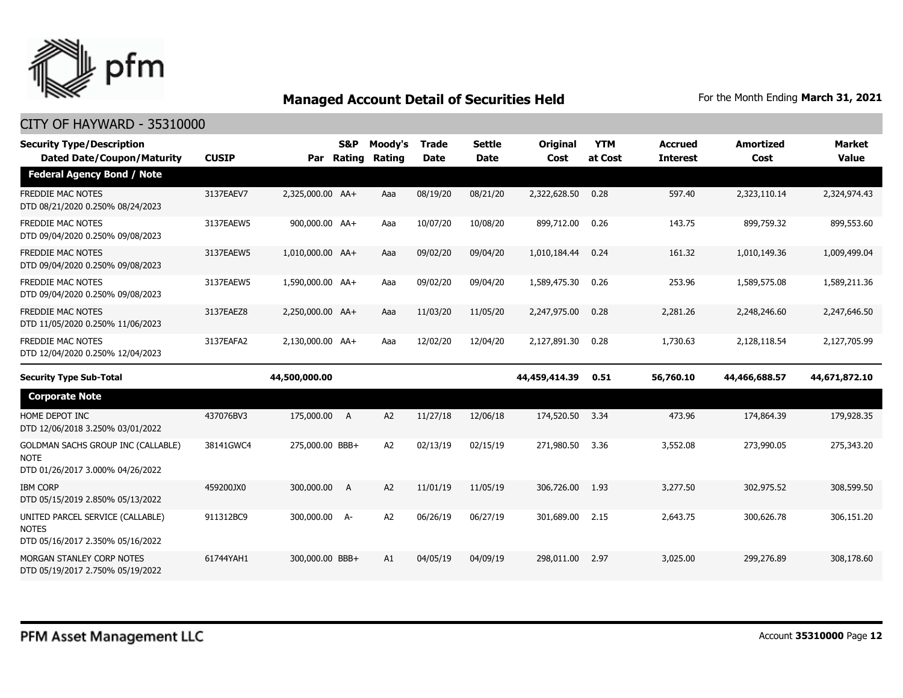## Managed Account Detail of Securities Held

For the Month Ending **March 31, 2021**

### CITY OF HAYWARD - 35310000

| Security Type/Description Dated Date/Coupon/Maturity | CUSIP | Par | S&P Rating | Moody's Rating | Trade Date | Settle Date | Original Cost | YTM at Cost | Accrued Interest | Amortized Cost | Market Value |
|---|---|---|---|---|---|---|---|---|---|---|---|
| **Federal Agency Bond / Note** | | | | | | | | | | | |
| FREDDIE MAC NOTES DTD 08/21/2020 0.250% 08/24/2023 | 3137EAEV7 | 2,325,000.00 | AA+ | Aaa | 08/19/20 | 08/21/20 | 2,322,628.50 | 0.28 | 597.40 | 2,323,110.14 | 2,324,974.43 |
| FREDDIE MAC NOTES DTD 09/04/2020 0.250% 09/08/2023 | 3137EAEW5 | 900,000.00 | AA+ | Aaa | 10/07/20 | 10/08/20 | 899,712.00 | 0.26 | 143.75 | 899,759.32 | 899,553.60 |
| FREDDIE MAC NOTES DTD 09/04/2020 0.250% 09/08/2023 | 3137EAEW5 | 1,010,000.00 | AA+ | Aaa | 09/02/20 | 09/04/20 | 1,010,184.44 | 0.24 | 161.32 | 1,010,149.36 | 1,009,499.04 |
| FREDDIE MAC NOTES DTD 09/04/2020 0.250% 09/08/2023 | 3137EAEW5 | 1,590,000.00 | AA+ | Aaa | 09/02/20 | 09/04/20 | 1,589,475.30 | 0.26 | 253.96 | 1,589,575.08 | 1,589,211.36 |
| FREDDIE MAC NOTES DTD 11/05/2020 0.250% 11/06/2023 | 3137EAEZ8 | 2,250,000.00 | AA+ | Aaa | 11/03/20 | 11/05/20 | 2,247,975.00 | 0.28 | 2,281.26 | 2,248,246.60 | 2,247,646.50 |
| FREDDIE MAC NOTES DTD 12/04/2020 0.250% 12/04/2023 | 3137EAFA2 | 2,130,000.00 | AA+ | Aaa | 12/02/20 | 12/04/20 | 2,127,891.30 | 0.28 | 1,730.63 | 2,128,118.54 | 2,127,705.99 |
| **Security Type Sub-Total** | | **44,500,000.00** | | | | | **44,459,414.39** | **0.51** | **56,760.10** | **44,466,688.57** | **44,671,872.10** |
| **Corporate Note** | | | | | | | | | | | |
| HOME DEPOT INC DTD 12/06/2018 3.250% 03/01/2022 | 437076BV3 | 175,000.00 | A | A2 | 11/27/18 | 12/06/18 | 174,520.50 | 3.34 | 473.96 | 174,864.39 | 179,928.35 |
| GOLDMAN SACHS GROUP INC (CALLABLE) NOTE DTD 01/26/2017 3.000% 04/26/2022 | 38141GWC4 | 275,000.00 | BBB+ | A2 | 02/13/19 | 02/15/19 | 271,980.50 | 3.36 | 3,552.08 | 273,990.05 | 275,343.20 |
| IBM CORP DTD 05/15/2019 2.850% 05/13/2022 | 459200JX0 | 300,000.00 | A | A2 | 11/01/19 | 11/05/19 | 306,726.00 | 1.93 | 3,277.50 | 302,975.52 | 308,599.50 |
| UNITED PARCEL SERVICE (CALLABLE) NOTES DTD 05/16/2017 2.350% 05/16/2022 | 911312BC9 | 300,000.00 | A- | A2 | 06/26/19 | 06/27/19 | 301,689.00 | 2.15 | 2,643.75 | 300,626.78 | 306,151.20 |
| MORGAN STANLEY CORP NOTES DTD 05/19/2017 2.750% 05/19/2022 | 61744YAH1 | 300,000.00 | BBB+ | A1 | 04/05/19 | 04/09/19 | 298,011.00 | 2.97 | 3,025.00 | 299,276.89 | 308,178.60 |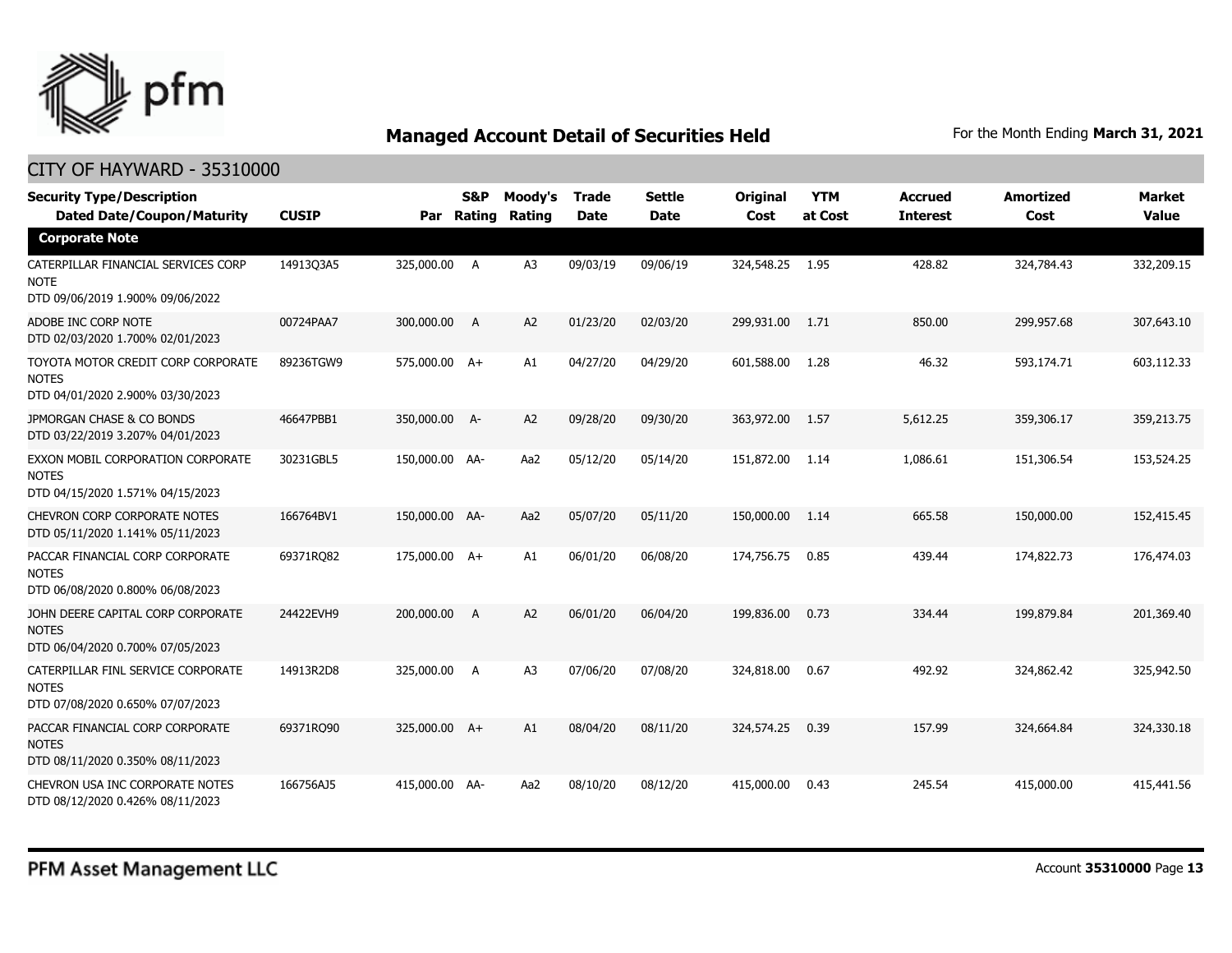## Managed Account Detail of Securities Held

For the Month Ending **March 31, 2021**

### CITY OF HAYWARD - 35310000

| Security Type/Description Dated Date/Coupon/Maturity | CUSIP | Par | S&P Rating | Moody's Rating | Trade Date | Settle Date | Original Cost | YTM at Cost | Accrued Interest | Amortized Cost | Market Value |
|---|---|---|---|---|---|---|---|---|---|---|---|
| **Corporate Note** | | | | | | | | | | | |
| CATERPILLAR FINANCIAL SERVICES CORP NOTE DTD 09/06/2019 1.900% 09/06/2022 | 14913Q3A5 | 325,000.00 | A | A3 | 09/03/19 | 09/06/19 | 324,548.25 | 1.95 | 428.82 | 324,784.43 | 332,209.15 |
| ADOBE INC CORP NOTE DTD 02/03/2020 1.700% 02/01/2023 | 00724PAA7 | 300,000.00 | A | A2 | 01/23/20 | 02/03/20 | 299,931.00 | 1.71 | 850.00 | 299,957.68 | 307,643.10 |
| TOYOTA MOTOR CREDIT CORP CORPORATE NOTES DTD 04/01/2020 2.900% 03/30/2023 | 89236TGW9 | 575,000.00 | A+ | A1 | 04/27/20 | 04/29/20 | 601,588.00 | 1.28 | 46.32 | 593,174.71 | 603,112.33 |
| JPMORGAN CHASE & CO BONDS DTD 03/22/2019 3.207% 04/01/2023 | 46647PBB1 | 350,000.00 | A- | A2 | 09/28/20 | 09/30/20 | 363,972.00 | 1.57 | 5,612.25 | 359,306.17 | 359,213.75 |
| EXXON MOBIL CORPORATION CORPORATE NOTES DTD 04/15/2020 1.571% 04/15/2023 | 30231GBL5 | 150,000.00 | AA- | Aa2 | 05/12/20 | 05/14/20 | 151,872.00 | 1.14 | 1,086.61 | 151,306.54 | 153,524.25 |
| CHEVRON CORP CORPORATE NOTES DTD 05/11/2020 1.141% 05/11/2023 | 166764BV1 | 150,000.00 | AA- | Aa2 | 05/07/20 | 05/11/20 | 150,000.00 | 1.14 | 665.58 | 150,000.00 | 152,415.45 |
| PACCAR FINANCIAL CORP CORPORATE NOTES DTD 06/08/2020 0.800% 06/08/2023 | 69371RQ82 | 175,000.00 | A+ | A1 | 06/01/20 | 06/08/20 | 174,756.75 | 0.85 | 439.44 | 174,822.73 | 176,474.03 |
| JOHN DEERE CAPITAL CORP CORPORATE NOTES DTD 06/04/2020 0.700% 07/05/2023 | 24422EVH9 | 200,000.00 | A | A2 | 06/01/20 | 06/04/20 | 199,836.00 | 0.73 | 334.44 | 199,879.84 | 201,369.40 |
| CATERPILLAR FINL SERVICE CORPORATE NOTES DTD 07/08/2020 0.650% 07/07/2023 | 14913R2D8 | 325,000.00 | A | A3 | 07/06/20 | 07/08/20 | 324,818.00 | 0.67 | 492.92 | 324,862.42 | 325,942.50 |
| PACCAR FINANCIAL CORP CORPORATE NOTES DTD 08/11/2020 0.350% 08/11/2023 | 69371RQ90 | 325,000.00 | A+ | A1 | 08/04/20 | 08/11/20 | 324,574.25 | 0.39 | 157.99 | 324,664.84 | 324,330.18 |
| CHEVRON USA INC CORPORATE NOTES DTD 08/12/2020 0.426% 08/11/2023 | 166756AJ5 | 415,000.00 | AA- | Aa2 | 08/10/20 | 08/12/20 | 415,000.00 | 0.43 | 245.54 | 415,000.00 | 415,441.56 |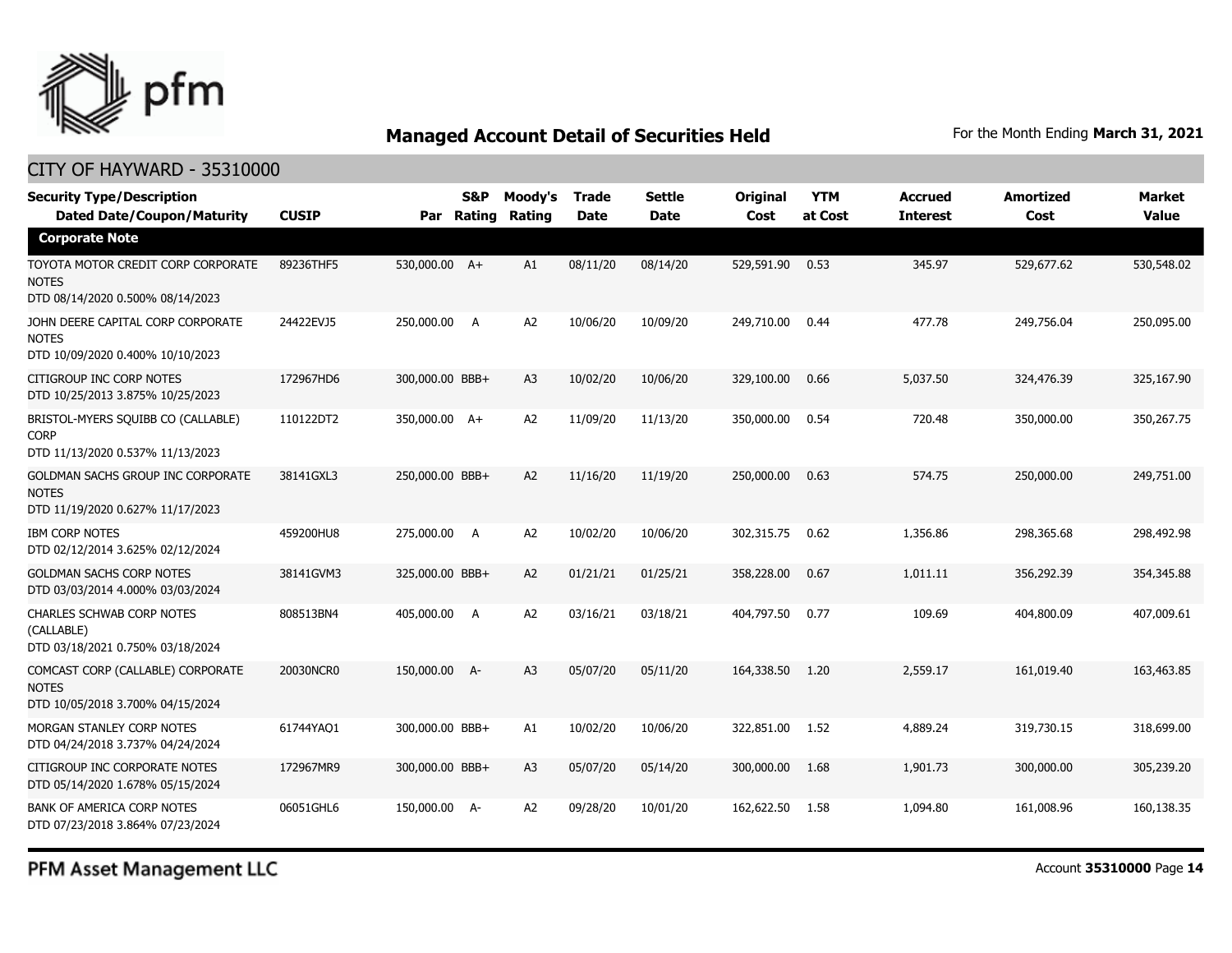## Managed Account Detail of Securities Held

For the Month Ending **March 31, 2021**

CITY OF HAYWARD - 35310000

| Security Type/Description<br>Dated Date/Coupon/Maturity | CUSIP | Par | S&P Rating | Moody's Rating | Trade Date | Settle Date | Original Cost | YTM at Cost | Accrued Interest | Amortized Cost | Market Value |
|---|---|---|---|---|---|---|---|---|---|---|---|
| **Corporate Note** | | | | | | | | | | | |
| TOYOTA MOTOR CREDIT CORP CORPORATE NOTES<br>DTD 08/14/2020 0.500% 08/14/2023 | 89236THF5 | 530,000.00 | A+ | A1 | 08/11/20 | 08/14/20 | 529,591.90 | 0.53 | 345.97 | 529,677.62 | 530,548.02 |
| JOHN DEERE CAPITAL CORP CORPORATE NOTES<br>DTD 10/09/2020 0.400% 10/10/2023 | 24422EVJ5 | 250,000.00 | A | A2 | 10/06/20 | 10/09/20 | 249,710.00 | 0.44 | 477.78 | 249,756.04 | 250,095.00 |
| CITIGROUP INC CORP NOTES<br>DTD 10/25/2013 3.875% 10/25/2023 | 172967HD6 | 300,000.00 | BBB+ | A3 | 10/02/20 | 10/06/20 | 329,100.00 | 0.66 | 5,037.50 | 324,476.39 | 325,167.90 |
| BRISTOL-MYERS SQUIBB CO (CALLABLE) CORP<br>DTD 11/13/2020 0.537% 11/13/2023 | 110122DT2 | 350,000.00 | A+ | A2 | 11/09/20 | 11/13/20 | 350,000.00 | 0.54 | 720.48 | 350,000.00 | 350,267.75 |
| GOLDMAN SACHS GROUP INC CORPORATE NOTES<br>DTD 11/19/2020 0.627% 11/17/2023 | 38141GXL3 | 250,000.00 | BBB+ | A2 | 11/16/20 | 11/19/20 | 250,000.00 | 0.63 | 574.75 | 250,000.00 | 249,751.00 |
| IBM CORP NOTES<br>DTD 02/12/2014 3.625% 02/12/2024 | 459200HU8 | 275,000.00 | A | A2 | 10/02/20 | 10/06/20 | 302,315.75 | 0.62 | 1,356.86 | 298,365.68 | 298,492.98 |
| GOLDMAN SACHS CORP NOTES<br>DTD 03/03/2014 4.000% 03/03/2024 | 38141GVM3 | 325,000.00 | BBB+ | A2 | 01/21/21 | 01/25/21 | 358,228.00 | 0.67 | 1,011.11 | 356,292.39 | 354,345.88 |
| CHARLES SCHWAB CORP NOTES (CALLABLE)<br>DTD 03/18/2021 0.750% 03/18/2024 | 808513BN4 | 405,000.00 | A | A2 | 03/16/21 | 03/18/21 | 404,797.50 | 0.77 | 109.69 | 404,800.09 | 407,009.61 |
| COMCAST CORP (CALLABLE) CORPORATE NOTES<br>DTD 10/05/2018 3.700% 04/15/2024 | 20030NCR0 | 150,000.00 | A- | A3 | 05/07/20 | 05/11/20 | 164,338.50 | 1.20 | 2,559.17 | 161,019.40 | 163,463.85 |
| MORGAN STANLEY CORP NOTES<br>DTD 04/24/2018 3.737% 04/24/2024 | 61744YAQ1 | 300,000.00 | BBB+ | A1 | 10/02/20 | 10/06/20 | 322,851.00 | 1.52 | 4,889.24 | 319,730.15 | 318,699.00 |
| CITIGROUP INC CORPORATE NOTES<br>DTD 05/14/2020 1.678% 05/15/2024 | 172967MR9 | 300,000.00 | BBB+ | A3 | 05/07/20 | 05/14/20 | 300,000.00 | 1.68 | 1,901.73 | 300,000.00 | 305,239.20 |
| BANK OF AMERICA CORP NOTES<br>DTD 07/23/2018 3.864% 07/23/2024 | 06051GHL6 | 150,000.00 | A- | A2 | 09/28/20 | 10/01/20 | 162,622.50 | 1.58 | 1,094.80 | 161,008.96 | 160,138.35 |

PFM Asset Management LLC

Account **35310000**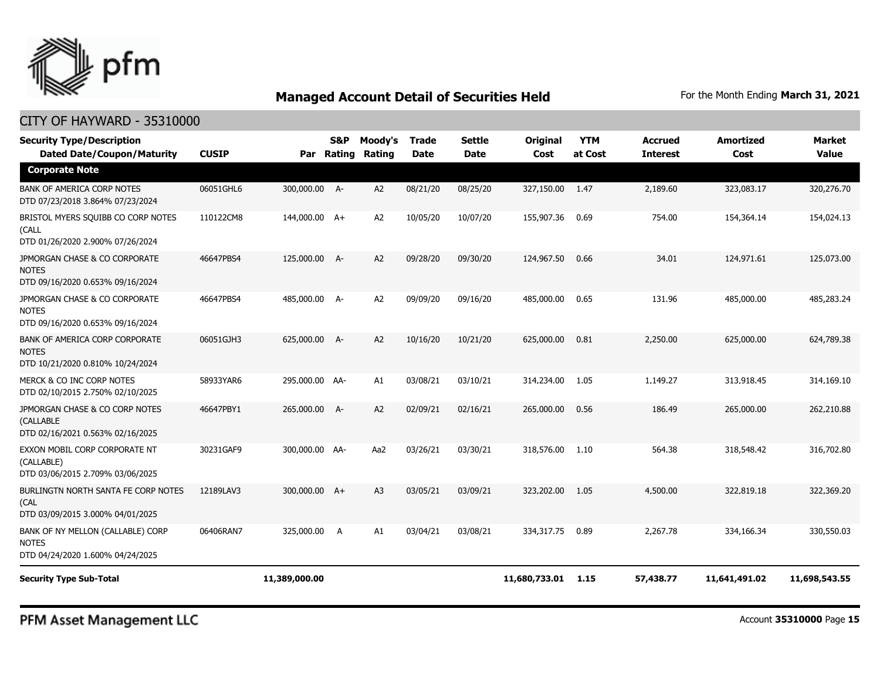## Managed Account Detail of Securities Held

For the Month Ending **March 31, 2021**

### CITY OF HAYWARD - 35310000

| Security Type/Description Dated Date/Coupon/Maturity | CUSIP | Par | S&P Rating | Moody's Rating | Trade Date | Settle Date | Original Cost | YTM at Cost | Accrued Interest | Amortized Cost | Market Value |
|---|---|---|---|---|---|---|---|---|---|---|---|
| **Corporate Note** | | | | | | | | | | | |
| BANK OF AMERICA CORP NOTES DTD 07/23/2018 3.864% 07/23/2024 | 06051GHL6 | 300,000.00 | A- | A2 | 08/21/20 | 08/25/20 | 327,150.00 | 1.47 | 2,189.60 | 323,083.17 | 320,276.70 |
| BRISTOL MYERS SQUIBB CO CORP NOTES (CALL DTD 01/26/2020 2.900% 07/26/2024 | 110122CM8 | 144,000.00 | A+ | A2 | 10/05/20 | 10/07/20 | 155,907.36 | 0.69 | 754.00 | 154,364.14 | 154,024.13 |
| JPMORGAN CHASE & CO CORPORATE NOTES DTD 09/16/2020 0.653% 09/16/2024 | 46647PBS4 | 125,000.00 | A- | A2 | 09/28/20 | 09/30/20 | 124,967.50 | 0.66 | 34.01 | 124,971.61 | 125,073.00 |
| JPMORGAN CHASE & CO CORPORATE NOTES DTD 09/16/2020 0.653% 09/16/2024 | 46647PBS4 | 485,000.00 | A- | A2 | 09/09/20 | 09/16/20 | 485,000.00 | 0.65 | 131.96 | 485,000.00 | 485,283.24 |
| BANK OF AMERICA CORP CORPORATE NOTES DTD 10/21/2020 0.810% 10/24/2024 | 06051GJH3 | 625,000.00 | A- | A2 | 10/16/20 | 10/21/20 | 625,000.00 | 0.81 | 2,250.00 | 625,000.00 | 624,789.38 |
| MERCK & CO INC CORP NOTES DTD 02/10/2015 2.750% 02/10/2025 | 58933YAR6 | 295,000.00 | AA- | A1 | 03/08/21 | 03/10/21 | 314,234.00 | 1.05 | 1,149.27 | 313,918.45 | 314,169.10 |
| JPMORGAN CHASE & CO CORP NOTES (CALLABLE DTD 02/16/2021 0.563% 02/16/2025 | 46647PBY1 | 265,000.00 | A- | A2 | 02/09/21 | 02/16/21 | 265,000.00 | 0.56 | 186.49 | 265,000.00 | 262,210.88 |
| EXXON MOBIL CORP CORPORATE NT (CALLABLE) DTD 03/06/2015 2.709% 03/06/2025 | 30231GAF9 | 300,000.00 | AA- | Aa2 | 03/26/21 | 03/30/21 | 318,576.00 | 1.10 | 564.38 | 318,548.42 | 316,702.80 |
| BURLINGTN NORTH SANTA FE CORP NOTES (CAL DTD 03/09/2015 3.000% 04/01/2025 | 12189LAV3 | 300,000.00 | A+ | A3 | 03/05/21 | 03/09/21 | 323,202.00 | 1.05 | 4,500.00 | 322,819.18 | 322,369.20 |
| BANK OF NY MELLON (CALLABLE) CORP NOTES DTD 04/24/2020 1.600% 04/24/2025 | 06406RAN7 | 325,000.00 | A | A1 | 03/04/21 | 03/08/21 | 334,317.75 | 0.89 | 2,267.78 | 334,166.34 | 330,550.03 |
| **Security Type Sub-Total** | | **11,389,000.00** | | | | | **11,680,733.01** | **1.15** | **57,438.77** | **11,641,491.02** | **11,698,543.55** |

PFM Asset Management LLC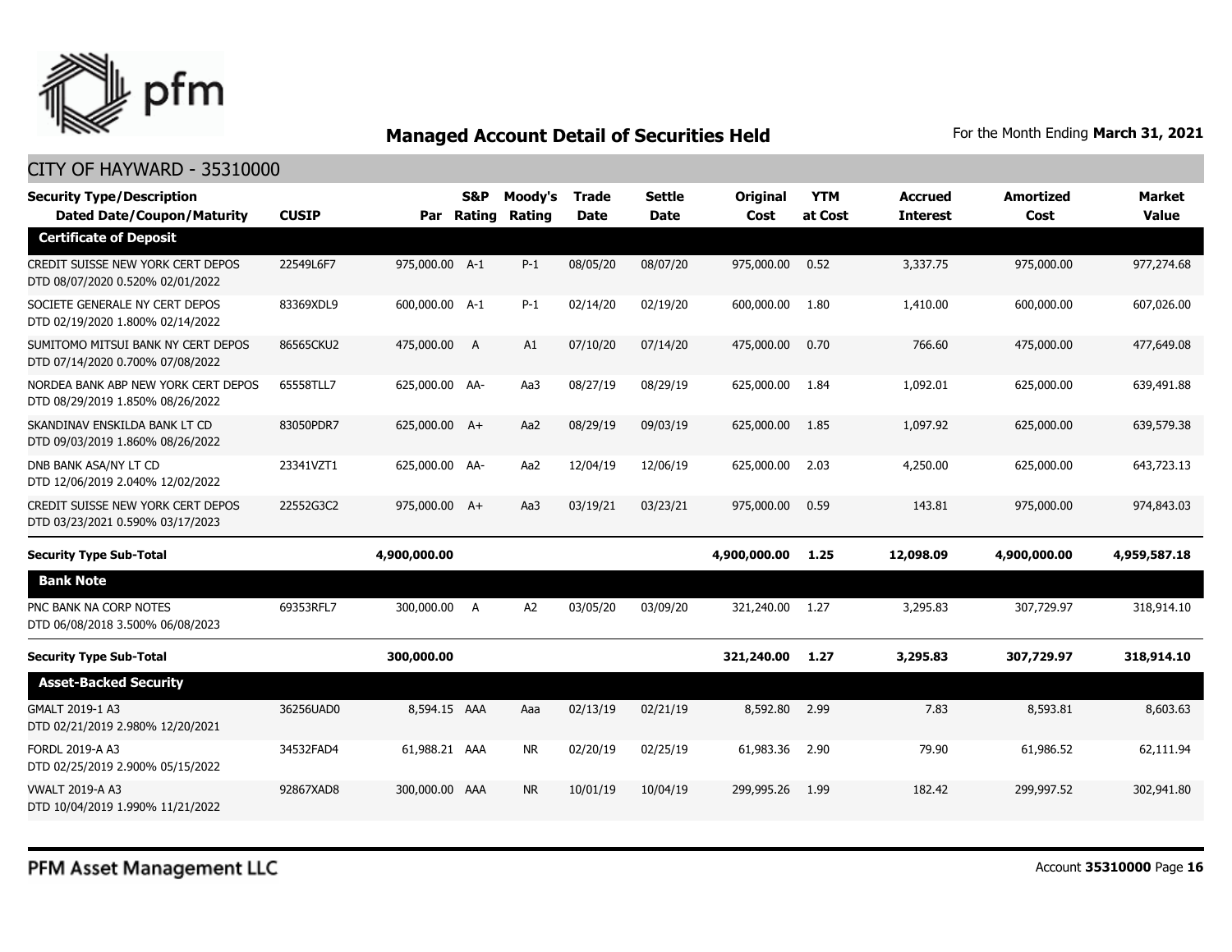# Managed Account Detail of Securities Held

For the Month Ending **March 31, 2021**

## CITY OF HAYWARD - 35310000

| Security Type/Description Dated Date/Coupon/Maturity | CUSIP | Par | S&P Rating | Moody's Rating | Trade Date | Settle Date | Original Cost | YTM at Cost | Accrued Interest | Amortized Cost | Market Value |
|---|---|---|---|---|---|---|---|---|---|---|---|
| **Certificate of Deposit** | | | | | | | | | | | |
| CREDIT SUISSE NEW YORK CERT DEPOS DTD 08/07/2020 0.520% 02/01/2022 | 22549L6F7 | 975,000.00 | A-1 | P-1 | 08/05/20 | 08/07/20 | 975,000.00 | 0.52 | 3,337.75 | 975,000.00 | 977,274.68 |
| SOCIETE GENERALE NY CERT DEPOS DTD 02/19/2020 1.800% 02/14/2022 | 83369XDL9 | 600,000.00 | A-1 | P-1 | 02/14/20 | 02/19/20 | 600,000.00 | 1.80 | 1,410.00 | 600,000.00 | 607,026.00 |
| SUMITOMO MITSUI BANK NY CERT DEPOS DTD 07/14/2020 0.700% 07/08/2022 | 86565CKU2 | 475,000.00 | A | A1 | 07/10/20 | 07/14/20 | 475,000.00 | 0.70 | 766.60 | 475,000.00 | 477,649.08 |
| NORDEA BANK ABP NEW YORK CERT DEPOS DTD 08/29/2019 1.850% 08/26/2022 | 65558TLL7 | 625,000.00 | AA- | Aa3 | 08/27/19 | 08/29/19 | 625,000.00 | 1.84 | 1,092.01 | 625,000.00 | 639,491.88 |
| SKANDINAV ENSKILDA BANK LT CD DTD 09/03/2019 1.860% 08/26/2022 | 83050PDR7 | 625,000.00 | A+ | Aa2 | 08/29/19 | 09/03/19 | 625,000.00 | 1.85 | 1,097.92 | 625,000.00 | 639,579.38 |
| DNB BANK ASA/NY LT CD DTD 12/06/2019 2.040% 12/02/2022 | 23341VZT1 | 625,000.00 | AA- | Aa2 | 12/04/19 | 12/06/19 | 625,000.00 | 2.03 | 4,250.00 | 625,000.00 | 643,723.13 |
| CREDIT SUISSE NEW YORK CERT DEPOS DTD 03/23/2021 0.590% 03/17/2023 | 22552G3C2 | 975,000.00 | A+ | Aa3 | 03/19/21 | 03/23/21 | 975,000.00 | 0.59 | 143.81 | 975,000.00 | 974,843.03 |
| **Security Type Sub-Total** | | **4,900,000.00** | | | | | **4,900,000.00** | **1.25** | **12,098.09** | **4,900,000.00** | **4,959,587.18** |
| **Bank Note** | | | | | | | | | | | |
| PNC BANK NA CORP NOTES DTD 06/08/2018 3.500% 06/08/2023 | 69353RFL7 | 300,000.00 | A | A2 | 03/05/20 | 03/09/20 | 321,240.00 | 1.27 | 3,295.83 | 307,729.97 | 318,914.10 |
| **Security Type Sub-Total** | | **300,000.00** | | | | | **321,240.00** | **1.27** | **3,295.83** | **307,729.97** | **318,914.10** |
| **Asset-Backed Security** | | | | | | | | | | | |
| GMALT 2019-1 A3 DTD 02/21/2019 2.980% 12/20/2021 | 36256UAD0 | 8,594.15 | AAA | Aaa | 02/13/19 | 02/21/19 | 8,592.80 | 2.99 | 7.83 | 8,593.81 | 8,603.63 |
| FORDL 2019-A A3 DTD 02/25/2019 2.900% 05/15/2022 | 34532FAD4 | 61,988.21 | AAA | NR | 02/20/19 | 02/25/19 | 61,983.36 | 2.90 | 79.90 | 61,986.52 | 62,111.94 |
| VWALT 2019-A A3 DTD 10/04/2019 1.990% 11/21/2022 | 92867XAD8 | 300,000.00 | AAA | NR | 10/01/19 | 10/04/19 | 299,995.26 | 1.99 | 182.42 | 299,997.52 | 302,941.80 |

PFM Asset Management LLC

Account **35310000**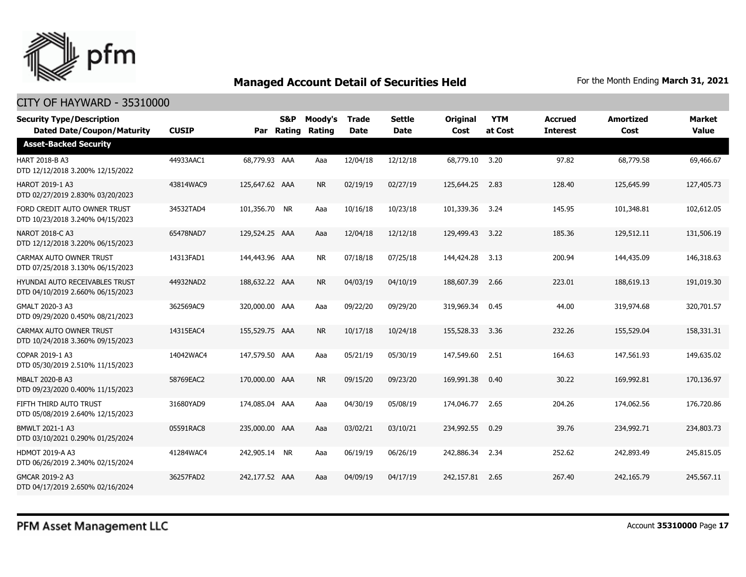# Managed Account Detail of Securities Held

For the Month Ending **March 31, 2021**

## CITY OF HAYWARD - 35310000

| Security Type/Description Dated Date/Coupon/Maturity | CUSIP | Par | S&P Rating | Moody's Rating | Trade Date | Settle Date | Original Cost | YTM at Cost | Accrued Interest | Amortized Cost | Market Value |
|---|---|---|---|---|---|---|---|---|---|---|---|
| **Asset-Backed Security** | | | | | | | | | | | |
| HART 2018-B A3 DTD 12/12/2018 3.200% 12/15/2022 | 44933AAC1 | 68,779.93 | AAA | Aaa | 12/04/18 | 12/12/18 | 68,779.10 | 3.20 | 97.82 | 68,779.58 | 69,466.67 |
| HAROT 2019-1 A3 DTD 02/27/2019 2.830% 03/20/2023 | 43814WAC9 | 125,647.62 | AAA | NR | 02/19/19 | 02/27/19 | 125,644.25 | 2.83 | 128.40 | 125,645.99 | 127,405.73 |
| FORD CREDIT AUTO OWNER TRUST DTD 10/23/2018 3.240% 04/15/2023 | 34532TAD4 | 101,356.70 | NR | Aaa | 10/16/18 | 10/23/18 | 101,339.36 | 3.24 | 145.95 | 101,348.81 | 102,612.05 |
| NAROT 2018-C A3 DTD 12/12/2018 3.220% 06/15/2023 | 65478NAD7 | 129,524.25 | AAA | Aaa | 12/04/18 | 12/12/18 | 129,499.43 | 3.22 | 185.36 | 129,512.11 | 131,506.19 |
| CARMAX AUTO OWNER TRUST DTD 07/25/2018 3.130% 06/15/2023 | 14313FAD1 | 144,443.96 | AAA | NR | 07/18/18 | 07/25/18 | 144,424.28 | 3.13 | 200.94 | 144,435.09 | 146,318.63 |
| HYUNDAI AUTO RECEIVABLES TRUST DTD 04/10/2019 2.660% 06/15/2023 | 44932NAD2 | 188,632.22 | AAA | NR | 04/03/19 | 04/10/19 | 188,607.39 | 2.66 | 223.01 | 188,619.13 | 191,019.30 |
| GMALT 2020-3 A3 DTD 09/29/2020 0.450% 08/21/2023 | 362569AC9 | 320,000.00 | AAA | Aaa | 09/22/20 | 09/29/20 | 319,969.34 | 0.45 | 44.00 | 319,974.68 | 320,701.57 |
| CARMAX AUTO OWNER TRUST DTD 10/24/2018 3.360% 09/15/2023 | 14315EAC4 | 155,529.75 | AAA | NR | 10/17/18 | 10/24/18 | 155,528.33 | 3.36 | 232.26 | 155,529.04 | 158,331.31 |
| COPAR 2019-1 A3 DTD 05/30/2019 2.510% 11/15/2023 | 14042WAC4 | 147,579.50 | AAA | Aaa | 05/21/19 | 05/30/19 | 147,549.60 | 2.51 | 164.63 | 147,561.93 | 149,635.02 |
| MBALT 2020-B A3 DTD 09/23/2020 0.400% 11/15/2023 | 58769EAC2 | 170,000.00 | AAA | NR | 09/15/20 | 09/23/20 | 169,991.38 | 0.40 | 30.22 | 169,992.81 | 170,136.97 |
| FIFTH THIRD AUTO TRUST DTD 05/08/2019 2.640% 12/15/2023 | 31680YAD9 | 174,085.04 | AAA | Aaa | 04/30/19 | 05/08/19 | 174,046.77 | 2.65 | 204.26 | 174,062.56 | 176,720.86 |
| BMWLT 2021-1 A3 DTD 03/10/2021 0.290% 01/25/2024 | 05591RAC8 | 235,000.00 | AAA | Aaa | 03/02/21 | 03/10/21 | 234,992.55 | 0.29 | 39.76 | 234,992.71 | 234,803.73 |
| HDMOT 2019-A A3 DTD 06/26/2019 2.340% 02/15/2024 | 41284WAC4 | 242,905.14 | NR | Aaa | 06/19/19 | 06/26/19 | 242,886.34 | 2.34 | 252.62 | 242,893.49 | 245,815.05 |
| GMCAR 2019-2 A3 DTD 04/17/2019 2.650% 02/16/2024 | 36257FAD2 | 242,177.52 | AAA | Aaa | 04/09/19 | 04/17/19 | 242,157.81 | 2.65 | 267.40 | 242,165.79 | 245,567.11 |

PFM Asset Management LLC

Account **35310000**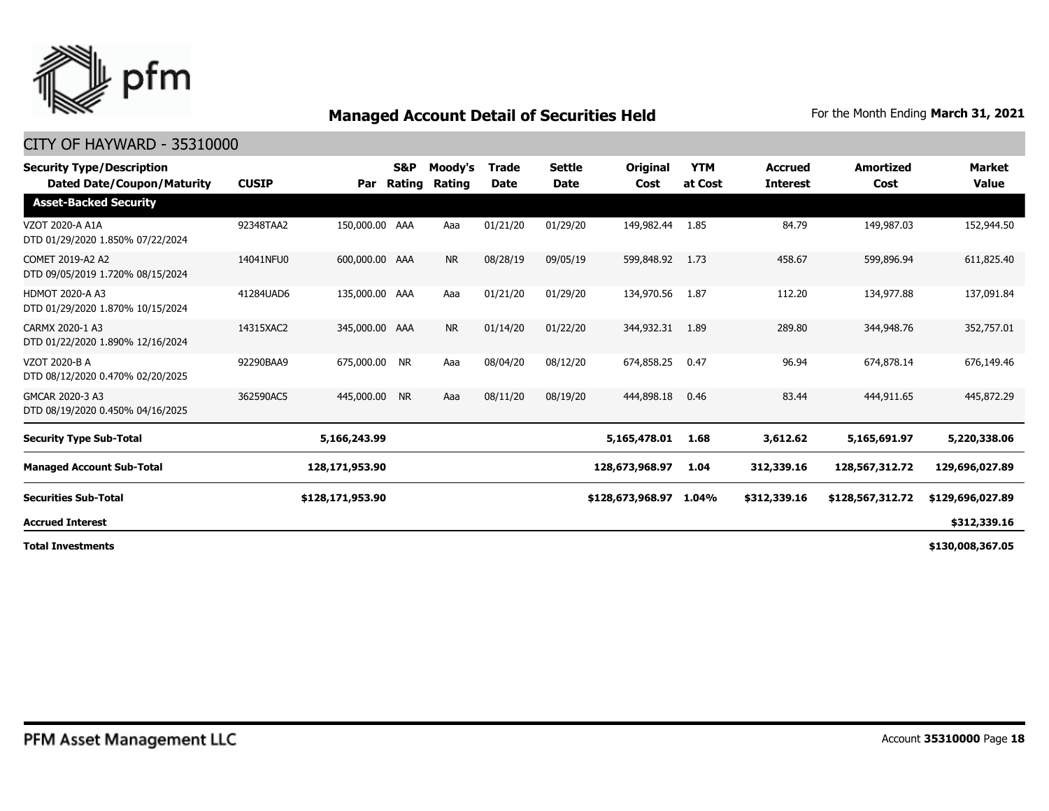## Managed Account Detail of Securities Held

For the Month Ending **March 31, 2021**

### CITY OF HAYWARD - 35310000

| Security Type/Description Dated Date/Coupon/Maturity | CUSIP | Par | S&P Rating | Moody's Rating | Trade Date | Settle Date | Original Cost | YTM at Cost | Accrued Interest | Amortized Cost | Market Value |
|---|---|---|---|---|---|---|---|---|---|---|---|
| **Asset-Backed Security** | | | | | | | | | | | |
| VZOT 2020-A A1A DTD 01/29/2020 1.850% 07/22/2024 | 92348TAA2 | 150,000.00 | AAA | Aaa | 01/21/20 | 01/29/20 | 149,982.44 | 1.85 | 84.79 | 149,987.03 | 152,944.50 |
| COMET 2019-A2 A2 DTD 09/05/2019 1.720% 08/15/2024 | 14041NFU0 | 600,000.00 | AAA | NR | 08/28/19 | 09/05/19 | 599,848.92 | 1.73 | 458.67 | 599,896.94 | 611,825.40 |
| HDMOT 2020-A A3 DTD 01/29/2020 1.870% 10/15/2024 | 41284UAD6 | 135,000.00 | AAA | Aaa | 01/21/20 | 01/29/20 | 134,970.56 | 1.87 | 112.20 | 134,977.88 | 137,091.84 |
| CARMX 2020-1 A3 DTD 01/22/2020 1.890% 12/16/2024 | 14315XAC2 | 345,000.00 | AAA | NR | 01/14/20 | 01/22/20 | 344,932.31 | 1.89 | 289.80 | 344,948.76 | 352,757.01 |
| VZOT 2020-B A DTD 08/12/2020 0.470% 02/20/2025 | 92290BAA9 | 675,000.00 | NR | Aaa | 08/04/20 | 08/12/20 | 674,858.25 | 0.47 | 96.94 | 674,878.14 | 676,149.46 |
| GMCAR 2020-3 A3 DTD 08/19/2020 0.450% 04/16/2025 | 362590AC5 | 445,000.00 | NR | Aaa | 08/11/20 | 08/19/20 | 444,898.18 | 0.46 | 83.44 | 444,911.65 | 445,872.29 |
| **Security Type Sub-Total** | | **5,166,243.99** | | | | | **5,165,478.01** | **1.68** | **3,612.62** | **5,165,691.97** | **5,220,338.06** |
| **Managed Account Sub-Total** | | **128,171,953.90** | | | | | **128,673,968.97** | **1.04** | **312,339.16** | **128,567,312.72** | **129,696,027.89** |
| **Securities Sub-Total** | | **$128,171,953.90** | | | | | **$128,673,968.97** | **1.04%** | **$312,339.16** | **$128,567,312.72** | **$129,696,027.89** |
| **Accrued Interest** | | | | | | | | | | | **$312,339.16** |
| **Total Investments** | | | | | | | | | | | **$130,008,367.05** |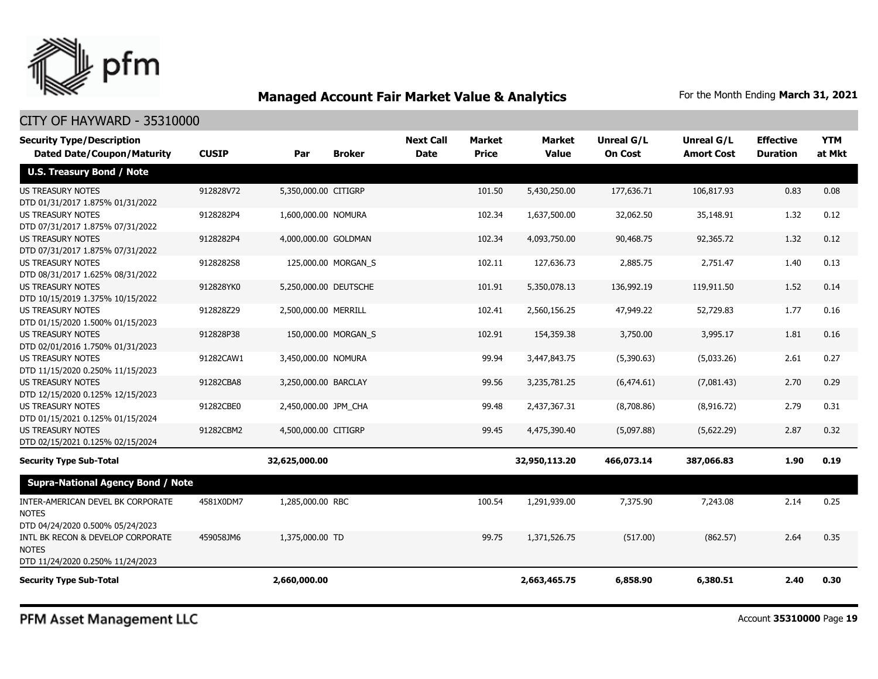## Managed Account Fair Market Value & Analytics

For the Month Ending **March 31, 2021**

CITY OF HAYWARD - 35310000

| Security Type/Description<br>Dated Date/Coupon/Maturity | CUSIP | Par | Broker | Next Call Date | Market Price | Market Value | Unreal G/L On Cost | Unreal G/L Amort Cost | Effective Duration | YTM at Mkt |
|---|---|---|---|---|---|---|---|---|---|---|
| **U.S. Treasury Bond / Note** | | | | | | | | | | |
| US TREASURY NOTES<br>DTD 01/31/2017 1.875% 01/31/2022 | 912828V72 | 5,350,000.00 | CITIGRP | | 101.50 | 5,430,250.00 | 177,636.71 | 106,817.93 | 0.83 | 0.08 |
| US TREASURY NOTES<br>DTD 07/31/2017 1.875% 07/31/2022 | 9128282P4 | 1,600,000.00 | NOMURA | | 102.34 | 1,637,500.00 | 32,062.50 | 35,148.91 | 1.32 | 0.12 |
| US TREASURY NOTES<br>DTD 07/31/2017 1.875% 07/31/2022 | 9128282P4 | 4,000,000.00 | GOLDMAN | | 102.34 | 4,093,750.00 | 90,468.75 | 92,365.72 | 1.32 | 0.12 |
| US TREASURY NOTES<br>DTD 08/31/2017 1.625% 08/31/2022 | 9128282S8 | 125,000.00 | MORGAN_S | | 102.11 | 127,636.73 | 2,885.75 | 2,751.47 | 1.40 | 0.13 |
| US TREASURY NOTES<br>DTD 10/15/2019 1.375% 10/15/2022 | 912828YK0 | 5,250,000.00 | DEUTSCHE | | 101.91 | 5,350,078.13 | 136,992.19 | 119,911.50 | 1.52 | 0.14 |
| US TREASURY NOTES<br>DTD 01/15/2020 1.500% 01/15/2023 | 912828Z29 | 2,500,000.00 | MERRILL | | 102.41 | 2,560,156.25 | 47,949.22 | 52,729.83 | 1.77 | 0.16 |
| US TREASURY NOTES<br>DTD 02/01/2016 1.750% 01/31/2023 | 912828P38 | 150,000.00 | MORGAN_S | | 102.91 | 154,359.38 | 3,750.00 | 3,995.17 | 1.81 | 0.16 |
| US TREASURY NOTES<br>DTD 11/15/2020 0.250% 11/15/2023 | 91282CAW1 | 3,450,000.00 | NOMURA | | 99.94 | 3,447,843.75 | (5,390.63) | (5,033.26) | 2.61 | 0.27 |
| US TREASURY NOTES<br>DTD 12/15/2020 0.125% 12/15/2023 | 91282CBA8 | 3,250,000.00 | BARCLAY | | 99.56 | 3,235,781.25 | (6,474.61) | (7,081.43) | 2.70 | 0.29 |
| US TREASURY NOTES<br>DTD 01/15/2021 0.125% 01/15/2024 | 91282CBE0 | 2,450,000.00 | JPM_CHA | | 99.48 | 2,437,367.31 | (8,708.86) | (8,916.72) | 2.79 | 0.31 |
| US TREASURY NOTES<br>DTD 02/15/2021 0.125% 02/15/2024 | 91282CBM2 | 4,500,000.00 | CITIGRP | | 99.45 | 4,475,390.40 | (5,097.88) | (5,622.29) | 2.87 | 0.32 |
| **Security Type Sub-Total** | | **32,625,000.00** | | | | **32,950,113.20** | **466,073.14** | **387,066.83** | **1.90** | **0.19** |
| **Supra-National Agency Bond / Note** | | | | | | | | | | |
| INTER-AMERICAN DEVEL BK CORPORATE NOTES<br>DTD 04/24/2020 0.500% 05/24/2023 | 4581X0DM7 | 1,285,000.00 | RBC | | 100.54 | 1,291,939.00 | 7,375.90 | 7,243.08 | 2.14 | 0.25 |
| INTL BK RECON & DEVELOP CORPORATE NOTES<br>DTD 11/24/2020 0.250% 11/24/2023 | 459058JM6 | 1,375,000.00 | TD | | 99.75 | 1,371,526.75 | (517.00) | (862.57) | 2.64 | 0.35 |
| **Security Type Sub-Total** | | **2,660,000.00** | | | | **2,663,465.75** | **6,858.90** | **6,380.51** | **2.40** | **0.30** |

PFM Asset Management LLC

Account **35310000** Page **19**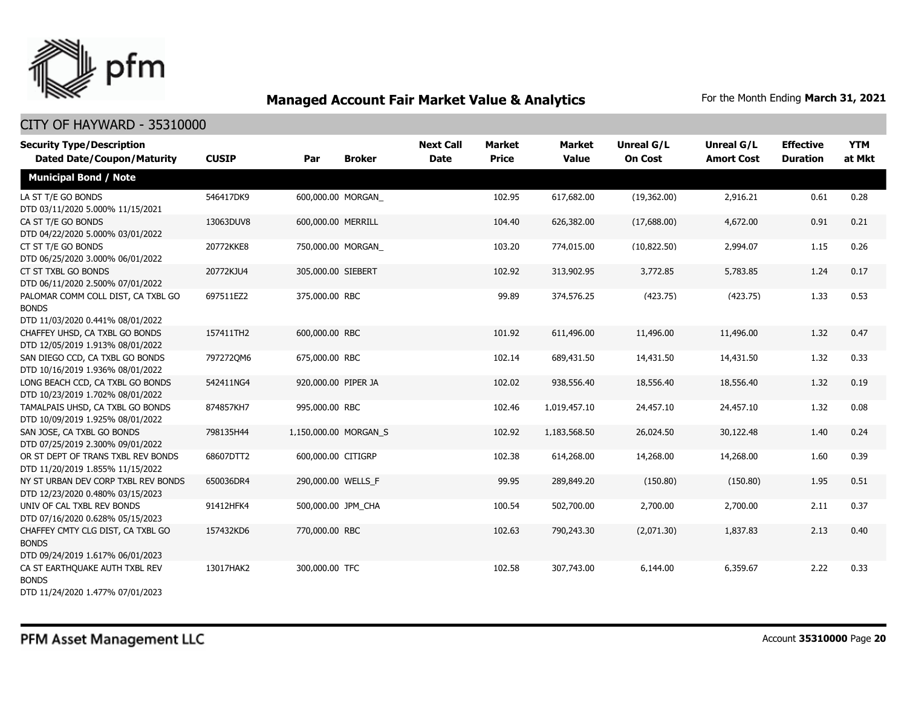## Managed Account Fair Market Value & Analytics

For the Month Ending **March 31, 2021**

### CITY OF HAYWARD - 35310000

| Security Type/Description<br>Dated Date/Coupon/Maturity | CUSIP | Par | Broker | Next Call Date | Market Price | Market Value | Unreal G/L On Cost | Unreal G/L Amort Cost | Effective Duration | YTM at Mkt |
|---|---|---|---|---|---|---|---|---|---|---|
| **Municipal Bond / Note** | | | | | | | | | | |
| LA ST T/E GO BONDS<br>DTD 03/11/2020 5.000% 11/15/2021 | 546417DK9 | 600,000.00 | MORGAN_ | | 102.95 | 617,682.00 | (19,362.00) | 2,916.21 | 0.61 | 0.28 |
| CA ST T/E GO BONDS<br>DTD 04/22/2020 5.000% 03/01/2022 | 13063DUV8 | 600,000.00 | MERRILL | | 104.40 | 626,382.00 | (17,688.00) | 4,672.00 | 0.91 | 0.21 |
| CT ST T/E GO BONDS<br>DTD 06/25/2020 3.000% 06/01/2022 | 20772KKE8 | 750,000.00 | MORGAN_ | | 103.20 | 774,015.00 | (10,822.50) | 2,994.07 | 1.15 | 0.26 |
| CT ST TXBL GO BONDS<br>DTD 06/11/2020 2.500% 07/01/2022 | 20772KJU4 | 305,000.00 | SIEBERT | | 102.92 | 313,902.95 | 3,772.85 | 5,783.85 | 1.24 | 0.17 |
| PALOMAR COMM COLL DIST, CA TXBL GO BONDS<br>DTD 11/03/2020 0.441% 08/01/2022 | 697511EZ2 | 375,000.00 | RBC | | 99.89 | 374,576.25 | (423.75) | (423.75) | 1.33 | 0.53 |
| CHAFFEY UHSD, CA TXBL GO BONDS<br>DTD 12/05/2019 1.913% 08/01/2022 | 157411TH2 | 600,000.00 | RBC | | 101.92 | 611,496.00 | 11,496.00 | 11,496.00 | 1.32 | 0.47 |
| SAN DIEGO CCD, CA TXBL GO BONDS<br>DTD 10/16/2019 1.936% 08/01/2022 | 797272QM6 | 675,000.00 | RBC | | 102.14 | 689,431.50 | 14,431.50 | 14,431.50 | 1.32 | 0.33 |
| LONG BEACH CCD, CA TXBL GO BONDS<br>DTD 10/23/2019 1.702% 08/01/2022 | 542411NG4 | 920,000.00 | PIPER JA | | 102.02 | 938,556.40 | 18,556.40 | 18,556.40 | 1.32 | 0.19 |
| TAMALPAIS UHSD, CA TXBL GO BONDS<br>DTD 10/09/2019 1.925% 08/01/2022 | 874857KH7 | 995,000.00 | RBC | | 102.46 | 1,019,457.10 | 24,457.10 | 24,457.10 | 1.32 | 0.08 |
| SAN JOSE, CA TXBL GO BONDS<br>DTD 07/25/2019 2.300% 09/01/2022 | 798135H44 | 1,150,000.00 | MORGAN_S | | 102.92 | 1,183,568.50 | 26,024.50 | 30,122.48 | 1.40 | 0.24 |
| OR ST DEPT OF TRANS TXBL REV BONDS<br>DTD 11/20/2019 1.855% 11/15/2022 | 68607DTT2 | 600,000.00 | CITIGRP | | 102.38 | 614,268.00 | 14,268.00 | 14,268.00 | 1.60 | 0.39 |
| NY ST URBAN DEV CORP TXBL REV BONDS<br>DTD 12/23/2020 0.480% 03/15/2023 | 650036DR4 | 290,000.00 | WELLS_F | | 99.95 | 289,849.20 | (150.80) | (150.80) | 1.95 | 0.51 |
| UNIV OF CAL TXBL REV BONDS<br>DTD 07/16/2020 0.628% 05/15/2023 | 91412HFK4 | 500,000.00 | JPM_CHA | | 100.54 | 502,700.00 | 2,700.00 | 2,700.00 | 2.11 | 0.37 |
| CHAFFEY CMTY CLG DIST, CA TXBL GO BONDS<br>DTD 09/24/2019 1.617% 06/01/2023 | 157432KD6 | 770,000.00 | RBC | | 102.63 | 790,243.30 | (2,071.30) | 1,837.83 | 2.13 | 0.40 |
| CA ST EARTHQUAKE AUTH TXBL REV BONDS<br>DTD 11/24/2020 1.477% 07/01/2023 | 13017HAK2 | 300,000.00 | TFC | | 102.58 | 307,743.00 | 6,144.00 | 6,359.67 | 2.22 | 0.33 |

PFM Asset Management LLC

Account **35310000**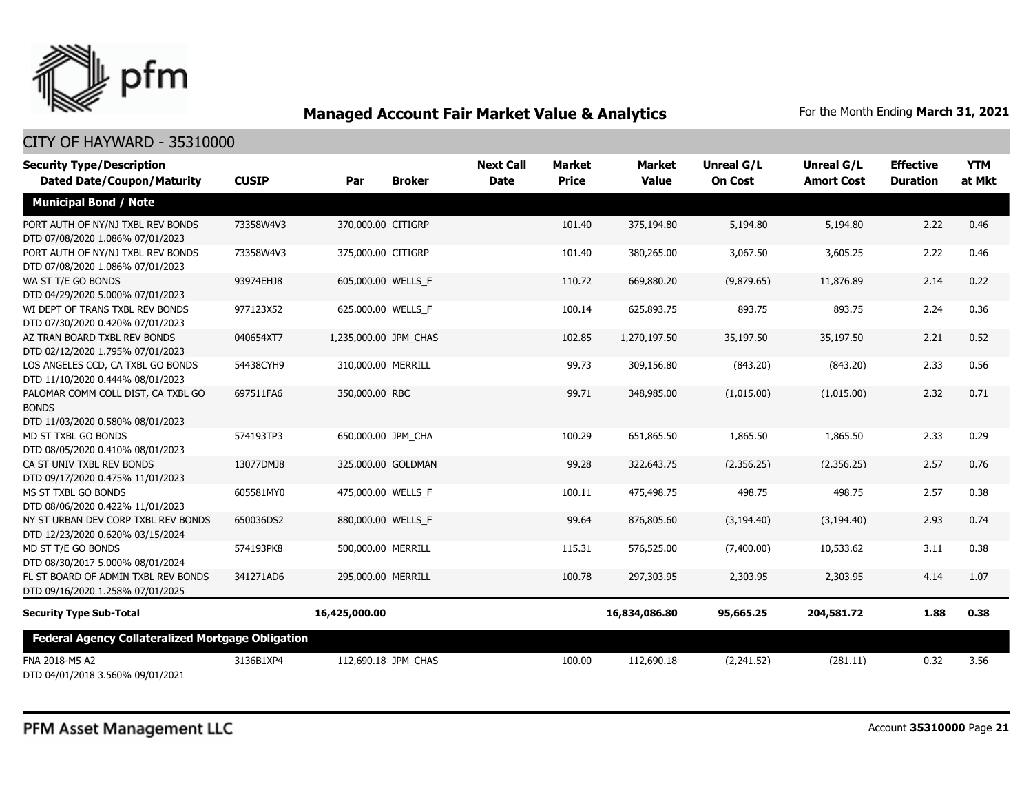## Managed Account Fair Market Value & Analytics

For the Month Ending **March 31, 2021**

CITY OF HAYWARD - 35310000

| Security Type/Description Dated Date/Coupon/Maturity | CUSIP | Par | Broker | Next Call Date | Market Price | Market Value | Unreal G/L On Cost | Unreal G/L Amort Cost | Effective Duration | YTM at Mkt |
|---|---|---|---|---|---|---|---|---|---|---|
| **Municipal Bond / Note** | | | | | | | | | | |
| PORT AUTH OF NY/NJ TXBL REV BONDS DTD 07/08/2020 1.086% 07/01/2023 | 73358W4V3 | 370,000.00 | CITIGRP | | 101.40 | 375,194.80 | 5,194.80 | 5,194.80 | 2.22 | 0.46 |
| PORT AUTH OF NY/NJ TXBL REV BONDS DTD 07/08/2020 1.086% 07/01/2023 | 73358W4V3 | 375,000.00 | CITIGRP | | 101.40 | 380,265.00 | 3,067.50 | 3,605.25 | 2.22 | 0.46 |
| WA ST T/E GO BONDS DTD 04/29/2020 5.000% 07/01/2023 | 93974EHJ8 | 605,000.00 | WELLS_F | | 110.72 | 669,880.20 | (9,879.65) | 11,876.89 | 2.14 | 0.22 |
| WI DEPT OF TRANS TXBL REV BONDS DTD 07/30/2020 0.420% 07/01/2023 | 977123X52 | 625,000.00 | WELLS_F | | 100.14 | 625,893.75 | 893.75 | 893.75 | 2.24 | 0.36 |
| AZ TRAN BOARD TXBL REV BONDS DTD 02/12/2020 1.795% 07/01/2023 | 040654XT7 | 1,235,000.00 | JPM_CHAS | | 102.85 | 1,270,197.50 | 35,197.50 | 35,197.50 | 2.21 | 0.52 |
| LOS ANGELES CCD, CA TXBL GO BONDS DTD 11/10/2020 0.444% 08/01/2023 | 54438CYH9 | 310,000.00 | MERRILL | | 99.73 | 309,156.80 | (843.20) | (843.20) | 2.33 | 0.56 |
| PALOMAR COMM COLL DIST, CA TXBL GO BONDS DTD 11/03/2020 0.580% 08/01/2023 | 697511FA6 | 350,000.00 | RBC | | 99.71 | 348,985.00 | (1,015.00) | (1,015.00) | 2.32 | 0.71 |
| MD ST TXBL GO BONDS DTD 08/05/2020 0.410% 08/01/2023 | 574193TP3 | 650,000.00 | JPM_CHA | | 100.29 | 651,865.50 | 1,865.50 | 1,865.50 | 2.33 | 0.29 |
| CA ST UNIV TXBL REV BONDS DTD 09/17/2020 0.475% 11/01/2023 | 13077DMJ8 | 325,000.00 | GOLDMAN | | 99.28 | 322,643.75 | (2,356.25) | (2,356.25) | 2.57 | 0.76 |
| MS ST TXBL GO BONDS DTD 08/06/2020 0.422% 11/01/2023 | 605581MY0 | 475,000.00 | WELLS_F | | 100.11 | 475,498.75 | 498.75 | 498.75 | 2.57 | 0.38 |
| NY ST URBAN DEV CORP TXBL REV BONDS DTD 12/23/2020 0.620% 03/15/2024 | 650036DS2 | 880,000.00 | WELLS_F | | 99.64 | 876,805.60 | (3,194.40) | (3,194.40) | 2.93 | 0.74 |
| MD ST T/E GO BONDS DTD 08/30/2017 5.000% 08/01/2024 | 574193PK8 | 500,000.00 | MERRILL | | 115.31 | 576,525.00 | (7,400.00) | 10,533.62 | 3.11 | 0.38 |
| FL ST BOARD OF ADMIN TXBL REV BONDS DTD 09/16/2020 1.258% 07/01/2025 | 341271AD6 | 295,000.00 | MERRILL | | 100.78 | 297,303.95 | 2,303.95 | 2,303.95 | 4.14 | 1.07 |
| **Security Type Sub-Total** | | **16,425,000.00** | | | | **16,834,086.80** | **95,665.25** | **204,581.72** | **1.88** | **0.38** |
| **Federal Agency Collateralized Mortgage Obligation** | | | | | | | | | | |
| FNA 2018-M5 A2 DTD 04/01/2018 3.560% 09/01/2021 | 3136B1XP4 | 112,690.18 | JPM_CHAS | | 100.00 | 112,690.18 | (2,241.52) | (281.11) | 0.32 | 3.56 |

PFM Asset Management LLC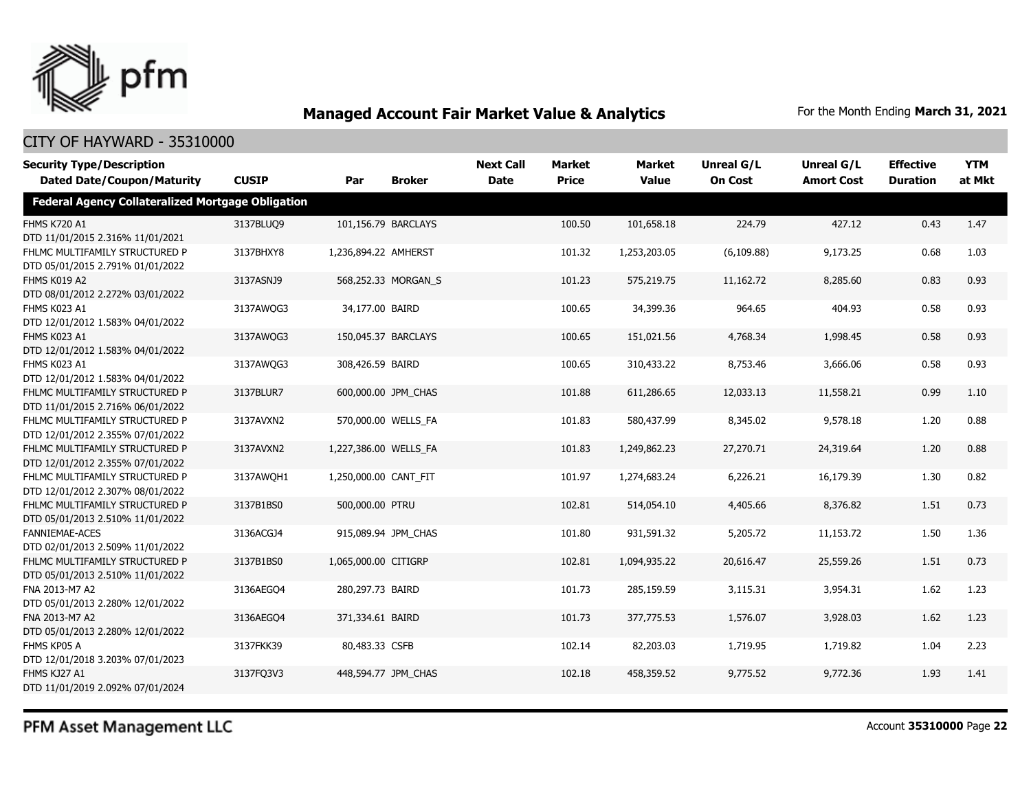# Managed Account Fair Market Value & Analytics

For the Month Ending **March 31, 2021**

## CITY OF HAYWARD - 35310000

| Security Type/Description<br>Dated Date/Coupon/Maturity | CUSIP | Par | Broker | Next Call Date | Market Price | Market Value | Unreal G/L On Cost | Unreal G/L Amort Cost | Effective Duration | YTM at Mkt |
|---|---|---|---|---|---|---|---|---|---|---|
| **Federal Agency Collateralized Mortgage Obligation** | | | | | | | | | | |
| FHMS K720 A1<br>DTD 11/01/2015 2.316% 11/01/2021 | 3137BLUQ9 | 101,156.79 | BARCLAYS | | 100.50 | 101,658.18 | 224.79 | 427.12 | 0.43 | 1.47 |
| FHLMC MULTIFAMILY STRUCTURED P<br>DTD 05/01/2015 2.791% 01/01/2022 | 3137BHXY8 | 1,236,894.22 | AMHERST | | 101.32 | 1,253,203.05 | (6,109.88) | 9,173.25 | 0.68 | 1.03 |
| FHMS K019 A2<br>DTD 08/01/2012 2.272% 03/01/2022 | 3137ASNJ9 | 568,252.33 | MORGAN_S | | 101.23 | 575,219.75 | 11,162.72 | 8,285.60 | 0.83 | 0.93 |
| FHMS K023 A1<br>DTD 12/01/2012 1.583% 04/01/2022 | 3137AWQG3 | 34,177.00 | BAIRD | | 100.65 | 34,399.36 | 964.65 | 404.93 | 0.58 | 0.93 |
| FHMS K023 A1<br>DTD 12/01/2012 1.583% 04/01/2022 | 3137AWQG3 | 150,045.37 | BARCLAYS | | 100.65 | 151,021.56 | 4,768.34 | 1,998.45 | 0.58 | 0.93 |
| FHMS K023 A1<br>DTD 12/01/2012 1.583% 04/01/2022 | 3137AWQG3 | 308,426.59 | BAIRD | | 100.65 | 310,433.22 | 8,753.46 | 3,666.06 | 0.58 | 0.93 |
| FHLMC MULTIFAMILY STRUCTURED P<br>DTD 11/01/2015 2.716% 06/01/2022 | 3137BLUR7 | 600,000.00 | JPM_CHAS | | 101.88 | 611,286.65 | 12,033.13 | 11,558.21 | 0.99 | 1.10 |
| FHLMC MULTIFAMILY STRUCTURED P<br>DTD 12/01/2012 2.355% 07/01/2022 | 3137AVXN2 | 570,000.00 | WELLS_FA | | 101.83 | 580,437.99 | 8,345.02 | 9,578.18 | 1.20 | 0.88 |
| FHLMC MULTIFAMILY STRUCTURED P<br>DTD 12/01/2012 2.355% 07/01/2022 | 3137AVXN2 | 1,227,386.00 | WELLS_FA | | 101.83 | 1,249,862.23 | 27,270.71 | 24,319.64 | 1.20 | 0.88 |
| FHLMC MULTIFAMILY STRUCTURED P<br>DTD 12/01/2012 2.307% 08/01/2022 | 3137AWQH1 | 1,250,000.00 | CANT_FIT | | 101.97 | 1,274,683.24 | 6,226.21 | 16,179.39 | 1.30 | 0.82 |
| FHLMC MULTIFAMILY STRUCTURED P<br>DTD 05/01/2013 2.510% 11/01/2022 | 3137B1BS0 | 500,000.00 | PTRU | | 102.81 | 514,054.10 | 4,405.66 | 8,376.82 | 1.51 | 0.73 |
| FANNIEMAE-ACES<br>DTD 02/01/2013 2.509% 11/01/2022 | 3136ACGJ4 | 915,089.94 | JPM_CHAS | | 101.80 | 931,591.32 | 5,205.72 | 11,153.72 | 1.50 | 1.36 |
| FHLMC MULTIFAMILY STRUCTURED P<br>DTD 05/01/2013 2.510% 11/01/2022 | 3137B1BS0 | 1,065,000.00 | CITIGRP | | 102.81 | 1,094,935.22 | 20,616.47 | 25,559.26 | 1.51 | 0.73 |
| FNA 2013-M7 A2<br>DTD 05/01/2013 2.280% 12/01/2022 | 3136AEGO4 | 280,297.73 | BAIRD | | 101.73 | 285,159.59 | 3,115.31 | 3,954.31 | 1.62 | 1.23 |
| FNA 2013-M7 A2<br>DTD 05/01/2013 2.280% 12/01/2022 | 3136AEGO4 | 371,334.61 | BAIRD | | 101.73 | 377,775.53 | 1,576.07 | 3,928.03 | 1.62 | 1.23 |
| FHMS KP05 A<br>DTD 12/01/2018 3.203% 07/01/2023 | 3137FKK39 | 80,483.33 | CSFB | | 102.14 | 82,203.03 | 1,719.95 | 1,719.82 | 1.04 | 2.23 |
| FHMS KJ27 A1<br>DTD 11/01/2019 2.092% 07/01/2024 | 3137FQ3V3 | 448,594.77 | JPM_CHAS | | 102.18 | 458,359.52 | 9,775.52 | 9,772.36 | 1.93 | 1.41 |

PFM Asset Management LLC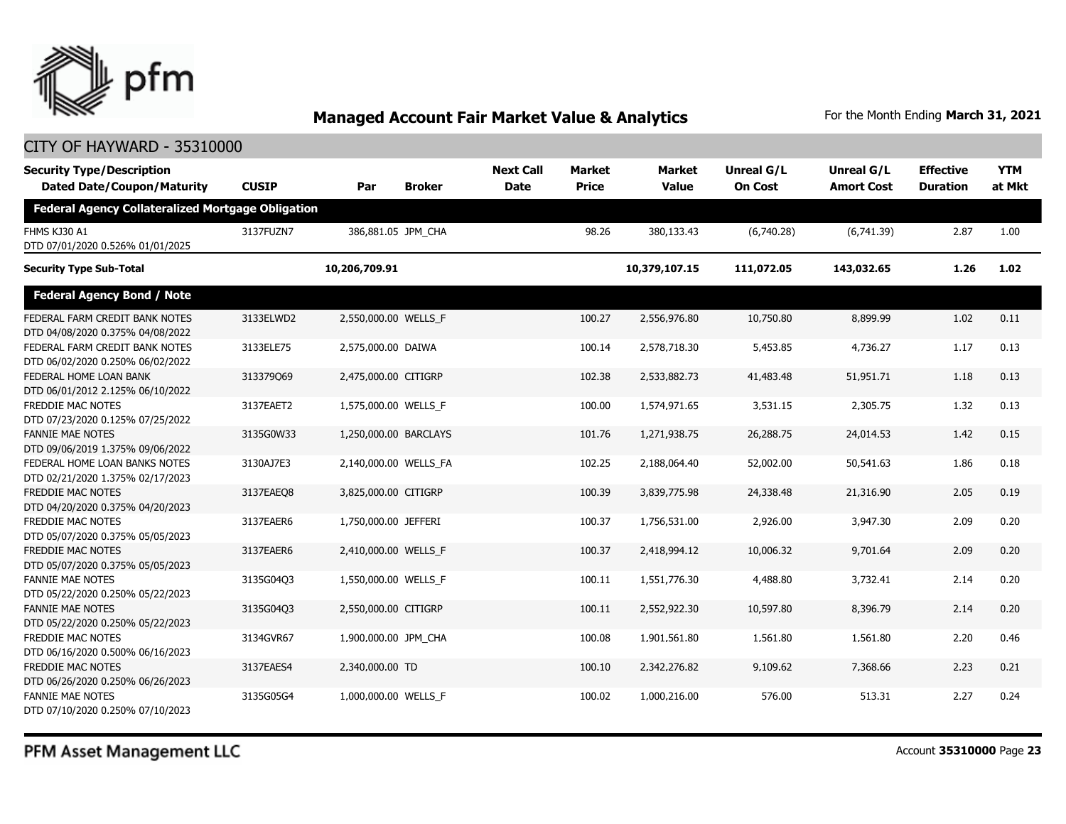## Managed Account Fair Market Value & Analytics

For the Month Ending **March 31, 2021**

CITY OF HAYWARD - 35310000

| Security Type/Description Dated Date/Coupon/Maturity | CUSIP | Par | Broker | Next Call Date | Market Price | Market Value | Unreal G/L On Cost | Unreal G/L Amort Cost | Effective Duration | YTM at Mkt |
|---|---|---|---|---|---|---|---|---|---|---|
| **Federal Agency Collateralized Mortgage Obligation** | | | | | | | | | | |
| FHMS KJ30 A1 DTD 07/01/2020 0.526% 01/01/2025 | 3137FUZN7 | 386,881.05 | JPM_CHA | | 98.26 | 380,133.43 | (6,740.28) | (6,741.39) | 2.87 | 1.00 |
| **Security Type Sub-Total** | | **10,206,709.91** | | | | **10,379,107.15** | **111,072.05** | **143,032.65** | **1.26** | **1.02** |
| **Federal Agency Bond / Note** | | | | | | | | | | |
| FEDERAL FARM CREDIT BANK NOTES DTD 04/08/2020 0.375% 04/08/2022 | 3133ELWD2 | 2,550,000.00 | WELLS_F | | 100.27 | 2,556,976.80 | 10,750.80 | 8,899.99 | 1.02 | 0.11 |
| FEDERAL FARM CREDIT BANK NOTES DTD 06/02/2020 0.250% 06/02/2022 | 3133ELE75 | 2,575,000.00 | DAIWA | | 100.14 | 2,578,718.30 | 5,453.85 | 4,736.27 | 1.17 | 0.13 |
| FEDERAL HOME LOAN BANK DTD 06/01/2012 2.125% 06/10/2022 | 313379Q69 | 2,475,000.00 | CITIGRP | | 102.38 | 2,533,882.73 | 41,483.48 | 51,951.71 | 1.18 | 0.13 |
| FREDDIE MAC NOTES DTD 07/23/2020 0.125% 07/25/2022 | 3137EAET2 | 1,575,000.00 | WELLS_F | | 100.00 | 1,574,971.65 | 3,531.15 | 2,305.75 | 1.32 | 0.13 |
| FANNIE MAE NOTES DTD 09/06/2019 1.375% 09/06/2022 | 3135G0W33 | 1,250,000.00 | BARCLAYS | | 101.76 | 1,271,938.75 | 26,288.75 | 24,014.53 | 1.42 | 0.15 |
| FEDERAL HOME LOAN BANKS NOTES DTD 02/21/2020 1.375% 02/17/2023 | 3130AJ7E3 | 2,140,000.00 | WELLS_FA | | 102.25 | 2,188,064.40 | 52,002.00 | 50,541.63 | 1.86 | 0.18 |
| FREDDIE MAC NOTES DTD 04/20/2020 0.375% 04/20/2023 | 3137EAEQ8 | 3,825,000.00 | CITIGRP | | 100.39 | 3,839,775.98 | 24,338.48 | 21,316.90 | 2.05 | 0.19 |
| FREDDIE MAC NOTES DTD 05/07/2020 0.375% 05/05/2023 | 3137EAER6 | 1,750,000.00 | JEFFERI | | 100.37 | 1,756,531.00 | 2,926.00 | 3,947.30 | 2.09 | 0.20 |
| FREDDIE MAC NOTES DTD 05/07/2020 0.375% 05/05/2023 | 3137EAER6 | 2,410,000.00 | WELLS_F | | 100.37 | 2,418,994.12 | 10,006.32 | 9,701.64 | 2.09 | 0.20 |
| FANNIE MAE NOTES DTD 05/22/2020 0.250% 05/22/2023 | 3135G04Q3 | 1,550,000.00 | WELLS_F | | 100.11 | 1,551,776.30 | 4,488.80 | 3,732.41 | 2.14 | 0.20 |
| FANNIE MAE NOTES DTD 05/22/2020 0.250% 05/22/2023 | 3135G04Q3 | 2,550,000.00 | CITIGRP | | 100.11 | 2,552,922.30 | 10,597.80 | 8,396.79 | 2.14 | 0.20 |
| FREDDIE MAC NOTES DTD 06/16/2020 0.500% 06/16/2023 | 3134GVR67 | 1,900,000.00 | JPM_CHA | | 100.08 | 1,901,561.80 | 1,561.80 | 1,561.80 | 2.20 | 0.46 |
| FREDDIE MAC NOTES DTD 06/26/2020 0.250% 06/26/2023 | 3137EAES4 | 2,340,000.00 | TD | | 100.10 | 2,342,276.82 | 9,109.62 | 7,368.66 | 2.23 | 0.21 |
| FANNIE MAE NOTES DTD 07/10/2020 0.250% 07/10/2023 | 3135G05G4 | 1,000,000.00 | WELLS_F | | 100.02 | 1,000,216.00 | 576.00 | 513.31 | 2.27 | 0.24 |

PFM Asset Management LLC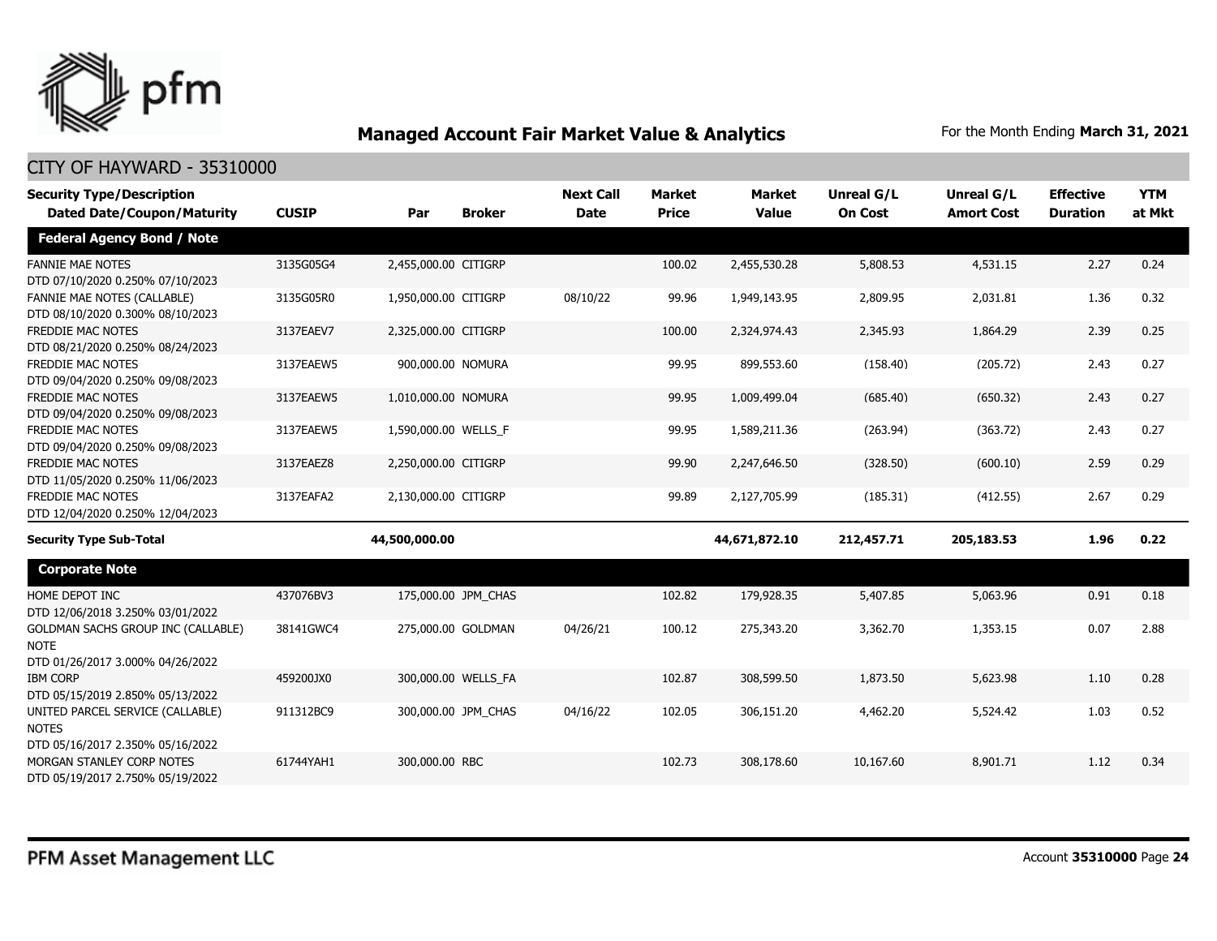## Managed Account Fair Market Value & Analytics

For the Month Ending **March 31, 2021**

CITY OF HAYWARD - 35310000

| Security Type/Description Dated Date/Coupon/Maturity | CUSIP | Par | Broker | Next Call Date | Market Price | Market Value | Unreal G/L On Cost | Unreal G/L Amort Cost | Effective Duration | YTM at Mkt |
|---|---|---|---|---|---|---|---|---|---|---|
| **Federal Agency Bond / Note** | | | | | | | | | | |
| FANNIE MAE NOTES DTD 07/10/2020 0.250% 07/10/2023 | 3135G05G4 | 2,455,000.00 | CITIGRP | | 100.02 | 2,455,530.28 | 5,808.53 | 4,531.15 | 2.27 | 0.24 |
| FANNIE MAE NOTES (CALLABLE) DTD 08/10/2020 0.300% 08/10/2023 | 3135G05R0 | 1,950,000.00 | CITIGRP | 08/10/22 | 99.96 | 1,949,143.95 | 2,809.95 | 2,031.81 | 1.36 | 0.32 |
| FREDDIE MAC NOTES DTD 08/21/2020 0.250% 08/24/2023 | 3137EAEV7 | 2,325,000.00 | CITIGRP | | 100.00 | 2,324,974.43 | 2,345.93 | 1,864.29 | 2.39 | 0.25 |
| FREDDIE MAC NOTES DTD 09/04/2020 0.250% 09/08/2023 | 3137EAEW5 | 900,000.00 | NOMURA | | 99.95 | 899,553.60 | (158.40) | (205.72) | 2.43 | 0.27 |
| FREDDIE MAC NOTES DTD 09/04/2020 0.250% 09/08/2023 | 3137EAEW5 | 1,010,000.00 | NOMURA | | 99.95 | 1,009,499.04 | (685.40) | (650.32) | 2.43 | 0.27 |
| FREDDIE MAC NOTES DTD 09/04/2020 0.250% 09/08/2023 | 3137EAEW5 | 1,590,000.00 | WELLS_F | | 99.95 | 1,589,211.36 | (263.94) | (363.72) | 2.43 | 0.27 |
| FREDDIE MAC NOTES DTD 11/05/2020 0.250% 11/06/2023 | 3137EAEZ8 | 2,250,000.00 | CITIGRP | | 99.90 | 2,247,646.50 | (328.50) | (600.10) | 2.59 | 0.29 |
| FREDDIE MAC NOTES DTD 12/04/2020 0.250% 12/04/2023 | 3137EAFA2 | 2,130,000.00 | CITIGRP | | 99.89 | 2,127,705.99 | (185.31) | (412.55) | 2.67 | 0.29 |
| **Security Type Sub-Total** | | **44,500,000.00** | | | | **44,671,872.10** | **212,457.71** | **205,183.53** | **1.96** | **0.22** |
| **Corporate Note** | | | | | | | | | | |
| HOME DEPOT INC DTD 12/06/2018 3.250% 03/01/2022 | 437076BV3 | 175,000.00 | JPM_CHAS | | 102.82 | 179,928.35 | 5,407.85 | 5,063.96 | 0.91 | 0.18 |
| GOLDMAN SACHS GROUP INC (CALLABLE) NOTE DTD 01/26/2017 3.000% 04/26/2022 | 38141GWC4 | 275,000.00 | GOLDMAN | 04/26/21 | 100.12 | 275,343.20 | 3,362.70 | 1,353.15 | 0.07 | 2.88 |
| IBM CORP DTD 05/15/2019 2.850% 05/13/2022 | 459200JX0 | 300,000.00 | WELLS_FA | | 102.87 | 308,599.50 | 1,873.50 | 5,623.98 | 1.10 | 0.28 |
| UNITED PARCEL SERVICE (CALLABLE) NOTES DTD 05/16/2017 2.350% 05/16/2022 | 911312BC9 | 300,000.00 | JPM_CHAS | 04/16/22 | 102.05 | 306,151.20 | 4,462.20 | 5,524.42 | 1.03 | 0.52 |
| MORGAN STANLEY CORP NOTES DTD 05/19/2017 2.750% 05/19/2022 | 61744YAH1 | 300,000.00 | RBC | | 102.73 | 308,178.60 | 10,167.60 | 8,901.71 | 1.12 | 0.34 |

PFM Asset Management LLC

Account **35310000**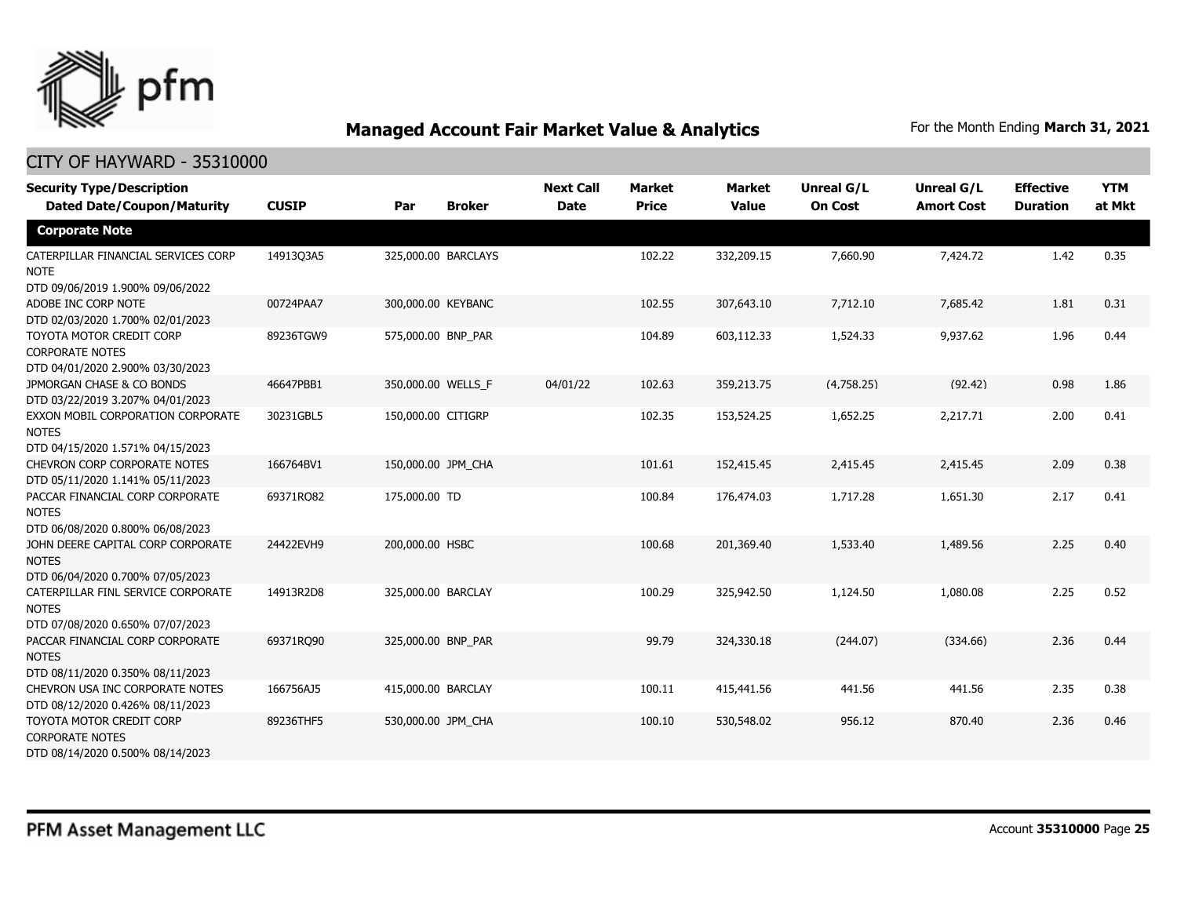# Managed Account Fair Market Value & Analytics

For the Month Ending **March 31, 2021**

## CITY OF HAYWARD - 35310000

| Security Type/Description<br>Dated Date/Coupon/Maturity | CUSIP | Par | Broker | Next Call Date | Market Price | Market Value | Unreal G/L On Cost | Unreal G/L Amort Cost | Effective Duration | YTM at Mkt |
|---|---|---|---|---|---|---|---|---|---|---|
| **Corporate Note** | | | | | | | | | | |
| CATERPILLAR FINANCIAL SERVICES CORP NOTE<br>DTD 09/06/2019 1.900% 09/06/2022 | 14913Q3A5 | 325,000.00 | BARCLAYS | | 102.22 | 332,209.15 | 7,660.90 | 7,424.72 | 1.42 | 0.35 |
| ADOBE INC CORP NOTE<br>DTD 02/03/2020 1.700% 02/01/2023 | 00724PAA7 | 300,000.00 | KEYBANC | | 102.55 | 307,643.10 | 7,712.10 | 7,685.42 | 1.81 | 0.31 |
| TOYOTA MOTOR CREDIT CORP CORPORATE NOTES<br>DTD 04/01/2020 2.900% 03/30/2023 | 89236TGW9 | 575,000.00 | BNP_PAR | | 104.89 | 603,112.33 | 1,524.33 | 9,937.62 | 1.96 | 0.44 |
| JPMORGAN CHASE & CO BONDS<br>DTD 03/22/2019 3.207% 04/01/2023 | 46647PBB1 | 350,000.00 | WELLS_F | 04/01/22 | 102.63 | 359,213.75 | (4,758.25) | (92.42) | 0.98 | 1.86 |
| EXXON MOBIL CORPORATION CORPORATE NOTES<br>DTD 04/15/2020 1.571% 04/15/2023 | 30231GBL5 | 150,000.00 | CITIGRP | | 102.35 | 153,524.25 | 1,652.25 | 2,217.71 | 2.00 | 0.41 |
| CHEVRON CORP CORPORATE NOTES<br>DTD 05/11/2020 1.141% 05/11/2023 | 166764BV1 | 150,000.00 | JPM_CHA | | 101.61 | 152,415.45 | 2,415.45 | 2,415.45 | 2.09 | 0.38 |
| PACCAR FINANCIAL CORP CORPORATE NOTES<br>DTD 06/08/2020 0.800% 06/08/2023 | 69371RQ82 | 175,000.00 | TD | | 100.84 | 176,474.03 | 1,717.28 | 1,651.30 | 2.17 | 0.41 |
| JOHN DEERE CAPITAL CORP CORPORATE NOTES<br>DTD 06/04/2020 0.700% 07/05/2023 | 24422EVH9 | 200,000.00 | HSBC | | 100.68 | 201,369.40 | 1,533.40 | 1,489.56 | 2.25 | 0.40 |
| CATERPILLAR FINL SERVICE CORPORATE NOTES<br>DTD 07/08/2020 0.650% 07/07/2023 | 14913R2D8 | 325,000.00 | BARCLAY | | 100.29 | 325,942.50 | 1,124.50 | 1,080.08 | 2.25 | 0.52 |
| PACCAR FINANCIAL CORP CORPORATE NOTES<br>DTD 08/11/2020 0.350% 08/11/2023 | 69371RQ90 | 325,000.00 | BNP_PAR | | 99.79 | 324,330.18 | (244.07) | (334.66) | 2.36 | 0.44 |
| CHEVRON USA INC CORPORATE NOTES<br>DTD 08/12/2020 0.426% 08/11/2023 | 166756AJ5 | 415,000.00 | BARCLAY | | 100.11 | 415,441.56 | 441.56 | 441.56 | 2.35 | 0.38 |
| TOYOTA MOTOR CREDIT CORP CORPORATE NOTES<br>DTD 08/14/2020 0.500% 08/14/2023 | 89236THF5 | 530,000.00 | JPM_CHA | | 100.10 | 530,548.02 | 956.12 | 870.40 | 2.36 | 0.46 |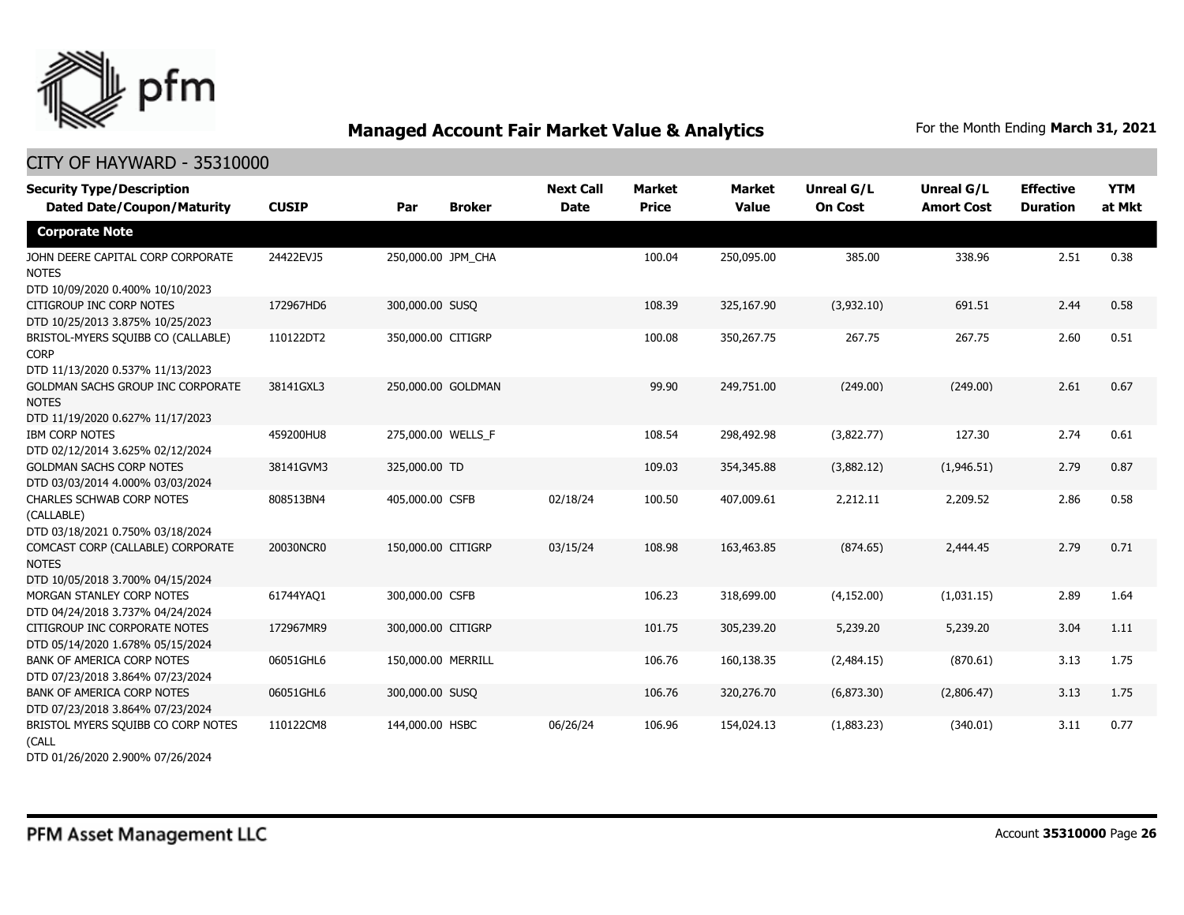## Managed Account Fair Market Value & Analytics

For the Month Ending **March 31, 2021**

CITY OF HAYWARD - 35310000

| Security Type/Description Dated Date/Coupon/Maturity | CUSIP | Par | Broker | Next Call Date | Market Price | Market Value | Unreal G/L On Cost | Unreal G/L Amort Cost | Effective Duration | YTM at Mkt |
|---|---|---|---|---|---|---|---|---|---|---|
| **Corporate Note** | | | | | | | | | | |
| JOHN DEERE CAPITAL CORP CORPORATE NOTES DTD 10/09/2020 0.400% 10/10/2023 | 24422EVJ5 | 250,000.00 | JPM_CHA | | 100.04 | 250,095.00 | 385.00 | 338.96 | 2.51 | 0.38 |
| CITIGROUP INC CORP NOTES DTD 10/25/2013 3.875% 10/25/2023 | 172967HD6 | 300,000.00 | SUSQ | | 108.39 | 325,167.90 | (3,932.10) | 691.51 | 2.44 | 0.58 |
| BRISTOL-MYERS SQUIBB CO (CALLABLE) CORP DTD 11/13/2020 0.537% 11/13/2023 | 110122DT2 | 350,000.00 | CITIGRP | | 100.08 | 350,267.75 | 267.75 | 267.75 | 2.60 | 0.51 |
| GOLDMAN SACHS GROUP INC CORPORATE NOTES DTD 11/19/2020 0.627% 11/17/2023 | 38141GXL3 | 250,000.00 | GOLDMAN | | 99.90 | 249,751.00 | (249.00) | (249.00) | 2.61 | 0.67 |
| IBM CORP NOTES DTD 02/12/2014 3.625% 02/12/2024 | 459200HU8 | 275,000.00 | WELLS_F | | 108.54 | 298,492.98 | (3,822.77) | 127.30 | 2.74 | 0.61 |
| GOLDMAN SACHS CORP NOTES DTD 03/03/2014 4.000% 03/03/2024 | 38141GVM3 | 325,000.00 | TD | | 109.03 | 354,345.88 | (3,882.12) | (1,946.51) | 2.79 | 0.87 |
| CHARLES SCHWAB CORP NOTES (CALLABLE) DTD 03/18/2021 0.750% 03/18/2024 | 808513BN4 | 405,000.00 | CSFB | 02/18/24 | 100.50 | 407,009.61 | 2,212.11 | 2,209.52 | 2.86 | 0.58 |
| COMCAST CORP (CALLABLE) CORPORATE NOTES DTD 10/05/2018 3.700% 04/15/2024 | 20030NCR0 | 150,000.00 | CITIGRP | 03/15/24 | 108.98 | 163,463.85 | (874.65) | 2,444.45 | 2.79 | 0.71 |
| MORGAN STANLEY CORP NOTES DTD 04/24/2018 3.737% 04/24/2024 | 61744YAQ1 | 300,000.00 | CSFB | | 106.23 | 318,699.00 | (4,152.00) | (1,031.15) | 2.89 | 1.64 |
| CITIGROUP INC CORPORATE NOTES DTD 05/14/2020 1.678% 05/15/2024 | 172967MR9 | 300,000.00 | CITIGRP | | 101.75 | 305,239.20 | 5,239.20 | 5,239.20 | 3.04 | 1.11 |
| BANK OF AMERICA CORP NOTES DTD 07/23/2018 3.864% 07/23/2024 | 06051GHL6 | 150,000.00 | MERRILL | | 106.76 | 160,138.35 | (2,484.15) | (870.61) | 3.13 | 1.75 |
| BANK OF AMERICA CORP NOTES DTD 07/23/2018 3.864% 07/23/2024 | 06051GHL6 | 300,000.00 | SUSQ | | 106.76 | 320,276.70 | (6,873.30) | (2,806.47) | 3.13 | 1.75 |
| BRISTOL MYERS SQUIBB CO CORP NOTES (CALL DTD 01/26/2020 2.900% 07/26/2024 | 110122CM8 | 144,000.00 | HSBC | 06/26/24 | 106.96 | 154,024.13 | (1,883.23) | (340.01) | 3.11 | 0.77 |

PFM Asset Management LLC

Account **35310000**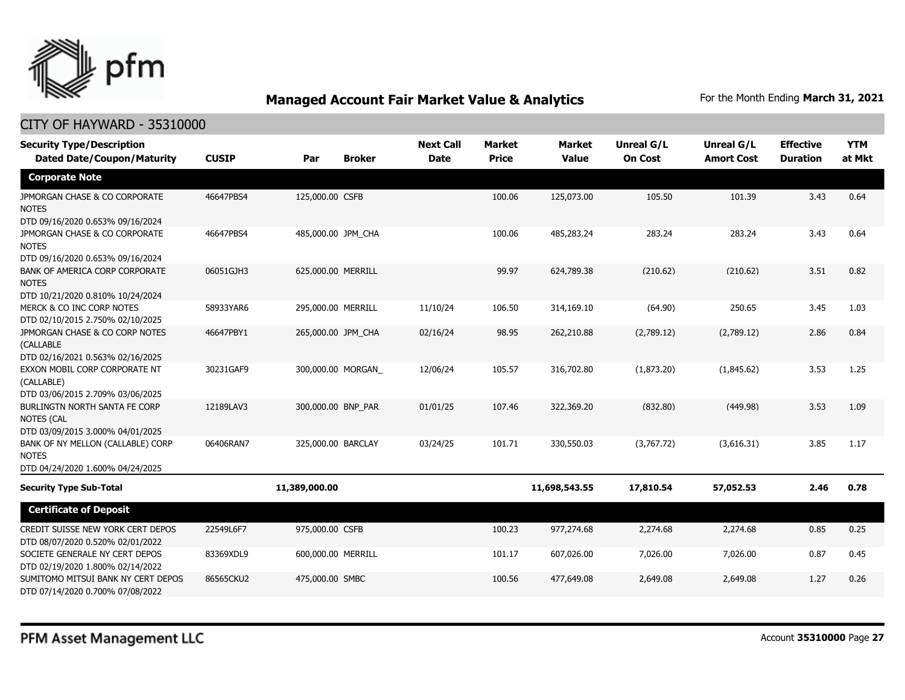## Managed Account Fair Market Value & Analytics

For the Month Ending **March 31, 2021**

### CITY OF HAYWARD - 35310000

| Security Type/Description Dated Date/Coupon/Maturity | CUSIP | Par | Broker | Next Call Date | Market Price | Market Value | Unreal G/L On Cost | Unreal G/L Amort Cost | Effective Duration | YTM at Mkt |
|---|---|---|---|---|---|---|---|---|---|---|
| **Corporate Note** | | | | | | | | | | |
| JPMORGAN CHASE & CO CORPORATE NOTES DTD 09/16/2020 0.653% 09/16/2024 | 46647PBS4 | 125,000.00 | CSFB | | 100.06 | 125,073.00 | 105.50 | 101.39 | 3.43 | 0.64 |
| JPMORGAN CHASE & CO CORPORATE NOTES DTD 09/16/2020 0.653% 09/16/2024 | 46647PBS4 | 485,000.00 | JPM_CHA | | 100.06 | 485,283.24 | 283.24 | 283.24 | 3.43 | 0.64 |
| BANK OF AMERICA CORP CORPORATE NOTES DTD 10/21/2020 0.810% 10/24/2024 | 06051GJH3 | 625,000.00 | MERRILL | | 99.97 | 624,789.38 | (210.62) | (210.62) | 3.51 | 0.82 |
| MERCK & CO INC CORP NOTES DTD 02/10/2015 2.750% 02/10/2025 | 58933YAR6 | 295,000.00 | MERRILL | 11/10/24 | 106.50 | 314,169.10 | (64.90) | 250.65 | 3.45 | 1.03 |
| JPMORGAN CHASE & CO CORP NOTES (CALLABLE DTD 02/16/2021 0.563% 02/16/2025 | 46647PBY1 | 265,000.00 | JPM_CHA | 02/16/24 | 98.95 | 262,210.88 | (2,789.12) | (2,789.12) | 2.86 | 0.84 |
| EXXON MOBIL CORP CORPORATE NT (CALLABLE) DTD 03/06/2015 2.709% 03/06/2025 | 30231GAF9 | 300,000.00 | MORGAN_ | 12/06/24 | 105.57 | 316,702.80 | (1,873.20) | (1,845.62) | 3.53 | 1.25 |
| BURLINGTN NORTH SANTA FE CORP NOTES (CAL DTD 03/09/2015 3.000% 04/01/2025 | 12189LAV3 | 300,000.00 | BNP_PAR | 01/01/25 | 107.46 | 322,369.20 | (832.80) | (449.98) | 3.53 | 1.09 |
| BANK OF NY MELLON (CALLABLE) CORP NOTES DTD 04/24/2020 1.600% 04/24/2025 | 06406RAN7 | 325,000.00 | BARCLAY | 03/24/25 | 101.71 | 330,550.03 | (3,767.72) | (3,616.31) | 3.85 | 1.17 |
| **Security Type Sub-Total** | | **11,389,000.00** | | | | **11,698,543.55** | **17,810.54** | **57,052.53** | **2.46** | **0.78** |
| **Certificate of Deposit** | | | | | | | | | | |
| CREDIT SUISSE NEW YORK CERT DEPOS DTD 08/07/2020 0.520% 02/01/2022 | 22549L6F7 | 975,000.00 | CSFB | | 100.23 | 977,274.68 | 2,274.68 | 2,274.68 | 0.85 | 0.25 |
| SOCIETE GENERALE NY CERT DEPOS DTD 02/19/2020 1.800% 02/14/2022 | 83369XDL9 | 600,000.00 | MERRILL | | 101.17 | 607,026.00 | 7,026.00 | 7,026.00 | 0.87 | 0.45 |
| SUMITOMO MITSUI BANK NY CERT DEPOS DTD 07/14/2020 0.700% 07/08/2022 | 86565CKU2 | 475,000.00 | SMBC | | 100.56 | 477,649.08 | 2,649.08 | 2,649.08 | 1.27 | 0.26 |

PFM Asset Management LLC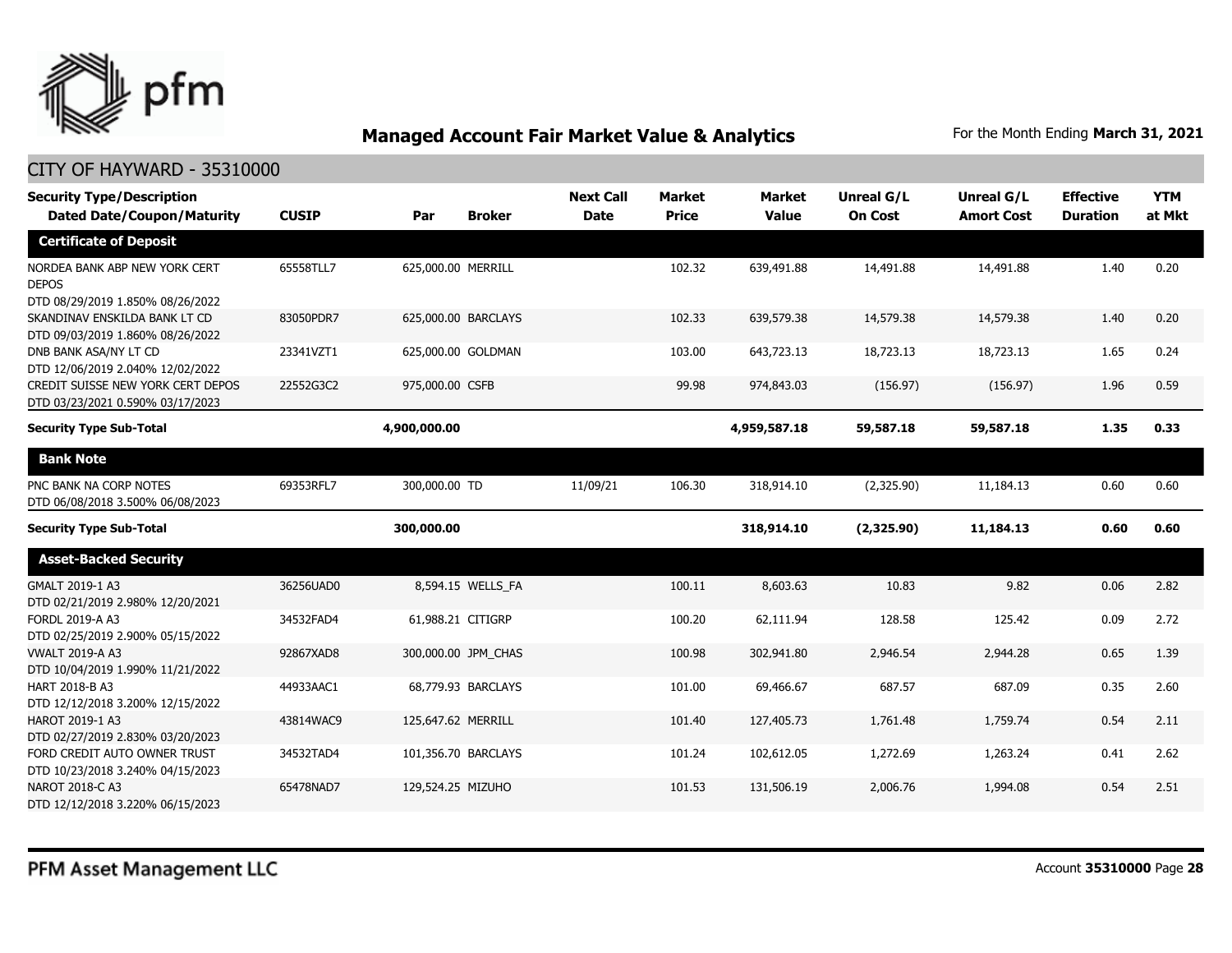## Managed Account Fair Market Value & Analytics

For the Month Ending **March 31, 2021**

CITY OF HAYWARD - 35310000

| Security Type/Description Dated Date/Coupon/Maturity | CUSIP | Par | Broker | Next Call Date | Market Price | Market Value | Unreal G/L On Cost | Unreal G/L Amort Cost | Effective Duration | YTM at Mkt |
|---|---|---|---|---|---|---|---|---|---|---|
| **Certificate of Deposit** | | | | | | | | | | |
| NORDEA BANK ABP NEW YORK CERT DEPOS DTD 08/29/2019 1.850% 08/26/2022 | 65558TLL7 | 625,000.00 | MERRILL | | 102.32 | 639,491.88 | 14,491.88 | 14,491.88 | 1.40 | 0.20 |
| SKANDINAV ENSKILDA BANK LT CD DTD 09/03/2019 1.860% 08/26/2022 | 83050PDR7 | 625,000.00 | BARCLAYS | | 102.33 | 639,579.38 | 14,579.38 | 14,579.38 | 1.40 | 0.20 |
| DNB BANK ASA/NY LT CD DTD 12/06/2019 2.040% 12/02/2022 | 23341VZT1 | 625,000.00 | GOLDMAN | | 103.00 | 643,723.13 | 18,723.13 | 18,723.13 | 1.65 | 0.24 |
| CREDIT SUISSE NEW YORK CERT DEPOS DTD 03/23/2021 0.590% 03/17/2023 | 22552G3C2 | 975,000.00 | CSFB | | 99.98 | 974,843.03 | (156.97) | (156.97) | 1.96 | 0.59 |
| **Security Type Sub-Total** | | **4,900,000.00** | | | | **4,959,587.18** | **59,587.18** | **59,587.18** | **1.35** | **0.33** |
| **Bank Note** | | | | | | | | | | |
| PNC BANK NA CORP NOTES DTD 06/08/2018 3.500% 06/08/2023 | 69353RFL7 | 300,000.00 | TD | 11/09/21 | 106.30 | 318,914.10 | (2,325.90) | 11,184.13 | 0.60 | 0.60 |
| **Security Type Sub-Total** | | **300,000.00** | | | | **318,914.10** | **(2,325.90)** | **11,184.13** | **0.60** | **0.60** |
| **Asset-Backed Security** | | | | | | | | | | |
| GMALT 2019-1 A3 DTD 02/21/2019 2.980% 12/20/2021 | 36256UAD0 | 8,594.15 | WELLS_FA | | 100.11 | 8,603.63 | 10.83 | 9.82 | 0.06 | 2.82 |
| FORDL 2019-A A3 DTD 02/25/2019 2.900% 05/15/2022 | 34532FAD4 | 61,988.21 | CITIGRP | | 100.20 | 62,111.94 | 128.58 | 125.42 | 0.09 | 2.72 |
| VWALT 2019-A A3 DTD 10/04/2019 1.990% 11/21/2022 | 92867XAD8 | 300,000.00 | JPM_CHAS | | 100.98 | 302,941.80 | 2,946.54 | 2,944.28 | 0.65 | 1.39 |
| HART 2018-B A3 DTD 12/12/2018 3.200% 12/15/2022 | 44933AAC1 | 68,779.93 | BARCLAYS | | 101.00 | 69,466.67 | 687.57 | 687.09 | 0.35 | 2.60 |
| HAROT 2019-1 A3 DTD 02/27/2019 2.830% 03/20/2023 | 43814WAC9 | 125,647.62 | MERRILL | | 101.40 | 127,405.73 | 1,761.48 | 1,759.74 | 0.54 | 2.11 |
| FORD CREDIT AUTO OWNER TRUST DTD 10/23/2018 3.240% 04/15/2023 | 34532TAD4 | 101,356.70 | BARCLAYS | | 101.24 | 102,612.05 | 1,272.69 | 1,263.24 | 0.41 | 2.62 |
| NAROT 2018-C A3 DTD 12/12/2018 3.220% 06/15/2023 | 65478NAD7 | 129,524.25 | MIZUHO | | 101.53 | 131,506.19 | 2,006.76 | 1,994.08 | 0.54 | 2.51 |

PFM Asset Management LLC

Account **35310000** Page **28**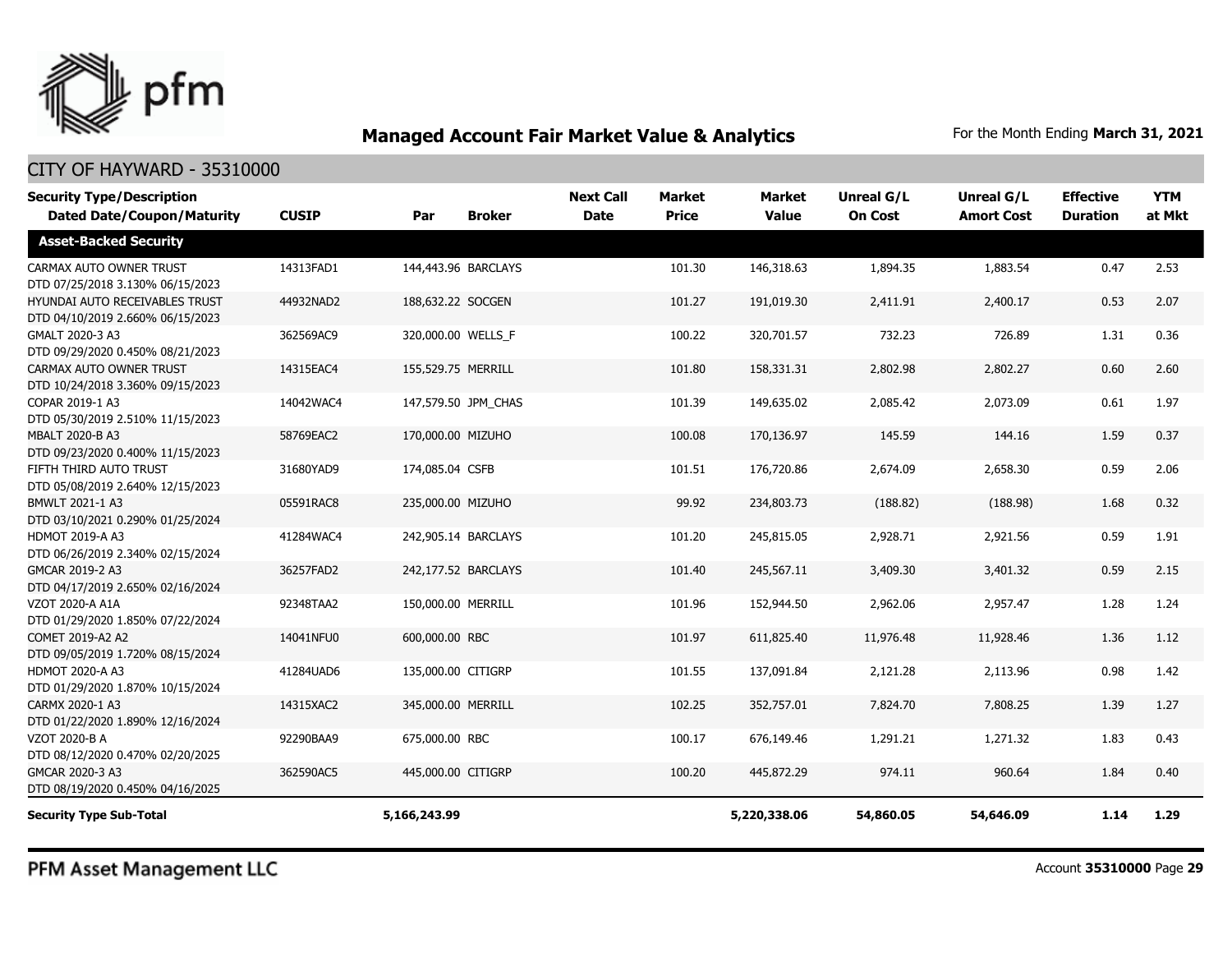## Managed Account Fair Market Value & Analytics

For the Month Ending **March 31, 2021**

CITY OF HAYWARD - 35310000

| Security Type/Description<br>Dated Date/Coupon/Maturity | CUSIP | Par | Broker | Next Call Date | Market Price | Market Value | Unreal G/L On Cost | Unreal G/L Amort Cost | Effective Duration | YTM at Mkt |
|---|---|---|---|---|---|---|---|---|---|---|
| **Asset-Backed Security** | | | | | | | | | | |
| CARMAX AUTO OWNER TRUST<br>DTD 07/25/2018 3.130% 06/15/2023 | 14313FAD1 | 144,443.96 | BARCLAYS | | 101.30 | 146,318.63 | 1,894.35 | 1,883.54 | 0.47 | 2.53 |
| HYUNDAI AUTO RECEIVABLES TRUST<br>DTD 04/10/2019 2.660% 06/15/2023 | 44932NAD2 | 188,632.22 | SOCGEN | | 101.27 | 191,019.30 | 2,411.91 | 2,400.17 | 0.53 | 2.07 |
| GMALT 2020-3 A3<br>DTD 09/29/2020 0.450% 08/21/2023 | 362569AC9 | 320,000.00 | WELLS_F | | 100.22 | 320,701.57 | 732.23 | 726.89 | 1.31 | 0.36 |
| CARMAX AUTO OWNER TRUST<br>DTD 10/24/2018 3.360% 09/15/2023 | 14315EAC4 | 155,529.75 | MERRILL | | 101.80 | 158,331.31 | 2,802.98 | 2,802.27 | 0.60 | 2.60 |
| COPAR 2019-1 A3<br>DTD 05/30/2019 2.510% 11/15/2023 | 14042WAC4 | 147,579.50 | JPM_CHAS | | 101.39 | 149,635.02 | 2,085.42 | 2,073.09 | 0.61 | 1.97 |
| MBALT 2020-B A3<br>DTD 09/23/2020 0.400% 11/15/2023 | 58769EAC2 | 170,000.00 | MIZUHO | | 100.08 | 170,136.97 | 145.59 | 144.16 | 1.59 | 0.37 |
| FIFTH THIRD AUTO TRUST<br>DTD 05/08/2019 2.640% 12/15/2023 | 31680YAD9 | 174,085.04 | CSFB | | 101.51 | 176,720.86 | 2,674.09 | 2,658.30 | 0.59 | 2.06 |
| BMWLT 2021-1 A3<br>DTD 03/10/2021 0.290% 01/25/2024 | 05591RAC8 | 235,000.00 | MIZUHO | | 99.92 | 234,803.73 | (188.82) | (188.98) | 1.68 | 0.32 |
| HDMOT 2019-A A3<br>DTD 06/26/2019 2.340% 02/15/2024 | 41284WAC4 | 242,905.14 | BARCLAYS | | 101.20 | 245,815.05 | 2,928.71 | 2,921.56 | 0.59 | 1.91 |
| GMCAR 2019-2 A3<br>DTD 04/17/2019 2.650% 02/16/2024 | 36257FAD2 | 242,177.52 | BARCLAYS | | 101.40 | 245,567.11 | 3,409.30 | 3,401.32 | 0.59 | 2.15 |
| VZOT 2020-A A1A<br>DTD 01/29/2020 1.850% 07/22/2024 | 92348TAA2 | 150,000.00 | MERRILL | | 101.96 | 152,944.50 | 2,962.06 | 2,957.47 | 1.28 | 1.24 |
| COMET 2019-A2 A2<br>DTD 09/05/2019 1.720% 08/15/2024 | 14041NFU0 | 600,000.00 | RBC | | 101.97 | 611,825.40 | 11,976.48 | 11,928.46 | 1.36 | 1.12 |
| HDMOT 2020-A A3<br>DTD 01/29/2020 1.870% 10/15/2024 | 41284UAD6 | 135,000.00 | CITIGRP | | 101.55 | 137,091.84 | 2,121.28 | 2,113.96 | 0.98 | 1.42 |
| CARMX 2020-1 A3<br>DTD 01/22/2020 1.890% 12/16/2024 | 14315XAC2 | 345,000.00 | MERRILL | | 102.25 | 352,757.01 | 7,824.70 | 7,808.25 | 1.39 | 1.27 |
| VZOT 2020-B A<br>DTD 08/12/2020 0.470% 02/20/2025 | 92290BAA9 | 675,000.00 | RBC | | 100.17 | 676,149.46 | 1,291.21 | 1,271.32 | 1.83 | 0.43 |
| GMCAR 2020-3 A3<br>DTD 08/19/2020 0.450% 04/16/2025 | 362590AC5 | 445,000.00 | CITIGRP | | 100.20 | 445,872.29 | 974.11 | 960.64 | 1.84 | 0.40 |
| **Security Type Sub-Total** | | **5,166,243.99** | | | | **5,220,338.06** | **54,860.05** | **54,646.09** | **1.14** | **1.29** |

PFM Asset Management LLC

Account **35310000** Page **29**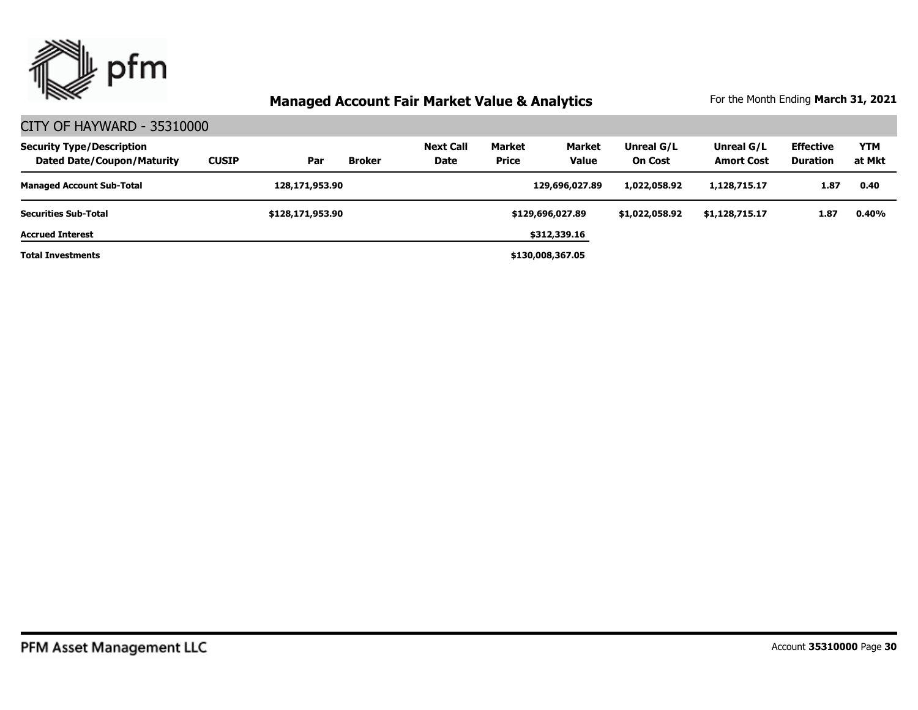## Managed Account Fair Market Value & Analytics

For the Month Ending **March 31, 2021**

### CITY OF HAYWARD - 35310000

| Security Type/Description<br>Dated Date/Coupon/Maturity | CUSIP | Par | Broker | Next Call Date | Market Price | Market Value | Unreal G/L On Cost | Unreal G/L Amort Cost | Effective Duration | YTM at Mkt |
|---|---|---|---|---|---|---|---|---|---|---|
| **Managed Account Sub-Total** | | **128,171,953.90** | | | | **129,696,027.89** | **1,022,058.92** | **1,128,715.17** | **1.87** | **0.40** |
| **Securities Sub-Total** | | **$128,171,953.90** | | | | **$129,696,027.89** | **$1,022,058.92** | **$1,128,715.17** | **1.87** | **0.40%** |
| **Accrued Interest** | | | | | | **$312,339.16** | | | | |
| **Total Investments** | | | | | | **$130,008,367.05** | | | | |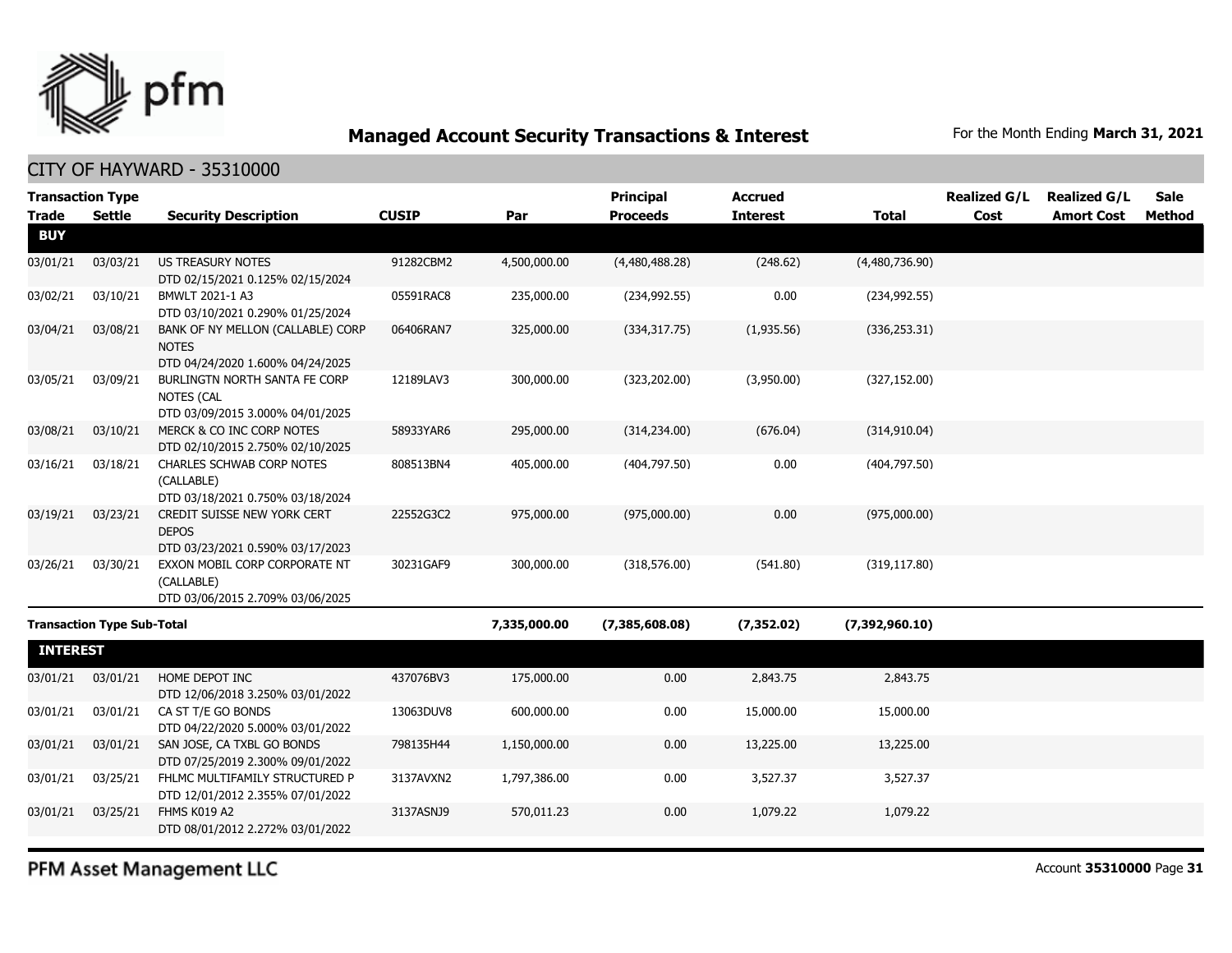# Managed Account Security Transactions & Interest

For the Month Ending **March 31, 2021**

## CITY OF HAYWARD - 35310000

| Transaction Type Trade | Settle | Security Description | CUSIP | Par | Principal Proceeds | Accrued Interest | Total | Realized G/L Cost | Realized G/L Amort Cost | Sale Method |
|---|---|---|---|---|---|---|---|---|---|---|
| **BUY** | | | | | | | | | | |
| 03/01/21 | 03/03/21 | US TREASURY NOTES DTD 02/15/2021 0.125% 02/15/2024 | 91282CBM2 | 4,500,000.00 | (4,480,488.28) | (248.62) | (4,480,736.90) | | | |
| 03/02/21 | 03/10/21 | BMWLT 2021-1 A3 DTD 03/10/2021 0.290% 01/25/2024 | 05591RAC8 | 235,000.00 | (234,992.55) | 0.00 | (234,992.55) | | | |
| 03/04/21 | 03/08/21 | BANK OF NY MELLON (CALLABLE) CORP NOTES DTD 04/24/2020 1.600% 04/24/2025 | 06406RAN7 | 325,000.00 | (334,317.75) | (1,935.56) | (336,253.31) | | | |
| 03/05/21 | 03/09/21 | BURLINGTN NORTH SANTA FE CORP NOTES (CAL DTD 03/09/2015 3.000% 04/01/2025 | 12189LAV3 | 300,000.00 | (323,202.00) | (3,950.00) | (327,152.00) | | | |
| 03/08/21 | 03/10/21 | MERCK & CO INC CORP NOTES DTD 02/10/2015 2.750% 02/10/2025 | 58933YAR6 | 295,000.00 | (314,234.00) | (676.04) | (314,910.04) | | | |
| 03/16/21 | 03/18/21 | CHARLES SCHWAB CORP NOTES (CALLABLE) DTD 03/18/2021 0.750% 03/18/2024 | 808513BN4 | 405,000.00 | (404,797.50) | 0.00 | (404,797.50) | | | |
| 03/19/21 | 03/23/21 | CREDIT SUISSE NEW YORK CERT DEPOS DTD 03/23/2021 0.590% 03/17/2023 | 22552G3C2 | 975,000.00 | (975,000.00) | 0.00 | (975,000.00) | | | |
| 03/26/21 | 03/30/21 | EXXON MOBIL CORP CORPORATE NT (CALLABLE) DTD 03/06/2015 2.709% 03/06/2025 | 30231GAF9 | 300,000.00 | (318,576.00) | (541.80) | (319,117.80) | | | |
| **Transaction Type Sub-Total** | | | | **7,335,000.00** | **(7,385,608.08)** | **(7,352.02)** | **(7,392,960.10)** | | | |
| **INTEREST** | | | | | | | | | | |
| 03/01/21 | 03/01/21 | HOME DEPOT INC DTD 12/06/2018 3.250% 03/01/2022 | 437076BV3 | 175,000.00 | 0.00 | 2,843.75 | 2,843.75 | | | |
| 03/01/21 | 03/01/21 | CA ST T/E GO BONDS DTD 04/22/2020 5.000% 03/01/2022 | 13063DUV8 | 600,000.00 | 0.00 | 15,000.00 | 15,000.00 | | | |
| 03/01/21 | 03/01/21 | SAN JOSE, CA TXBL GO BONDS DTD 07/25/2019 2.300% 09/01/2022 | 798135H44 | 1,150,000.00 | 0.00 | 13,225.00 | 13,225.00 | | | |
| 03/01/21 | 03/25/21 | FHLMC MULTIFAMILY STRUCTURED P DTD 12/01/2012 2.355% 07/01/2022 | 3137AVXN2 | 1,797,386.00 | 0.00 | 3,527.37 | 3,527.37 | | | |
| 03/01/21 | 03/25/21 | FHMS K019 A2 DTD 08/01/2012 2.272% 03/01/2022 | 3137ASNJ9 | 570,011.23 | 0.00 | 1,079.22 | 1,079.22 | | | |

PFM Asset Management LLC

Account **35310000**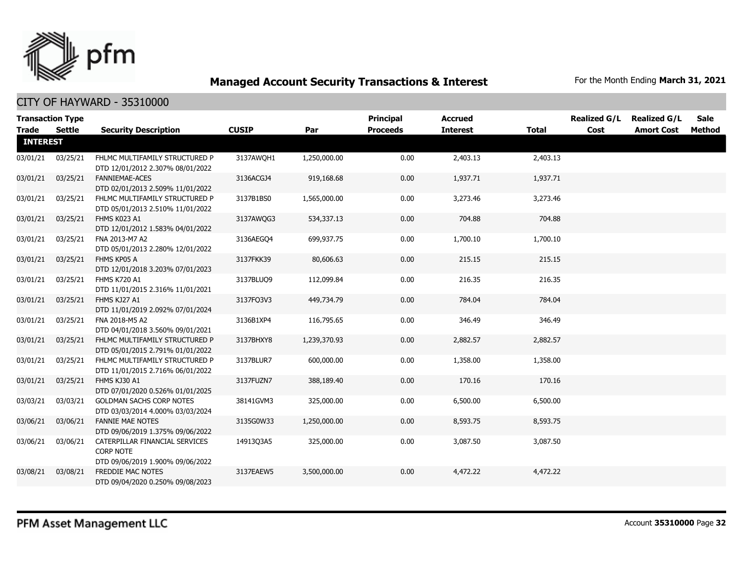# Managed Account Security Transactions & Interest

For the Month Ending **March 31, 2021**

## CITY OF HAYWARD - 35310000

| Transaction Type Trade | Settle | Security Description | CUSIP | Par | Principal Proceeds | Accrued Interest | Total | Realized G/L Cost | Realized G/L Amort Cost | Sale Method |
|---|---|---|---|---|---|---|---|---|---|---|
| **INTEREST** | | | | | | | | | | |
| 03/01/21 | 03/25/21 | FHLMC MULTIFAMILY STRUCTURED P DTD 12/01/2012 2.307% 08/01/2022 | 3137AWQH1 | 1,250,000.00 | 0.00 | 2,403.13 | 2,403.13 | | | |
| 03/01/21 | 03/25/21 | FANNIEMAE-ACES DTD 02/01/2013 2.509% 11/01/2022 | 3136ACGJ4 | 919,168.68 | 0.00 | 1,937.71 | 1,937.71 | | | |
| 03/01/21 | 03/25/21 | FHLMC MULTIFAMILY STRUCTURED P DTD 05/01/2013 2.510% 11/01/2022 | 3137B1BS0 | 1,565,000.00 | 0.00 | 3,273.46 | 3,273.46 | | | |
| 03/01/21 | 03/25/21 | FHMS K023 A1 DTD 12/01/2012 1.583% 04/01/2022 | 3137AWQG3 | 534,337.13 | 0.00 | 704.88 | 704.88 | | | |
| 03/01/21 | 03/25/21 | FNA 2013-M7 A2 DTD 05/01/2013 2.280% 12/01/2022 | 3136AEGQ4 | 699,937.75 | 0.00 | 1,700.10 | 1,700.10 | | | |
| 03/01/21 | 03/25/21 | FHMS KP05 A DTD 12/01/2018 3.203% 07/01/2023 | 3137FKK39 | 80,606.63 | 0.00 | 215.15 | 215.15 | | | |
| 03/01/21 | 03/25/21 | FHMS K720 A1 DTD 11/01/2015 2.316% 11/01/2021 | 3137BLUQ9 | 112,099.84 | 0.00 | 216.35 | 216.35 | | | |
| 03/01/21 | 03/25/21 | FHMS KJ27 A1 DTD 11/01/2019 2.092% 07/01/2024 | 3137FQ3V3 | 449,734.79 | 0.00 | 784.04 | 784.04 | | | |
| 03/01/21 | 03/25/21 | FNA 2018-M5 A2 DTD 04/01/2018 3.560% 09/01/2021 | 3136B1XP4 | 116,795.65 | 0.00 | 346.49 | 346.49 | | | |
| 03/01/21 | 03/25/21 | FHLMC MULTIFAMILY STRUCTURED P DTD 05/01/2015 2.791% 01/01/2022 | 3137BHXY8 | 1,239,370.93 | 0.00 | 2,882.57 | 2,882.57 | | | |
| 03/01/21 | 03/25/21 | FHLMC MULTIFAMILY STRUCTURED P DTD 11/01/2015 2.716% 06/01/2022 | 3137BLUR7 | 600,000.00 | 0.00 | 1,358.00 | 1,358.00 | | | |
| 03/01/21 | 03/25/21 | FHMS KJ30 A1 DTD 07/01/2020 0.526% 01/01/2025 | 3137FUZN7 | 388,189.40 | 0.00 | 170.16 | 170.16 | | | |
| 03/03/21 | 03/03/21 | GOLDMAN SACHS CORP NOTES DTD 03/03/2014 4.000% 03/03/2024 | 38141GVM3 | 325,000.00 | 0.00 | 6,500.00 | 6,500.00 | | | |
| 03/06/21 | 03/06/21 | FANNIE MAE NOTES DTD 09/06/2019 1.375% 09/06/2022 | 3135G0W33 | 1,250,000.00 | 0.00 | 8,593.75 | 8,593.75 | | | |
| 03/06/21 | 03/06/21 | CATERPILLAR FINANCIAL SERVICES CORP NOTE DTD 09/06/2019 1.900% 09/06/2022 | 14913Q3A5 | 325,000.00 | 0.00 | 3,087.50 | 3,087.50 | | | |
| 03/08/21 | 03/08/21 | FREDDIE MAC NOTES DTD 09/04/2020 0.250% 09/08/2023 | 3137EAEW5 | 3,500,000.00 | 0.00 | 4,472.22 | 4,472.22 | | | |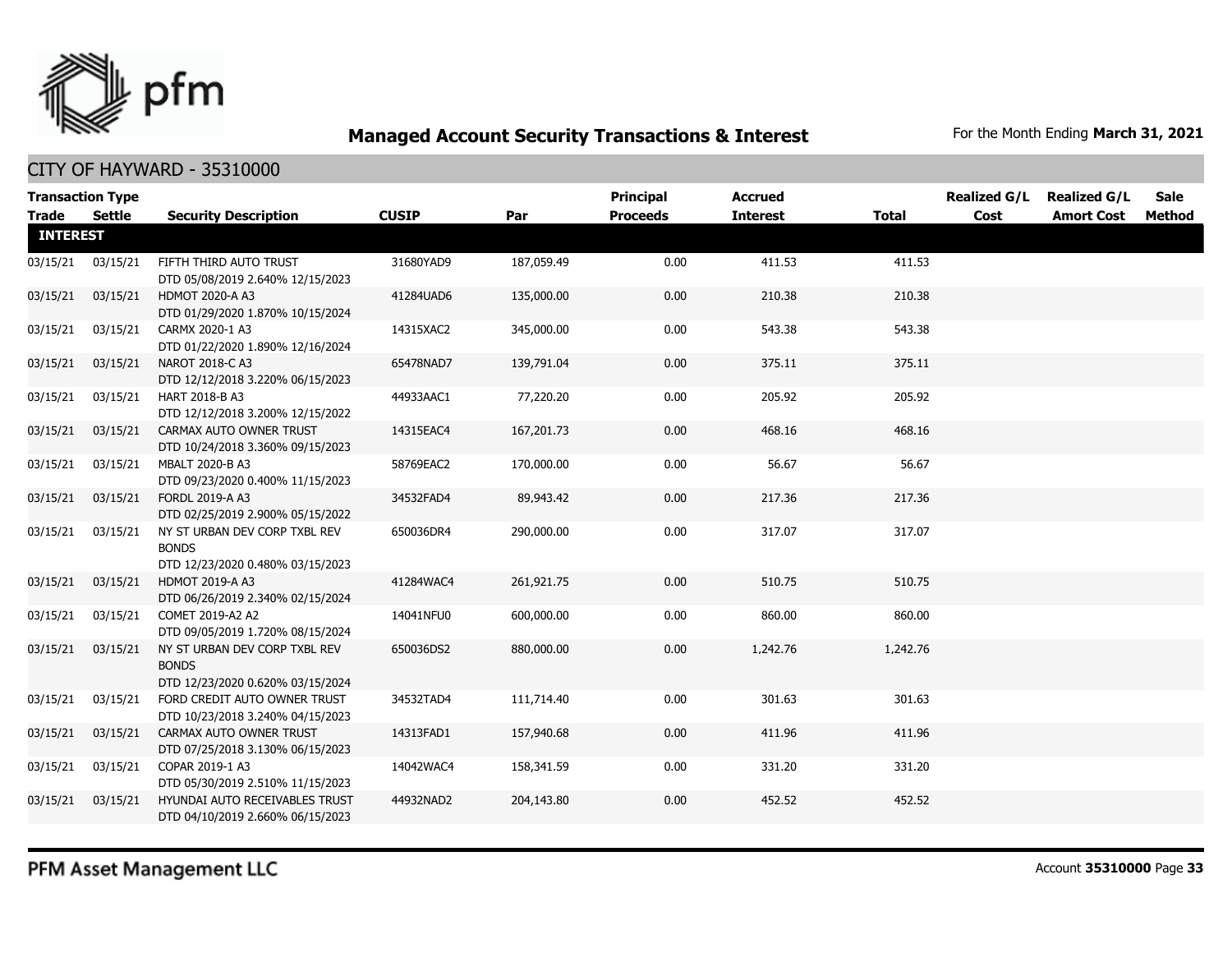# Managed Account Security Transactions & Interest

For the Month Ending **March 31, 2021**

## CITY OF HAYWARD - 35310000

| Transaction Type | | | | | Principal | Accrued | | Realized G/L | Realized G/L | Sale |
|---|---|---|---|---|---|---|---|---|---|---|
| **Trade** | **Settle** | **Security Description** | **CUSIP** | **Par** | **Proceeds** | **Interest** | **Total** | **Cost** | **Amort Cost** | **Method** |
| **INTEREST** | | | | | | | | | | |
| 03/15/21 | 03/15/21 | FIFTH THIRD AUTO TRUST DTD 05/08/2019 2.640% 12/15/2023 | 31680YAD9 | 187,059.49 | 0.00 | 411.53 | 411.53 | | | |
| 03/15/21 | 03/15/21 | HDMOT 2020-A A3 DTD 01/29/2020 1.870% 10/15/2024 | 41284UAD6 | 135,000.00 | 0.00 | 210.38 | 210.38 | | | |
| 03/15/21 | 03/15/21 | CARMX 2020-1 A3 DTD 01/22/2020 1.890% 12/16/2024 | 14315XAC2 | 345,000.00 | 0.00 | 543.38 | 543.38 | | | |
| 03/15/21 | 03/15/21 | NAROT 2018-C A3 DTD 12/12/2018 3.220% 06/15/2023 | 65478NAD7 | 139,791.04 | 0.00 | 375.11 | 375.11 | | | |
| 03/15/21 | 03/15/21 | HART 2018-B A3 DTD 12/12/2018 3.200% 12/15/2022 | 44933AAC1 | 77,220.20 | 0.00 | 205.92 | 205.92 | | | |
| 03/15/21 | 03/15/21 | CARMAX AUTO OWNER TRUST DTD 10/24/2018 3.360% 09/15/2023 | 14315EAC4 | 167,201.73 | 0.00 | 468.16 | 468.16 | | | |
| 03/15/21 | 03/15/21 | MBALT 2020-B A3 DTD 09/23/2020 0.400% 11/15/2023 | 58769EAC2 | 170,000.00 | 0.00 | 56.67 | 56.67 | | | |
| 03/15/21 | 03/15/21 | FORDL 2019-A A3 DTD 02/25/2019 2.900% 05/15/2022 | 34532FAD4 | 89,943.42 | 0.00 | 217.36 | 217.36 | | | |
| 03/15/21 | 03/15/21 | NY ST URBAN DEV CORP TXBL REV BONDS DTD 12/23/2020 0.480% 03/15/2023 | 650036DR4 | 290,000.00 | 0.00 | 317.07 | 317.07 | | | |
| 03/15/21 | 03/15/21 | HDMOT 2019-A A3 DTD 06/26/2019 2.340% 02/15/2024 | 41284WAC4 | 261,921.75 | 0.00 | 510.75 | 510.75 | | | |
| 03/15/21 | 03/15/21 | COMET 2019-A2 A2 DTD 09/05/2019 1.720% 08/15/2024 | 14041NFU0 | 600,000.00 | 0.00 | 860.00 | 860.00 | | | |
| 03/15/21 | 03/15/21 | NY ST URBAN DEV CORP TXBL REV BONDS DTD 12/23/2020 0.620% 03/15/2024 | 650036DS2 | 880,000.00 | 0.00 | 1,242.76 | 1,242.76 | | | |
| 03/15/21 | 03/15/21 | FORD CREDIT AUTO OWNER TRUST DTD 10/23/2018 3.240% 04/15/2023 | 34532TAD4 | 111,714.40 | 0.00 | 301.63 | 301.63 | | | |
| 03/15/21 | 03/15/21 | CARMAX AUTO OWNER TRUST DTD 07/25/2018 3.130% 06/15/2023 | 14313FAD1 | 157,940.68 | 0.00 | 411.96 | 411.96 | | | |
| 03/15/21 | 03/15/21 | COPAR 2019-1 A3 DTD 05/30/2019 2.510% 11/15/2023 | 14042WAC4 | 158,341.59 | 0.00 | 331.20 | 331.20 | | | |
| 03/15/21 | 03/15/21 | HYUNDAI AUTO RECEIVABLES TRUST DTD 04/10/2019 2.660% 06/15/2023 | 44932NAD2 | 204,143.80 | 0.00 | 452.52 | 452.52 | | | |

PFM Asset Management LLC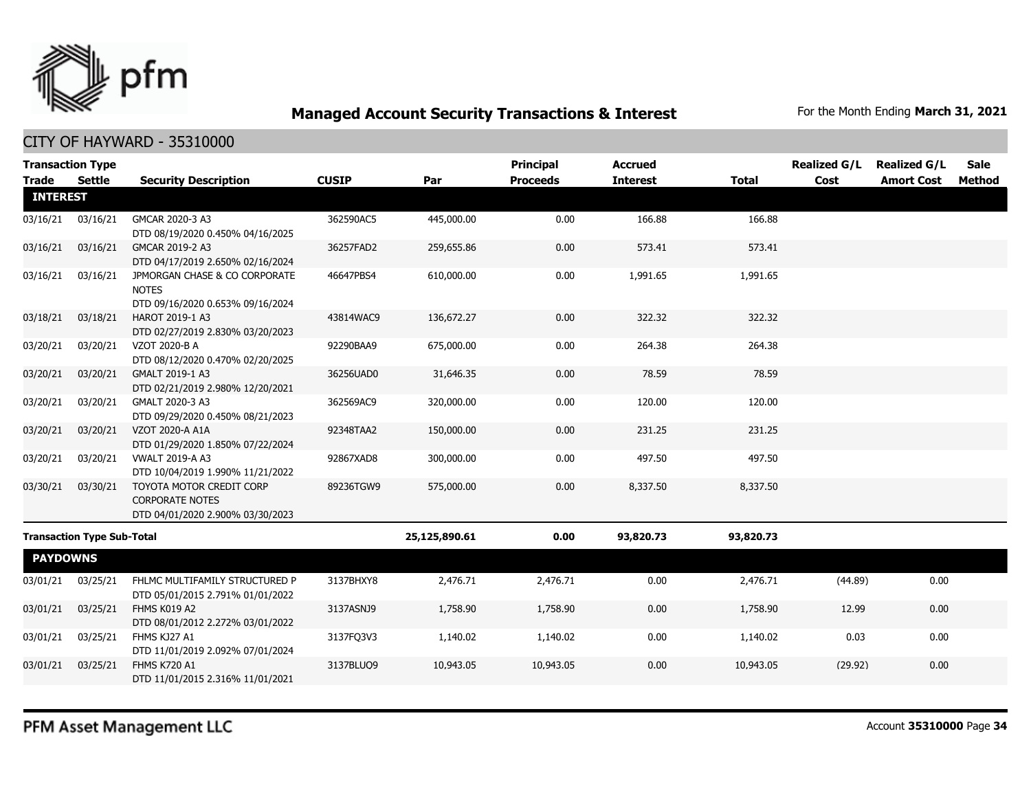## Managed Account Security Transactions & Interest

For the Month Ending **March 31, 2021**

CITY OF HAYWARD - 35310000

| Transaction Type Trade | Settle | Security Description | CUSIP | Par | Principal Proceeds | Accrued Interest | Total | Realized G/L Cost | Realized G/L Amort Cost | Sale Method |
|---|---|---|---|---|---|---|---|---|---|---|
| **INTEREST** | | | | | | | | | | |
| 03/16/21 | 03/16/21 | GMCAR 2020-3 A3 DTD 08/19/2020 0.450% 04/16/2025 | 362590AC5 | 445,000.00 | 0.00 | 166.88 | 166.88 | | | |
| 03/16/21 | 03/16/21 | GMCAR 2019-2 A3 DTD 04/17/2019 2.650% 02/16/2024 | 36257FAD2 | 259,655.86 | 0.00 | 573.41 | 573.41 | | | |
| 03/16/21 | 03/16/21 | JPMORGAN CHASE & CO CORPORATE NOTES DTD 09/16/2020 0.653% 09/16/2024 | 46647PBS4 | 610,000.00 | 0.00 | 1,991.65 | 1,991.65 | | | |
| 03/18/21 | 03/18/21 | HAROT 2019-1 A3 DTD 02/27/2019 2.830% 03/20/2023 | 43814WAC9 | 136,672.27 | 0.00 | 322.32 | 322.32 | | | |
| 03/20/21 | 03/20/21 | VZOT 2020-B A DTD 08/12/2020 0.470% 02/20/2025 | 92290BAA9 | 675,000.00 | 0.00 | 264.38 | 264.38 | | | |
| 03/20/21 | 03/20/21 | GMALT 2019-1 A3 DTD 02/21/2019 2.980% 12/20/2021 | 36256UAD0 | 31,646.35 | 0.00 | 78.59 | 78.59 | | | |
| 03/20/21 | 03/20/21 | GMALT 2020-3 A3 DTD 09/29/2020 0.450% 08/21/2023 | 362569AC9 | 320,000.00 | 0.00 | 120.00 | 120.00 | | | |
| 03/20/21 | 03/20/21 | VZOT 2020-A A1A DTD 01/29/2020 1.850% 07/22/2024 | 92348TAA2 | 150,000.00 | 0.00 | 231.25 | 231.25 | | | |
| 03/20/21 | 03/20/21 | VWALT 2019-A A3 DTD 10/04/2019 1.990% 11/21/2022 | 92867XAD8 | 300,000.00 | 0.00 | 497.50 | 497.50 | | | |
| 03/30/21 | 03/30/21 | TOYOTA MOTOR CREDIT CORP CORPORATE NOTES DTD 04/01/2020 2.900% 03/30/2023 | 89236TGW9 | 575,000.00 | 0.00 | 8,337.50 | 8,337.50 | | | |
| **Transaction Type Sub-Total** | | | | **25,125,890.61** | **0.00** | **93,820.73** | **93,820.73** | | | |
| **PAYDOWNS** | | | | | | | | | | |
| 03/01/21 | 03/25/21 | FHLMC MULTIFAMILY STRUCTURED P DTD 05/01/2015 2.791% 01/01/2022 | 3137BHXY8 | 2,476.71 | 2,476.71 | 0.00 | 2,476.71 | (44.89) | 0.00 | |
| 03/01/21 | 03/25/21 | FHMS K019 A2 DTD 08/01/2012 2.272% 03/01/2022 | 3137ASNJ9 | 1,758.90 | 1,758.90 | 0.00 | 1,758.90 | 12.99 | 0.00 | |
| 03/01/21 | 03/25/21 | FHMS KJ27 A1 DTD 11/01/2019 2.092% 07/01/2024 | 3137FQ3V3 | 1,140.02 | 1,140.02 | 0.00 | 1,140.02 | 0.03 | 0.00 | |
| 03/01/21 | 03/25/21 | FHMS K720 A1 DTD 11/01/2015 2.316% 11/01/2021 | 3137BLUQ9 | 10,943.05 | 10,943.05 | 0.00 | 10,943.05 | (29.92) | 0.00 | |

PFM Asset Management LLC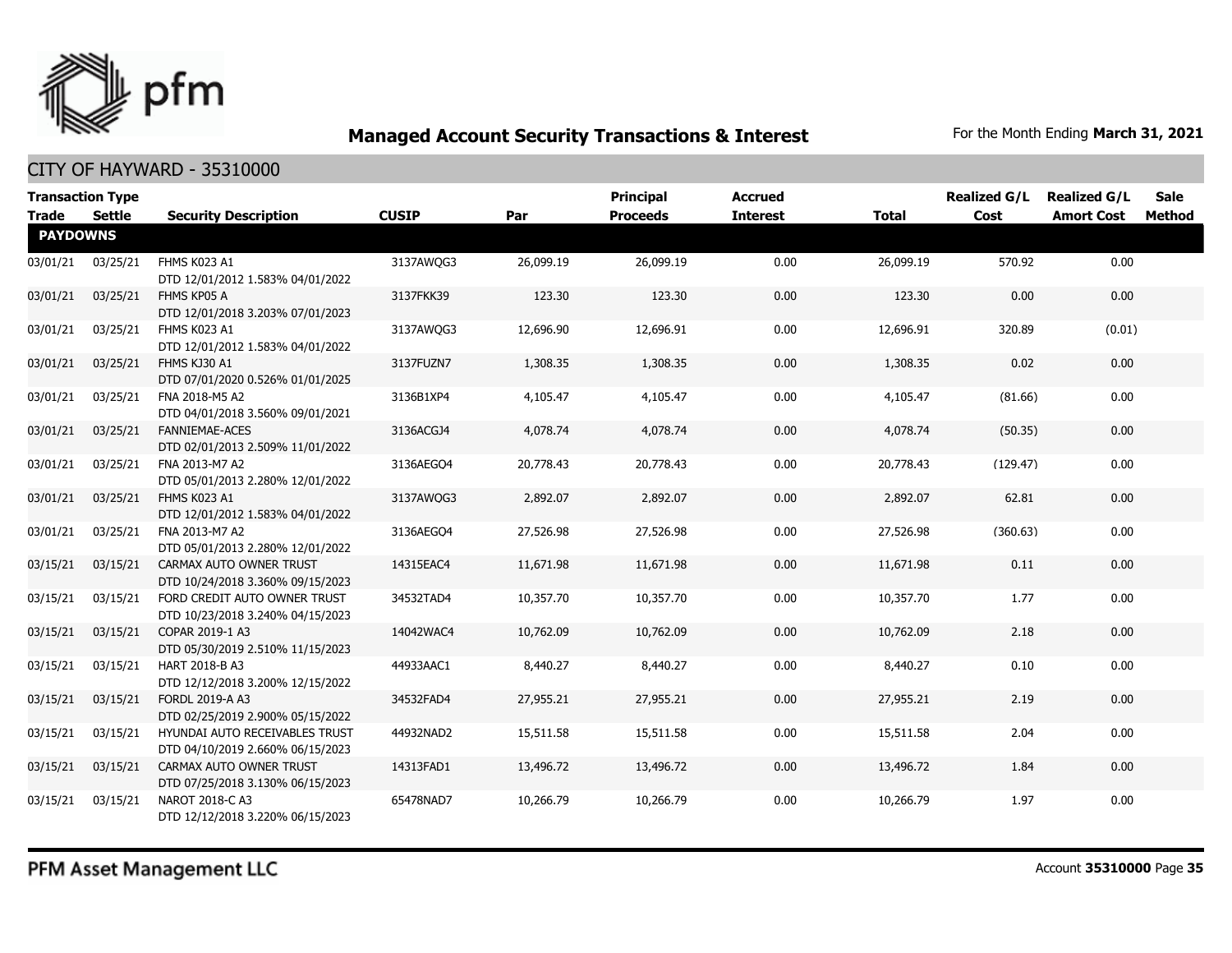# Managed Account Security Transactions & Interest

For the Month Ending **March 31, 2021**

## CITY OF HAYWARD - 35310000

| Transaction Type | | | | | Principal | Accrued | | Realized G/L | Realized G/L | Sale |
|---|---|---|---|---|---|---|---|---|---|---|
| **Trade** | **Settle** | **Security Description** | **CUSIP** | **Par** | **Proceeds** | **Interest** | **Total** | **Cost** | **Amort Cost** | **Method** |
| **PAYDOWNS** | | | | | | | | | | |
| 03/01/21 | 03/25/21 | FHMS K023 A1 DTD 12/01/2012 1.583% 04/01/2022 | 3137AWQG3 | 26,099.19 | 26,099.19 | 0.00 | 26,099.19 | 570.92 | 0.00 | |
| 03/01/21 | 03/25/21 | FHMS KP05 A DTD 12/01/2018 3.203% 07/01/2023 | 3137FKK39 | 123.30 | 123.30 | 0.00 | 123.30 | 0.00 | 0.00 | |
| 03/01/21 | 03/25/21 | FHMS K023 A1 DTD 12/01/2012 1.583% 04/01/2022 | 3137AWQG3 | 12,696.90 | 12,696.91 | 0.00 | 12,696.91 | 320.89 | (0.01) | |
| 03/01/21 | 03/25/21 | FHMS KJ30 A1 DTD 07/01/2020 0.526% 01/01/2025 | 3137FUZN7 | 1,308.35 | 1,308.35 | 0.00 | 1,308.35 | 0.02 | 0.00 | |
| 03/01/21 | 03/25/21 | FNA 2018-M5 A2 DTD 04/01/2018 3.560% 09/01/2021 | 3136B1XP4 | 4,105.47 | 4,105.47 | 0.00 | 4,105.47 | (81.66) | 0.00 | |
| 03/01/21 | 03/25/21 | FANNIEMAE-ACES DTD 02/01/2013 2.509% 11/01/2022 | 3136ACGJ4 | 4,078.74 | 4,078.74 | 0.00 | 4,078.74 | (50.35) | 0.00 | |
| 03/01/21 | 03/25/21 | FNA 2013-M7 A2 DTD 05/01/2013 2.280% 12/01/2022 | 3136AEGO4 | 20,778.43 | 20,778.43 | 0.00 | 20,778.43 | (129.47) | 0.00 | |
| 03/01/21 | 03/25/21 | FHMS K023 A1 DTD 12/01/2012 1.583% 04/01/2022 | 3137AWQG3 | 2,892.07 | 2,892.07 | 0.00 | 2,892.07 | 62.81 | 0.00 | |
| 03/01/21 | 03/25/21 | FNA 2013-M7 A2 DTD 05/01/2013 2.280% 12/01/2022 | 3136AEGO4 | 27,526.98 | 27,526.98 | 0.00 | 27,526.98 | (360.63) | 0.00 | |
| 03/15/21 | 03/15/21 | CARMAX AUTO OWNER TRUST DTD 10/24/2018 3.360% 09/15/2023 | 14315EAC4 | 11,671.98 | 11,671.98 | 0.00 | 11,671.98 | 0.11 | 0.00 | |
| 03/15/21 | 03/15/21 | FORD CREDIT AUTO OWNER TRUST DTD 10/23/2018 3.240% 04/15/2023 | 34532TAD4 | 10,357.70 | 10,357.70 | 0.00 | 10,357.70 | 1.77 | 0.00 | |
| 03/15/21 | 03/15/21 | COPAR 2019-1 A3 DTD 05/30/2019 2.510% 11/15/2023 | 14042WAC4 | 10,762.09 | 10,762.09 | 0.00 | 10,762.09 | 2.18 | 0.00 | |
| 03/15/21 | 03/15/21 | HART 2018-B A3 DTD 12/12/2018 3.200% 12/15/2022 | 44933AAC1 | 8,440.27 | 8,440.27 | 0.00 | 8,440.27 | 0.10 | 0.00 | |
| 03/15/21 | 03/15/21 | FORDL 2019-A A3 DTD 02/25/2019 2.900% 05/15/2022 | 34532FAD4 | 27,955.21 | 27,955.21 | 0.00 | 27,955.21 | 2.19 | 0.00 | |
| 03/15/21 | 03/15/21 | HYUNDAI AUTO RECEIVABLES TRUST DTD 04/10/2019 2.660% 06/15/2023 | 44932NAD2 | 15,511.58 | 15,511.58 | 0.00 | 15,511.58 | 2.04 | 0.00 | |
| 03/15/21 | 03/15/21 | CARMAX AUTO OWNER TRUST DTD 07/25/2018 3.130% 06/15/2023 | 14313FAD1 | 13,496.72 | 13,496.72 | 0.00 | 13,496.72 | 1.84 | 0.00 | |
| 03/15/21 | 03/15/21 | NAROT 2018-C A3 DTD 12/12/2018 3.220% 06/15/2023 | 65478NAD7 | 10,266.79 | 10,266.79 | 0.00 | 10,266.79 | 1.97 | 0.00 | |

PFM Asset Management LLC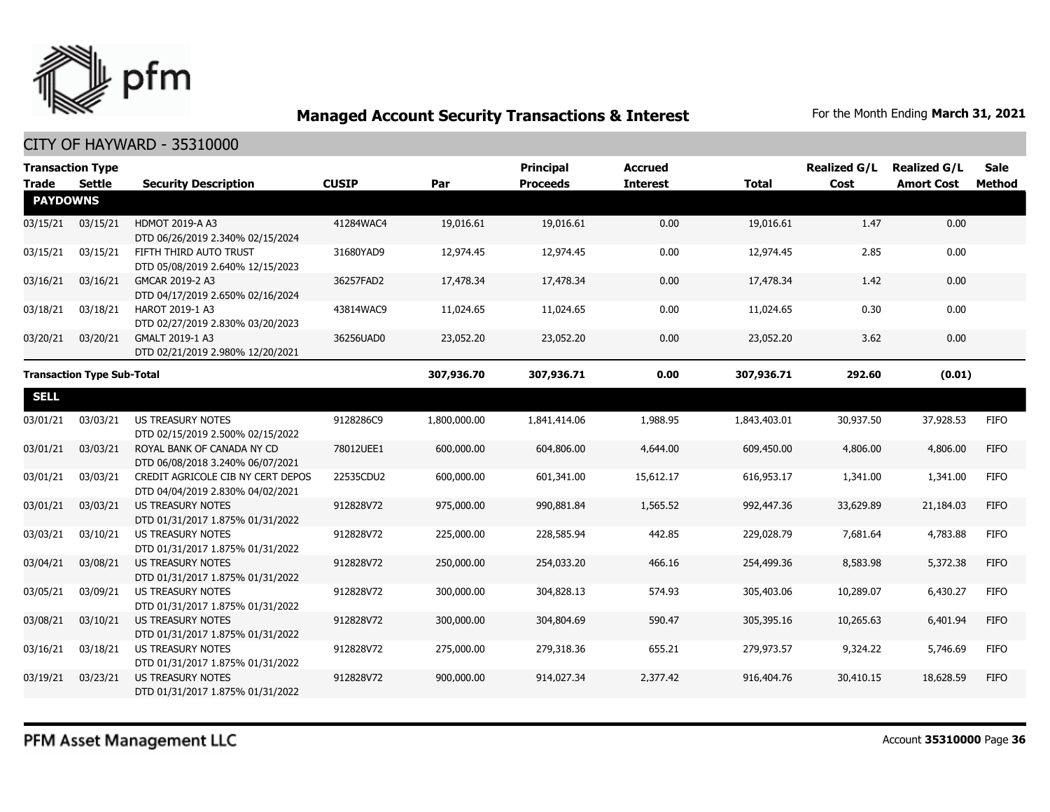## Managed Account Security Transactions & Interest

For the Month Ending **March 31, 2021**

CITY OF HAYWARD - 35310000

| Transaction Type Trade | Settle | Security Description | CUSIP | Par | Principal Proceeds | Accrued Interest | Total | Realized G/L Cost | Realized G/L Amort Cost | Sale Method |
|---|---|---|---|---|---|---|---|---|---|---|
| **PAYDOWNS** | | | | | | | | | | |
| 03/15/21 | 03/15/21 | HDMOT 2019-A A3 DTD 06/26/2019 2.340% 02/15/2024 | 41284WAC4 | 19,016.61 | 19,016.61 | 0.00 | 19,016.61 | 1.47 | 0.00 | |
| 03/15/21 | 03/15/21 | FIFTH THIRD AUTO TRUST DTD 05/08/2019 2.640% 12/15/2023 | 31680YAD9 | 12,974.45 | 12,974.45 | 0.00 | 12,974.45 | 2.85 | 0.00 | |
| 03/16/21 | 03/16/21 | GMCAR 2019-2 A3 DTD 04/17/2019 2.650% 02/16/2024 | 36257FAD2 | 17,478.34 | 17,478.34 | 0.00 | 17,478.34 | 1.42 | 0.00 | |
| 03/18/21 | 03/18/21 | HAROT 2019-1 A3 DTD 02/27/2019 2.830% 03/20/2023 | 43814WAC9 | 11,024.65 | 11,024.65 | 0.00 | 11,024.65 | 0.30 | 0.00 | |
| 03/20/21 | 03/20/21 | GMALT 2019-1 A3 DTD 02/21/2019 2.980% 12/20/2021 | 36256UAD0 | 23,052.20 | 23,052.20 | 0.00 | 23,052.20 | 3.62 | 0.00 | |
| **Transaction Type Sub-Total** | | | | **307,936.70** | **307,936.71** | **0.00** | **307,936.71** | **292.60** | **(0.01)** | |
| **SELL** | | | | | | | | | | |
| 03/01/21 | 03/03/21 | US TREASURY NOTES DTD 02/15/2019 2.500% 02/15/2022 | 9128286C9 | 1,800,000.00 | 1,841,414.06 | 1,988.95 | 1,843,403.01 | 30,937.50 | 37,928.53 | FIFO |
| 03/01/21 | 03/03/21 | ROYAL BANK OF CANADA NY CD DTD 06/08/2018 3.240% 06/07/2021 | 78012UEE1 | 600,000.00 | 604,806.00 | 4,644.00 | 609,450.00 | 4,806.00 | 4,806.00 | FIFO |
| 03/01/21 | 03/03/21 | CREDIT AGRICOLE CIB NY CERT DEPOS DTD 04/04/2019 2.830% 04/02/2021 | 22535CDU2 | 600,000.00 | 601,341.00 | 15,612.17 | 616,953.17 | 1,341.00 | 1,341.00 | FIFO |
| 03/01/21 | 03/03/21 | US TREASURY NOTES DTD 01/31/2017 1.875% 01/31/2022 | 912828V72 | 975,000.00 | 990,881.84 | 1,565.52 | 992,447.36 | 33,629.89 | 21,184.03 | FIFO |
| 03/03/21 | 03/10/21 | US TREASURY NOTES DTD 01/31/2017 1.875% 01/31/2022 | 912828V72 | 225,000.00 | 228,585.94 | 442.85 | 229,028.79 | 7,681.64 | 4,783.88 | FIFO |
| 03/04/21 | 03/08/21 | US TREASURY NOTES DTD 01/31/2017 1.875% 01/31/2022 | 912828V72 | 250,000.00 | 254,033.20 | 466.16 | 254,499.36 | 8,583.98 | 5,372.38 | FIFO |
| 03/05/21 | 03/09/21 | US TREASURY NOTES DTD 01/31/2017 1.875% 01/31/2022 | 912828V72 | 300,000.00 | 304,828.13 | 574.93 | 305,403.06 | 10,289.07 | 6,430.27 | FIFO |
| 03/08/21 | 03/10/21 | US TREASURY NOTES DTD 01/31/2017 1.875% 01/31/2022 | 912828V72 | 300,000.00 | 304,804.69 | 590.47 | 305,395.16 | 10,265.63 | 6,401.94 | FIFO |
| 03/16/21 | 03/18/21 | US TREASURY NOTES DTD 01/31/2017 1.875% 01/31/2022 | 912828V72 | 275,000.00 | 279,318.36 | 655.21 | 279,973.57 | 9,324.22 | 5,746.69 | FIFO |
| 03/19/21 | 03/23/21 | US TREASURY NOTES DTD 01/31/2017 1.875% 01/31/2022 | 912828V72 | 900,000.00 | 914,027.34 | 2,377.42 | 916,404.76 | 30,410.15 | 18,628.59 | FIFO |

PFM Asset Management LLC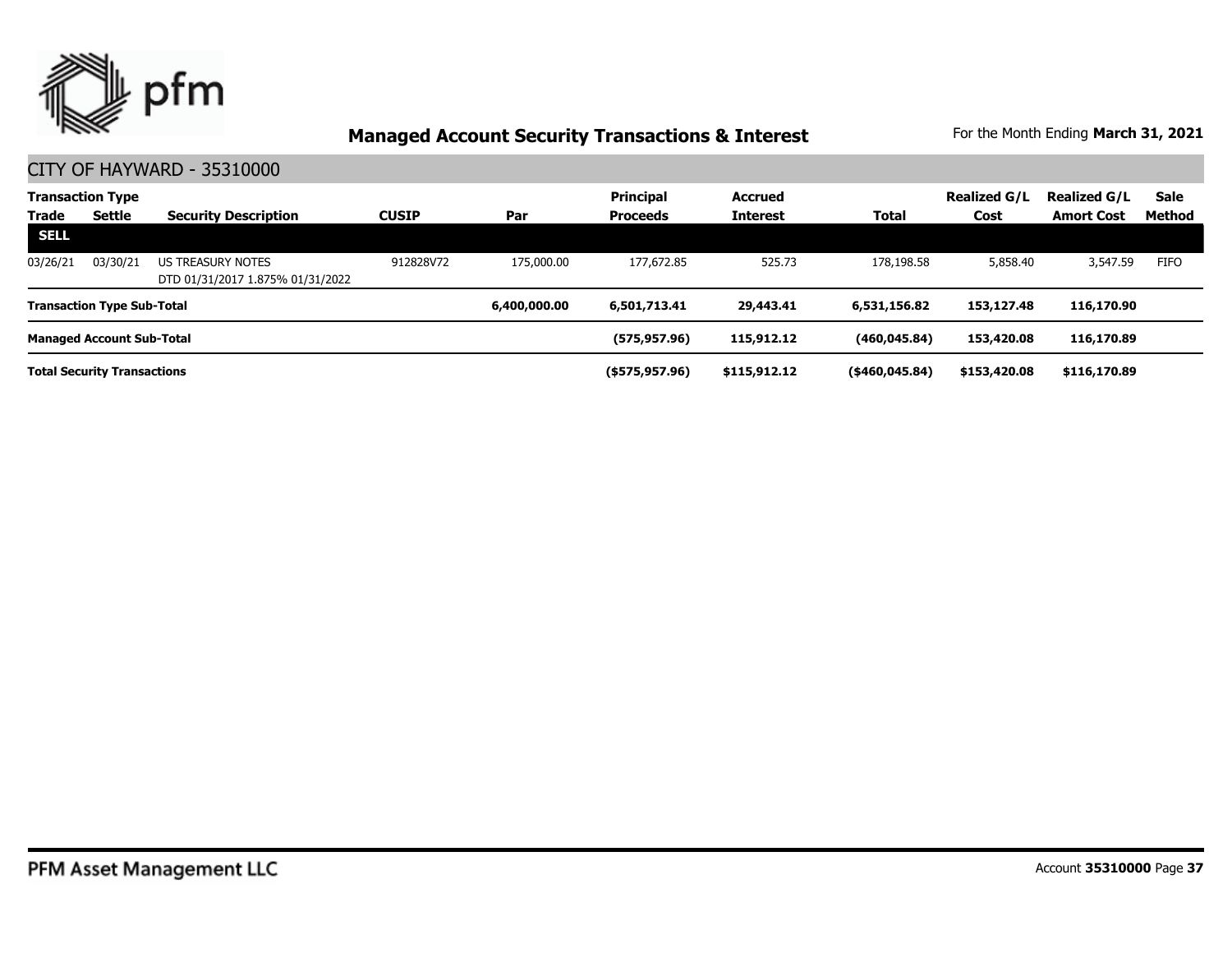## Managed Account Security Transactions & Interest

For the Month Ending **March 31, 2021**

### CITY OF HAYWARD - 35310000

| Transaction Type Trade | Settle | Security Description | CUSIP | Par | Principal Proceeds | Accrued Interest | Total | Realized G/L Cost | Realized G/L Amort Cost | Sale Method |
|---|---|---|---|---|---|---|---|---|---|---|
| **SELL** | | | | | | | | | | |
| 03/26/21 | 03/30/21 | US TREASURY NOTES DTD 01/31/2017 1.875% 01/31/2022 | 912828V72 | 175,000.00 | 177,672.85 | 525.73 | 178,198.58 | 5,858.40 | 3,547.59 | FIFO |
| **Transaction Type Sub-Total** | | | | **6,400,000.00** | **6,501,713.41** | **29,443.41** | **6,531,156.82** | **153,127.48** | **116,170.90** | |
| **Managed Account Sub-Total** | | | | | **(575,957.96)** | **115,912.12** | **(460,045.84)** | **153,420.08** | **116,170.89** | |
| **Total Security Transactions** | | | | | **($575,957.96)** | **$115,912.12** | **($460,045.84)** | **$153,420.08** | **$116,170.89** | |